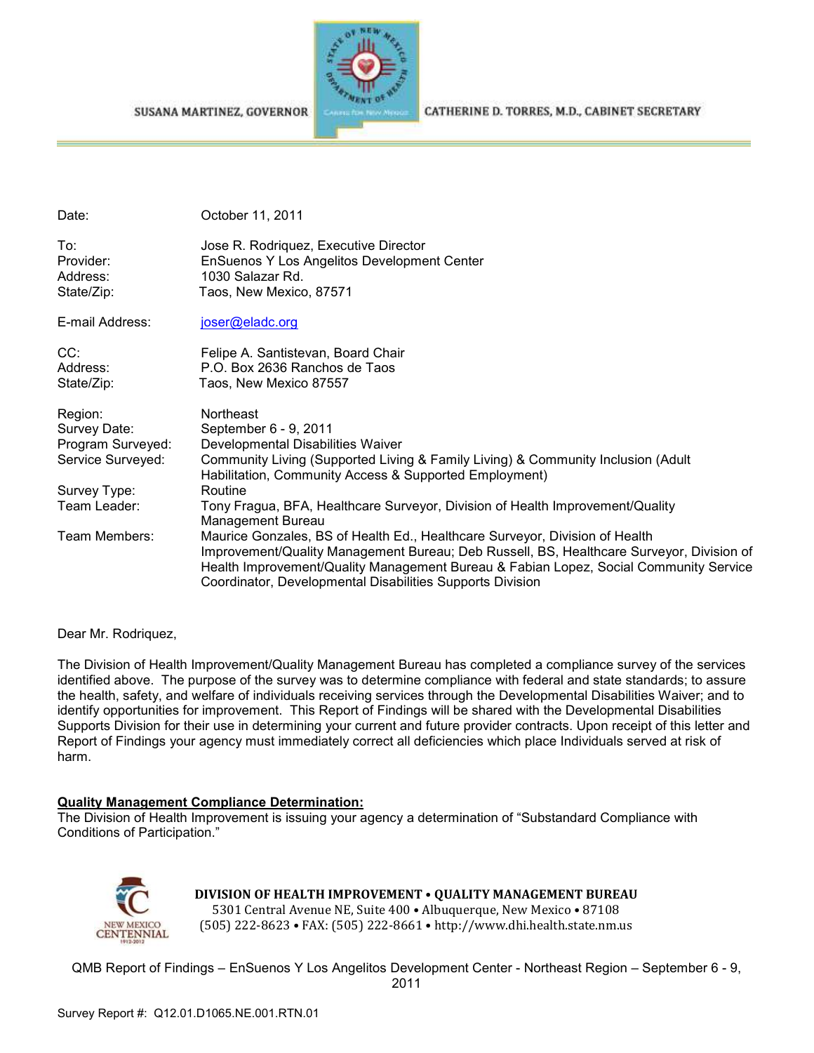SUSANA MARTINEZ, GOVERNOR CATHERINE D. TORRES, M.D., CABINET SECRETARY

| | |
|---|---|
| Date: | October 11, 2011 |
| To: | Jose R. Rodriquez, Executive Director |
| Provider: | EnSuenos Y Los Angelitos Development Center |
| Address: | 1030 Salazar Rd. |
| State/Zip: | Taos, New Mexico, 87571 |
| E-mail Address: | joser@eladc.org |
| CC: | Felipe A. Santistevan, Board Chair |
| Address: | P.O. Box 2636 Ranchos de Taos |
| State/Zip: | Taos, New Mexico 87557 |
| Region: | Northeast |
| Survey Date: | September 6 - 9, 2011 |
| Program Surveyed: | Developmental Disabilities Waiver |
| Service Surveyed: | Community Living (Supported Living & Family Living) & Community Inclusion (Adult Habilitation, Community Access & Supported Employment) |
| Survey Type: | Routine |
| Team Leader: | Tony Fragua, BFA, Healthcare Surveyor, Division of Health Improvement/Quality Management Bureau |
| Team Members: | Maurice Gonzales, BS of Health Ed., Healthcare Surveyor, Division of Health Improvement/Quality Management Bureau; Deb Russell, BS, Healthcare Surveyor, Division of Health Improvement/Quality Management Bureau & Fabian Lopez, Social Community Service Coordinator, Developmental Disabilities Supports Division |

Dear Mr. Rodriquez,

The Division of Health Improvement/Quality Management Bureau has completed a compliance survey of the services identified above. The purpose of the survey was to determine compliance with federal and state standards; to assure the health, safety, and welfare of individuals receiving services through the Developmental Disabilities Waiver; and to identify opportunities for improvement. This Report of Findings will be shared with the Developmental Disabilities Supports Division for their use in determining your current and future provider contracts. Upon receipt of this letter and Report of Findings your agency must immediately correct all deficiencies which place Individuals served at risk of harm.

**Quality Management Compliance Determination:**

The Division of Health Improvement is issuing your agency a determination of "Substandard Compliance with Conditions of Participation."

**DIVISION OF HEALTH IMPROVEMENT • QUALITY MANAGEMENT BUREAU**
5301 Central Avenue NE, Suite 400 • Albuquerque, New Mexico • 87108
(505) 222-8623 • FAX: (505) 222-8661 • http://www.dhi.health.state.nm.us

Survey Report #: Q12.01.D1065.NE.001.RTN.01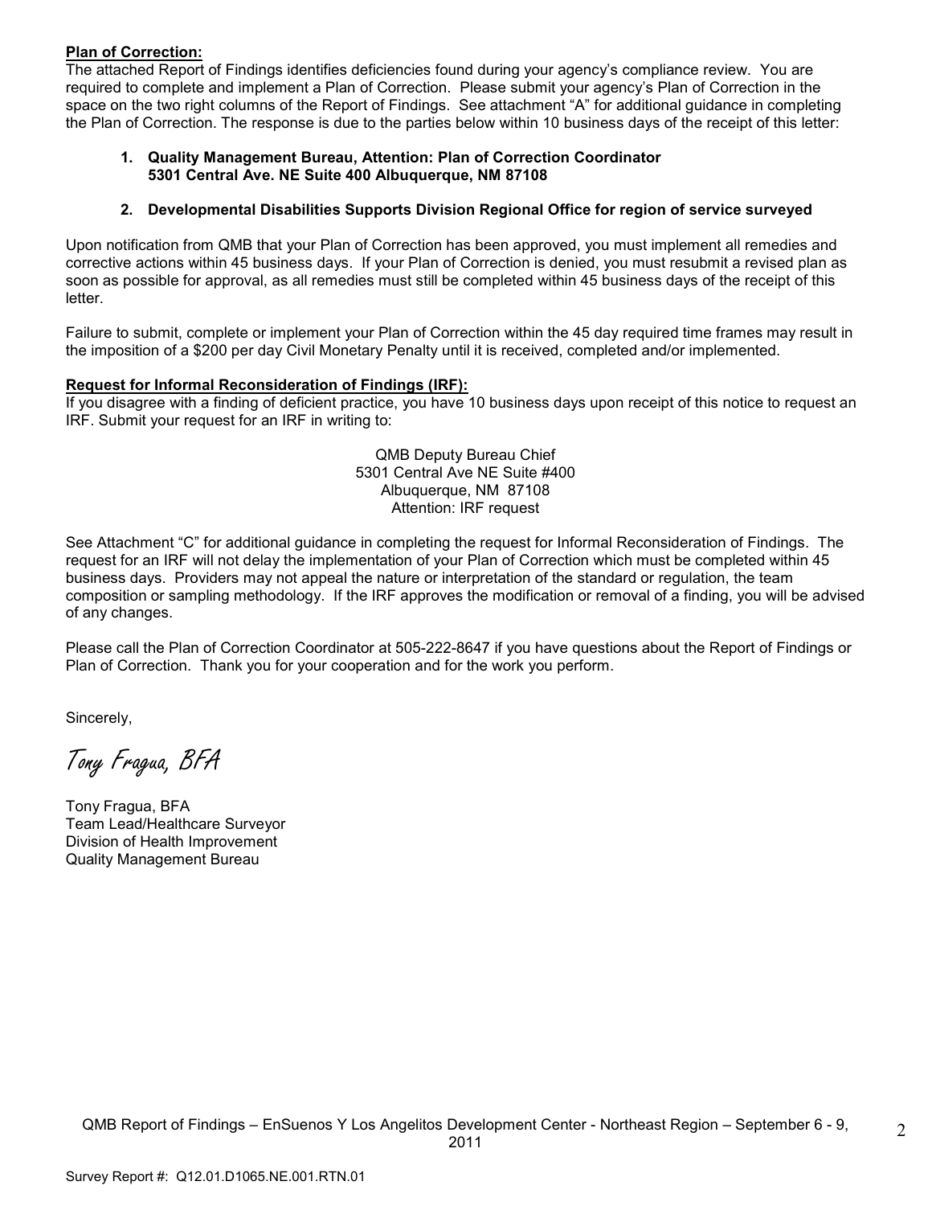**Plan of Correction:**
The attached Report of Findings identifies deficiencies found during your agency's compliance review. You are required to complete and implement a Plan of Correction. Please submit your agency's Plan of Correction in the space on the two right columns of the Report of Findings. See attachment "A" for additional guidance in completing the Plan of Correction. The response is due to the parties below within 10 business days of the receipt of this letter:

1. **Quality Management Bureau, Attention: Plan of Correction Coordinator 5301 Central Ave. NE Suite 400 Albuquerque, NM 87108**

2. **Developmental Disabilities Supports Division Regional Office for region of service surveyed**

Upon notification from QMB that your Plan of Correction has been approved, you must implement all remedies and corrective actions within 45 business days. If your Plan of Correction is denied, you must resubmit a revised plan as soon as possible for approval, as all remedies must still be completed within 45 business days of the receipt of this letter.

Failure to submit, complete or implement your Plan of Correction within the 45 day required time frames may result in the imposition of a $200 per day Civil Monetary Penalty until it is received, completed and/or implemented.

**Request for Informal Reconsideration of Findings (IRF):**
If you disagree with a finding of deficient practice, you have 10 business days upon receipt of this notice to request an IRF. Submit your request for an IRF in writing to:

QMB Deputy Bureau Chief
5301 Central Ave NE Suite #400
Albuquerque, NM 87108
Attention: IRF request

See Attachment "C" for additional guidance in completing the request for Informal Reconsideration of Findings. The request for an IRF will not delay the implementation of your Plan of Correction which must be completed within 45 business days. Providers may not appeal the nature or interpretation of the standard or regulation, the team composition or sampling methodology. If the IRF approves the modification or removal of a finding, you will be advised of any changes.

Please call the Plan of Correction Coordinator at 505-222-8647 if you have questions about the Report of Findings or Plan of Correction. Thank you for your cooperation and for the work you perform.

Sincerely,

*Tony Fragua, BFA*

Tony Fragua, BFA
Team Lead/Healthcare Surveyor
Division of Health Improvement
Quality Management Bureau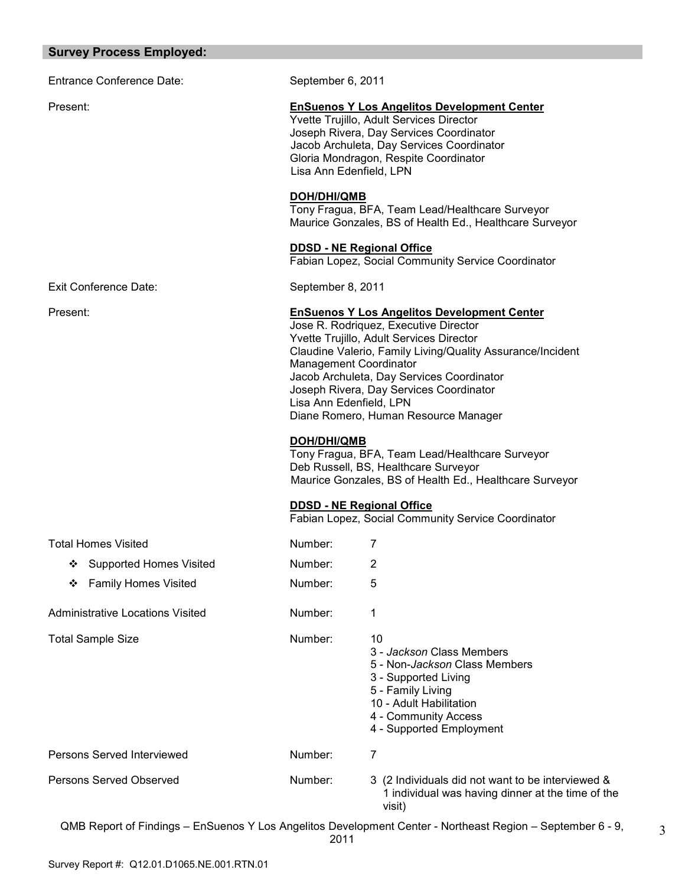## Survey Process Employed:

Entrance Conference Date: September 6, 2011

Present:

**EnSuenos Y Los Angelitos Development Center**
Yvette Trujillo, Adult Services Director
Joseph Rivera, Day Services Coordinator
Jacob Archuleta, Day Services Coordinator
Gloria Mondragon, Respite Coordinator
Lisa Ann Edenfield, LPN

**DOH/DHI/QMB**
Tony Fragua, BFA, Team Lead/Healthcare Surveyor
Maurice Gonzales, BS of Health Ed., Healthcare Surveyor

**DDSD - NE Regional Office**
Fabian Lopez, Social Community Service Coordinator

Exit Conference Date: September 8, 2011

Present:

**EnSuenos Y Los Angelitos Development Center**
Jose R. Rodriquez, Executive Director
Yvette Trujillo, Adult Services Director
Claudine Valerio, Family Living/Quality Assurance/Incident Management Coordinator
Jacob Archuleta, Day Services Coordinator
Joseph Rivera, Day Services Coordinator
Lisa Ann Edenfield, LPN
Diane Romero, Human Resource Manager

**DOH/DHI/QMB**
Tony Fragua, BFA, Team Lead/Healthcare Surveyor
Deb Russell, BS, Healthcare Surveyor
Maurice Gonzales, BS of Health Ed., Healthcare Surveyor

**DDSD - NE Regional Office**
Fabian Lopez, Social Community Service Coordinator

Total Homes Visited — Number: 7
- Supported Homes Visited — Number: 2
- Family Homes Visited — Number: 5

Administrative Locations Visited — Number: 1

Total Sample Size — Number: 10
- 3 - *Jackson* Class Members
- 5 - Non-*Jackson* Class Members
- 3 - Supported Living
- 5 - Family Living
- 10 - Adult Habilitation
- 4 - Community Access
- 4 - Supported Employment

Persons Served Interviewed — Number: 7

Persons Served Observed — Number: 3 (2 Individuals did not want to be interviewed & 1 individual was having dinner at the time of the visit)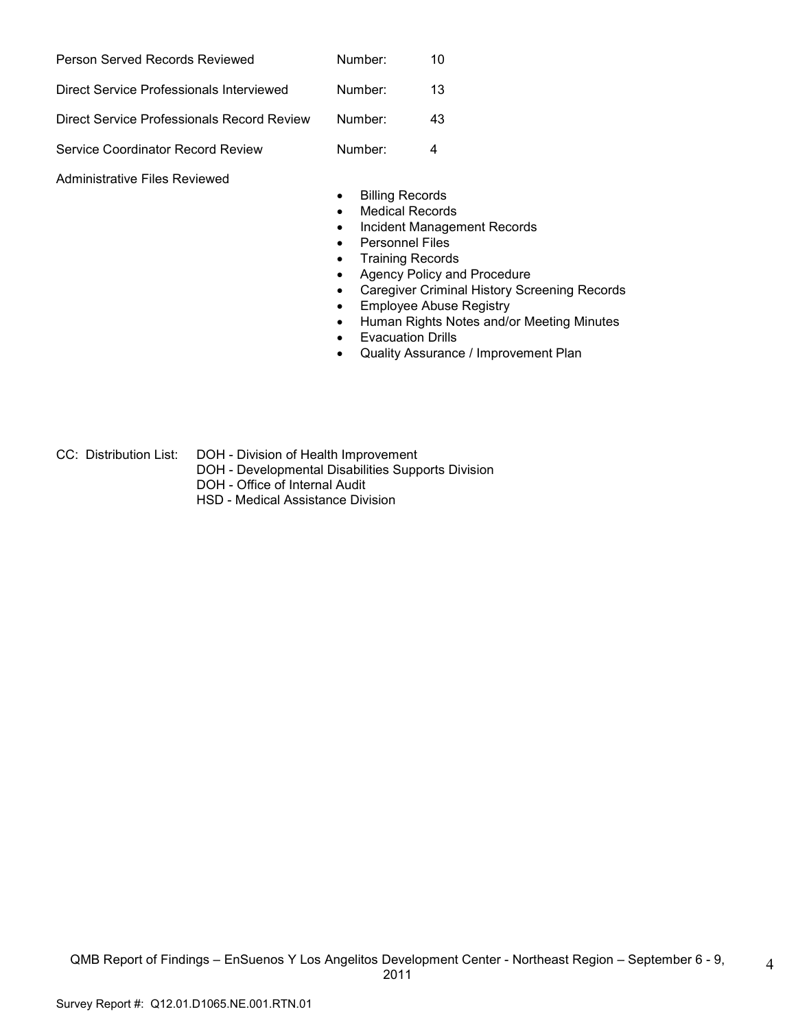| | | |
|---|---|---|
| Person Served Records Reviewed | Number: | 10 |
| Direct Service Professionals Interviewed | Number: | 13 |
| Direct Service Professionals Record Review | Number: | 43 |
| Service Coordinator Record Review | Number: | 4 |

Administrative Files Reviewed

- Billing Records
- Medical Records
- Incident Management Records
- Personnel Files
- Training Records
- Agency Policy and Procedure
- Caregiver Criminal History Screening Records
- Employee Abuse Registry
- Human Rights Notes and/or Meeting Minutes
- Evacuation Drills
- Quality Assurance / Improvement Plan

CC: Distribution List: DOH - Division of Health Improvement
DOH - Developmental Disabilities Supports Division
DOH - Office of Internal Audit
HSD - Medical Assistance Division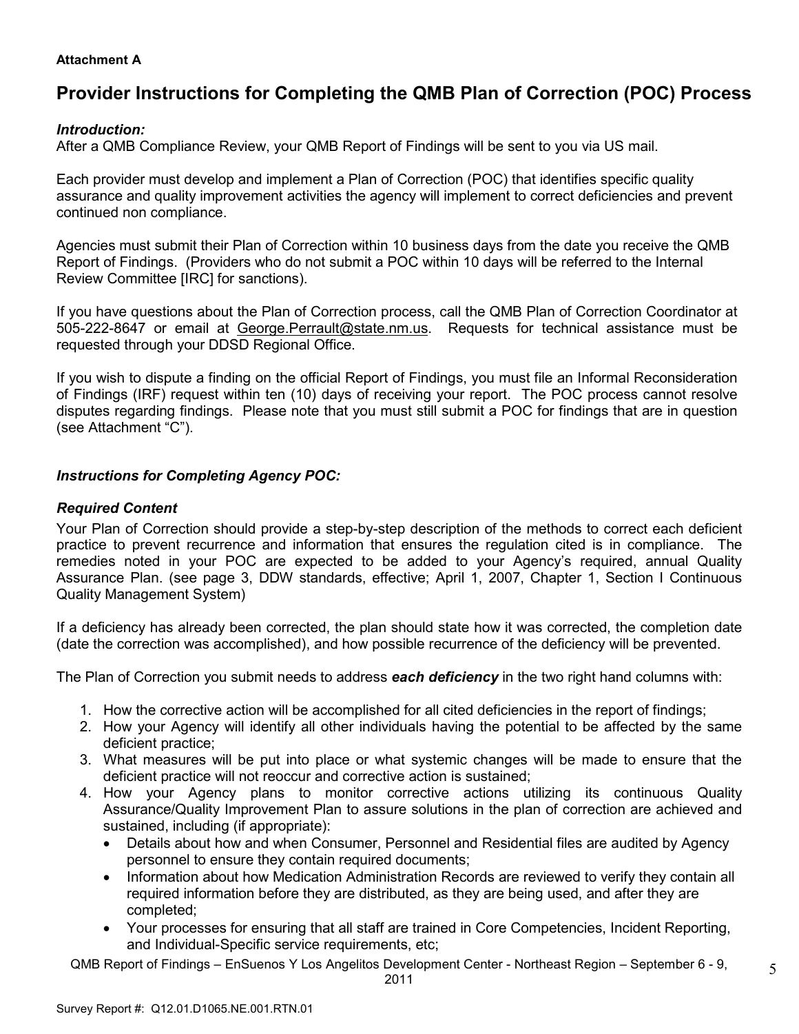**Attachment A**

# Provider Instructions for Completing the QMB Plan of Correction (POC) Process

***Introduction:***

After a QMB Compliance Review, your QMB Report of Findings will be sent to you via US mail.

Each provider must develop and implement a Plan of Correction (POC) that identifies specific quality assurance and quality improvement activities the agency will implement to correct deficiencies and prevent continued non compliance.

Agencies must submit their Plan of Correction within 10 business days from the date you receive the QMB Report of Findings. (Providers who do not submit a POC within 10 days will be referred to the Internal Review Committee [IRC] for sanctions).

If you have questions about the Plan of Correction process, call the QMB Plan of Correction Coordinator at 505-222-8647 or email at George.Perrault@state.nm.us. Requests for technical assistance must be requested through your DDSD Regional Office.

If you wish to dispute a finding on the official Report of Findings, you must file an Informal Reconsideration of Findings (IRF) request within ten (10) days of receiving your report. The POC process cannot resolve disputes regarding findings. Please note that you must still submit a POC for findings that are in question (see Attachment "C").

***Instructions for Completing Agency POC:***

***Required Content***

Your Plan of Correction should provide a step-by-step description of the methods to correct each deficient practice to prevent recurrence and information that ensures the regulation cited is in compliance. The remedies noted in your POC are expected to be added to your Agency's required, annual Quality Assurance Plan. (see page 3, DDW standards, effective; April 1, 2007, Chapter 1, Section I Continuous Quality Management System)

If a deficiency has already been corrected, the plan should state how it was corrected, the completion date (date the correction was accomplished), and how possible recurrence of the deficiency will be prevented.

The Plan of Correction you submit needs to address ***each deficiency*** in the two right hand columns with:

1. How the corrective action will be accomplished for all cited deficiencies in the report of findings;
2. How your Agency will identify all other individuals having the potential to be affected by the same deficient practice;
3. What measures will be put into place or what systemic changes will be made to ensure that the deficient practice will not reoccur and corrective action is sustained;
4. How your Agency plans to monitor corrective actions utilizing its continuous Quality Assurance/Quality Improvement Plan to assure solutions in the plan of correction are achieved and sustained, including (if appropriate):
   - Details about how and when Consumer, Personnel and Residential files are audited by Agency personnel to ensure they contain required documents;
   - Information about how Medication Administration Records are reviewed to verify they contain all required information before they are distributed, as they are being used, and after they are completed;
   - Your processes for ensuring that all staff are trained in Core Competencies, Incident Reporting, and Individual-Specific service requirements, etc;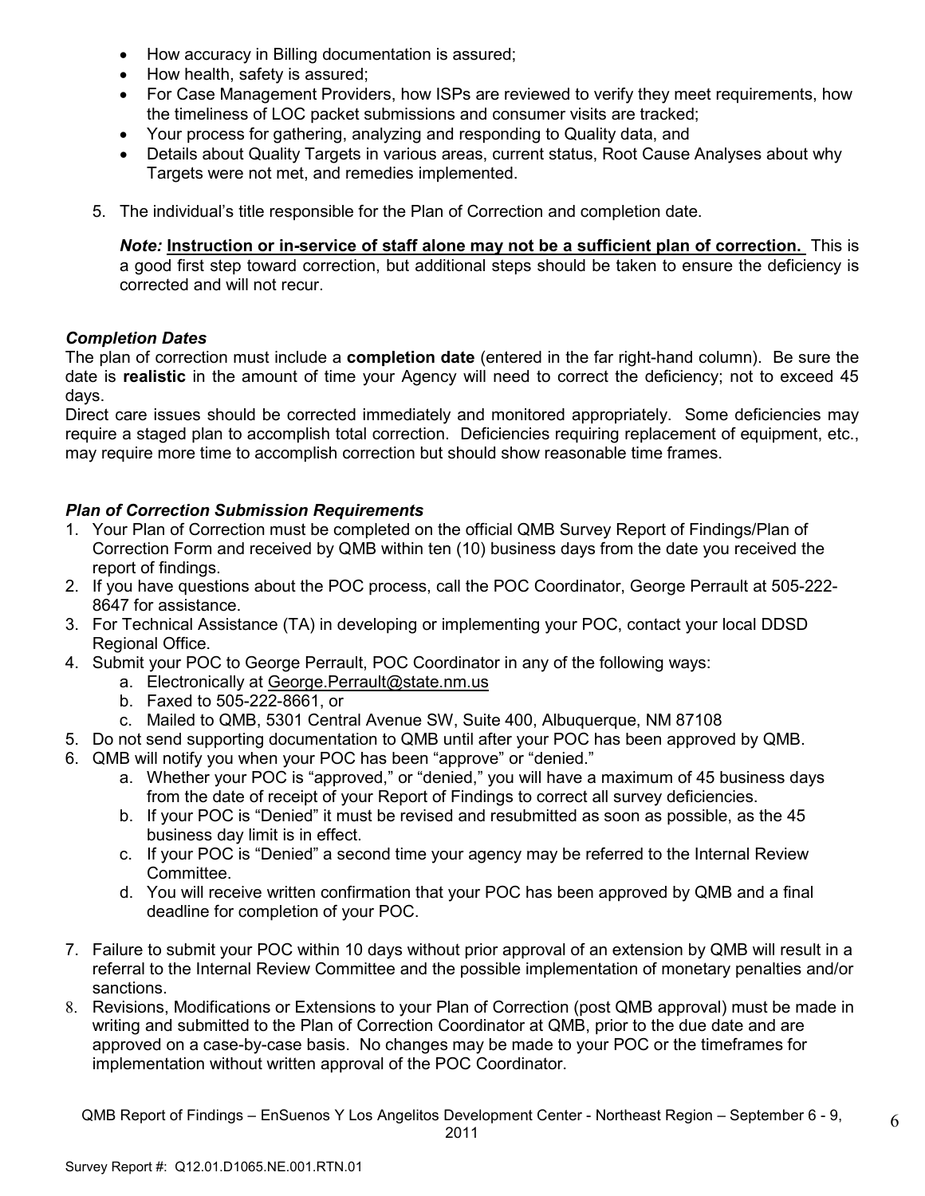- How accuracy in Billing documentation is assured;
- How health, safety is assured;
- For Case Management Providers, how ISPs are reviewed to verify they meet requirements, how the timeliness of LOC packet submissions and consumer visits are tracked;
- Your process for gathering, analyzing and responding to Quality data, and
- Details about Quality Targets in various areas, current status, Root Cause Analyses about why Targets were not met, and remedies implemented.

5. The individual's title responsible for the Plan of Correction and completion date.

   ***Note:*** **<u>Instruction or in-service of staff alone may not be a sufficient plan of correction.</u>** This is a good first step toward correction, but additional steps should be taken to ensure the deficiency is corrected and will not recur.

### *Completion Dates*

The plan of correction must include a **completion date** (entered in the far right-hand column). Be sure the date is **realistic** in the amount of time your Agency will need to correct the deficiency; not to exceed 45 days.

Direct care issues should be corrected immediately and monitored appropriately. Some deficiencies may require a staged plan to accomplish total correction. Deficiencies requiring replacement of equipment, etc., may require more time to accomplish correction but should show reasonable time frames.

### *Plan of Correction Submission Requirements*

1. Your Plan of Correction must be completed on the official QMB Survey Report of Findings/Plan of Correction Form and received by QMB within ten (10) business days from the date you received the report of findings.
2. If you have questions about the POC process, call the POC Coordinator, George Perrault at 505-222-8647 for assistance.
3. For Technical Assistance (TA) in developing or implementing your POC, contact your local DDSD Regional Office.
4. Submit your POC to George Perrault, POC Coordinator in any of the following ways:
   a. Electronically at George.Perrault@state.nm.us
   b. Faxed to 505-222-8661, or
   c. Mailed to QMB, 5301 Central Avenue SW, Suite 400, Albuquerque, NM 87108
5. Do not send supporting documentation to QMB until after your POC has been approved by QMB.
6. QMB will notify you when your POC has been "approve" or "denied."
   a. Whether your POC is "approved," or "denied," you will have a maximum of 45 business days from the date of receipt of your Report of Findings to correct all survey deficiencies.
   b. If your POC is "Denied" it must be revised and resubmitted as soon as possible, as the 45 business day limit is in effect.
   c. If your POC is "Denied" a second time your agency may be referred to the Internal Review Committee.
   d. You will receive written confirmation that your POC has been approved by QMB and a final deadline for completion of your POC.
7. Failure to submit your POC within 10 days without prior approval of an extension by QMB will result in a referral to the Internal Review Committee and the possible implementation of monetary penalties and/or sanctions.
8. Revisions, Modifications or Extensions to your Plan of Correction (post QMB approval) must be made in writing and submitted to the Plan of Correction Coordinator at QMB, prior to the due date and are approved on a case-by-case basis. No changes may be made to your POC or the timeframes for implementation without written approval of the POC Coordinator.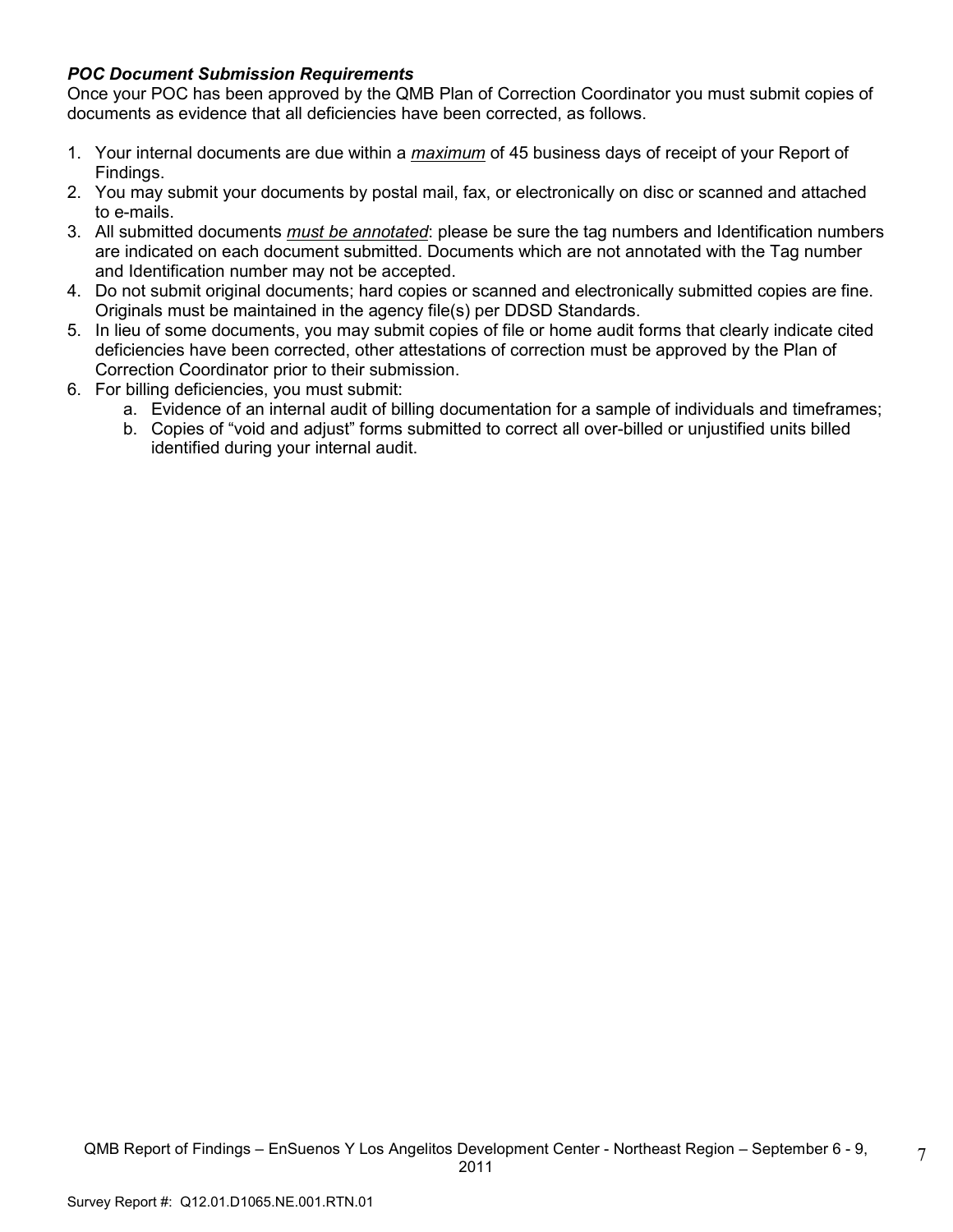***POC Document Submission Requirements***

Once your POC has been approved by the QMB Plan of Correction Coordinator you must submit copies of documents as evidence that all deficiencies have been corrected, as follows.

1. Your internal documents are due within a ***maximum*** of 45 business days of receipt of your Report of Findings.
2. You may submit your documents by postal mail, fax, or electronically on disc or scanned and attached to e-mails.
3. All submitted documents ***must be annotated***: please be sure the tag numbers and Identification numbers are indicated on each document submitted. Documents which are not annotated with the Tag number and Identification number may not be accepted.
4. Do not submit original documents; hard copies or scanned and electronically submitted copies are fine. Originals must be maintained in the agency file(s) per DDSD Standards.
5. In lieu of some documents, you may submit copies of file or home audit forms that clearly indicate cited deficiencies have been corrected, other attestations of correction must be approved by the Plan of Correction Coordinator prior to their submission.
6. For billing deficiencies, you must submit:
   a. Evidence of an internal audit of billing documentation for a sample of individuals and timeframes;
   b. Copies of "void and adjust" forms submitted to correct all over-billed or unjustified units billed identified during your internal audit.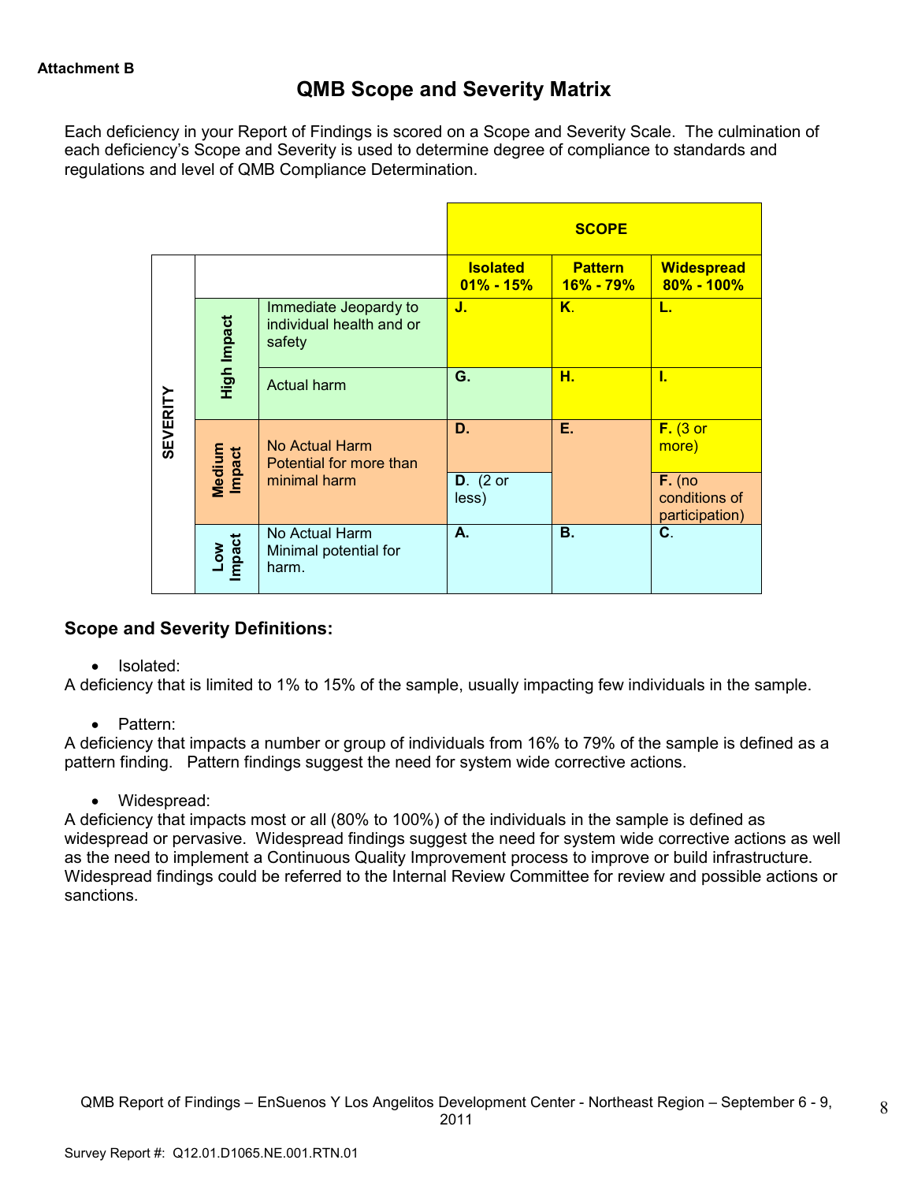**Attachment B**

# QMB Scope and Severity Matrix

Each deficiency in your Report of Findings is scored on a Scope and Severity Scale. The culmination of each deficiency's Scope and Severity is used to determine degree of compliance to standards and regulations and level of QMB Compliance Determination.

| | | | SCOPE | | |
|---|---|---|---|---|---|
| | | | **Isolated 01% - 15%** | **Pattern 16% - 79%** | **Widespread 80% - 100%** |
| **SEVERITY** | **High Impact** | Immediate Jeopardy to individual health and or safety | **J.** | **K.** | **L.** |
| | | Actual harm | **G.** | **H.** | **I.** |
| | **Medium Impact** | No Actual Harm Potential for more than minimal harm | **D.** | **E.** | **F.** (3 or more) |
| | | | **D.** (2 or less) | | **F.** (no conditions of participation) |
| | **Low Impact** | No Actual Harm Minimal potential for harm. | **A.** | **B.** | **C.** |

## Scope and Severity Definitions:

- Isolated:

A deficiency that is limited to 1% to 15% of the sample, usually impacting few individuals in the sample.

- Pattern:

A deficiency that impacts a number or group of individuals from 16% to 79% of the sample is defined as a pattern finding. Pattern findings suggest the need for system wide corrective actions.

- Widespread:

A deficiency that impacts most or all (80% to 100%) of the individuals in the sample is defined as widespread or pervasive. Widespread findings suggest the need for system wide corrective actions as well as the need to implement a Continuous Quality Improvement process to improve or build infrastructure. Widespread findings could be referred to the Internal Review Committee for review and possible actions or sanctions.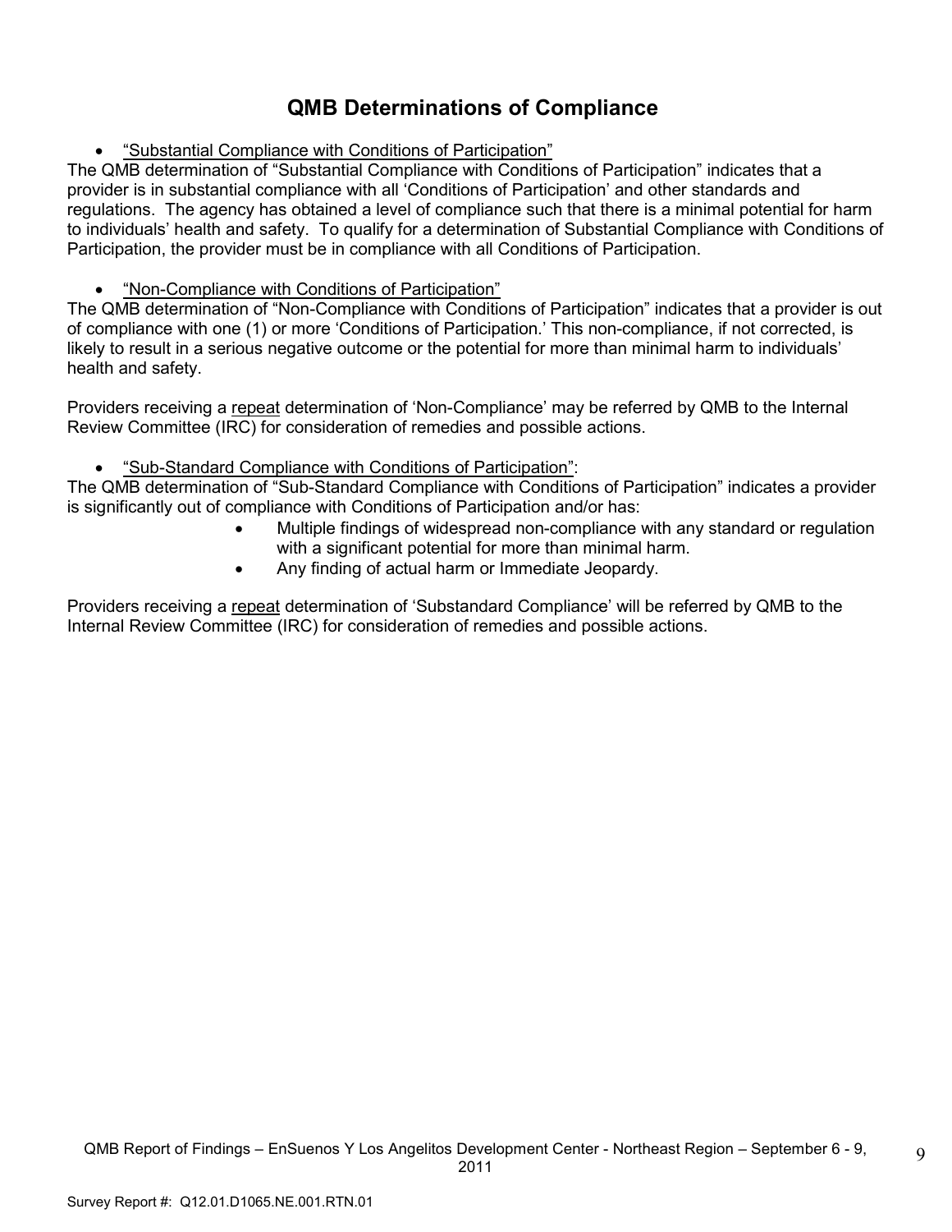# QMB Determinations of Compliance

- "Substantial Compliance with Conditions of Participation"

The QMB determination of "Substantial Compliance with Conditions of Participation" indicates that a provider is in substantial compliance with all 'Conditions of Participation' and other standards and regulations. The agency has obtained a level of compliance such that there is a minimal potential for harm to individuals' health and safety. To qualify for a determination of Substantial Compliance with Conditions of Participation, the provider must be in compliance with all Conditions of Participation.

- "Non-Compliance with Conditions of Participation"

The QMB determination of "Non-Compliance with Conditions of Participation" indicates that a provider is out of compliance with one (1) or more 'Conditions of Participation.' This non-compliance, if not corrected, is likely to result in a serious negative outcome or the potential for more than minimal harm to individuals' health and safety.

Providers receiving a repeat determination of 'Non-Compliance' may be referred by QMB to the Internal Review Committee (IRC) for consideration of remedies and possible actions.

- "Sub-Standard Compliance with Conditions of Participation":

The QMB determination of "Sub-Standard Compliance with Conditions of Participation" indicates a provider is significantly out of compliance with Conditions of Participation and/or has:

- Multiple findings of widespread non-compliance with any standard or regulation with a significant potential for more than minimal harm.
- Any finding of actual harm or Immediate Jeopardy.

Providers receiving a repeat determination of 'Substandard Compliance' will be referred by QMB to the Internal Review Committee (IRC) for consideration of remedies and possible actions.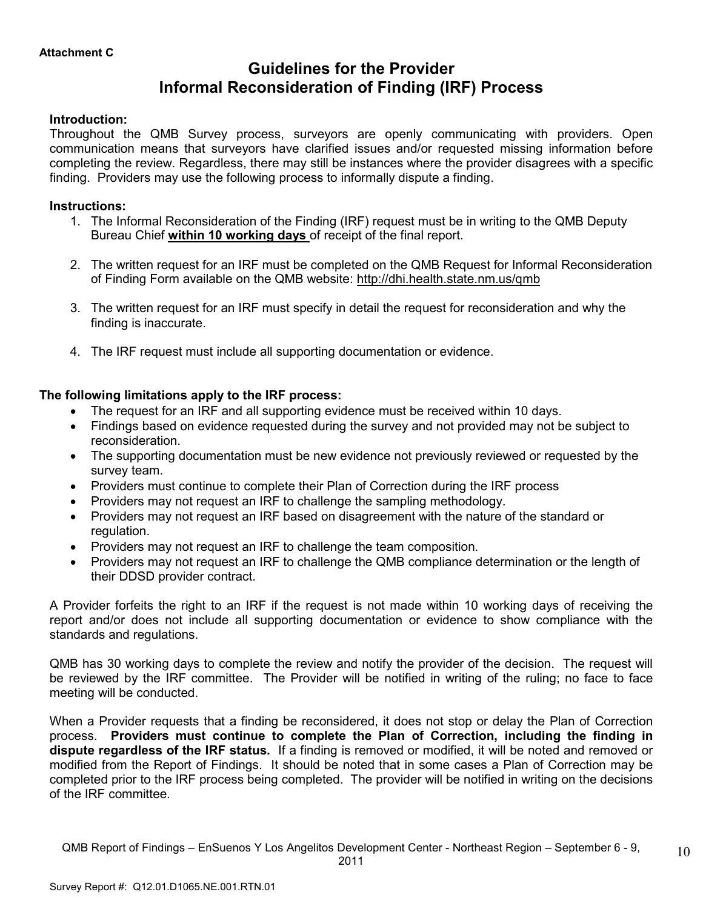**Attachment C**

# Guidelines for the Provider Informal Reconsideration of Finding (IRF) Process

**Introduction:**
Throughout the QMB Survey process, surveyors are openly communicating with providers. Open communication means that surveyors have clarified issues and/or requested missing information before completing the review. Regardless, there may still be instances where the provider disagrees with a specific finding. Providers may use the following process to informally dispute a finding.

**Instructions:**

1. The Informal Reconsideration of the Finding (IRF) request must be in writing to the QMB Deputy Bureau Chief **within 10 working days** of receipt of the final report.
2. The written request for an IRF must be completed on the QMB Request for Informal Reconsideration of Finding Form available on the QMB website: http://dhi.health.state.nm.us/qmb
3. The written request for an IRF must specify in detail the request for reconsideration and why the finding is inaccurate.
4. The IRF request must include all supporting documentation or evidence.

**The following limitations apply to the IRF process:**

- The request for an IRF and all supporting evidence must be received within 10 days.
- Findings based on evidence requested during the survey and not provided may not be subject to reconsideration.
- The supporting documentation must be new evidence not previously reviewed or requested by the survey team.
- Providers must continue to complete their Plan of Correction during the IRF process
- Providers may not request an IRF to challenge the sampling methodology.
- Providers may not request an IRF based on disagreement with the nature of the standard or regulation.
- Providers may not request an IRF to challenge the team composition.
- Providers may not request an IRF to challenge the QMB compliance determination or the length of their DDSD provider contract.

A Provider forfeits the right to an IRF if the request is not made within 10 working days of receiving the report and/or does not include all supporting documentation or evidence to show compliance with the standards and regulations.

QMB has 30 working days to complete the review and notify the provider of the decision. The request will be reviewed by the IRF committee. The Provider will be notified in writing of the ruling; no face to face meeting will be conducted.

When a Provider requests that a finding be reconsidered, it does not stop or delay the Plan of Correction process. **Providers must continue to complete the Plan of Correction, including the finding in dispute regardless of the IRF status.** If a finding is removed or modified, it will be noted and removed or modified from the Report of Findings. It should be noted that in some cases a Plan of Correction may be completed prior to the IRF process being completed. The provider will be notified in writing on the decisions of the IRF committee.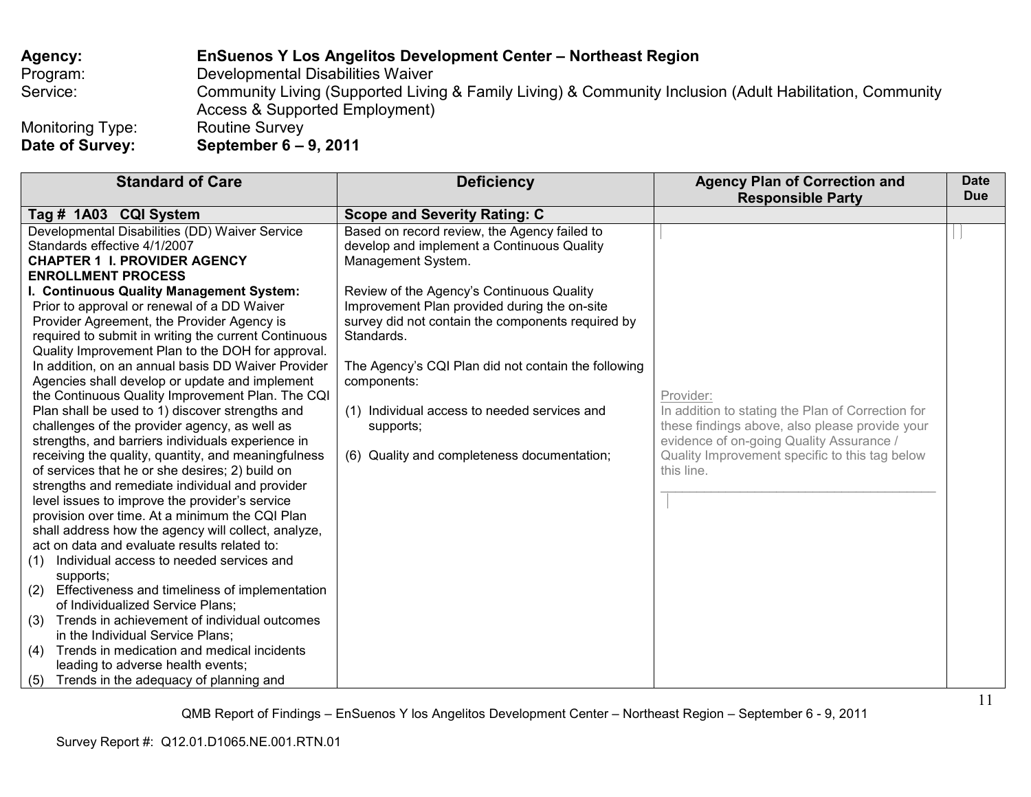**Agency:** **EnSuenos Y Los Angelitos Development Center – Northeast Region**
Program: Developmental Disabilities Waiver
Service: Community Living (Supported Living & Family Living) & Community Inclusion (Adult Habilitation, Community Access & Supported Employment)
Monitoring Type: Routine Survey
**Date of Survey:** **September 6 – 9, 2011**

| Standard of Care | Deficiency | Agency Plan of Correction and Responsible Party | Date Due |
|---|---|---|---|
| **Tag # 1A03 CQI System** | **Scope and Severity Rating: C** | | |
| Developmental Disabilities (DD) Waiver Service Standards effective 4/1/2007<br>**CHAPTER 1 I. PROVIDER AGENCY ENROLLMENT PROCESS**<br>**I. Continuous Quality Management System:** Prior to approval or renewal of a DD Waiver Provider Agreement, the Provider Agency is required to submit in writing the current Continuous Quality Improvement Plan to the DOH for approval. In addition, on an annual basis DD Waiver Provider Agencies shall develop or update and implement the Continuous Quality Improvement Plan. The CQI Plan shall be used to 1) discover strengths and challenges of the provider agency, as well as strengths, and barriers individuals experience in receiving the quality, quantity, and meaningfulness of services that he or she desires; 2) build on strengths and remediate individual and provider level issues to improve the provider's service provision over time. At a minimum the CQI Plan shall address how the agency will collect, analyze, act on data and evaluate results related to:<br>(1) Individual access to needed services and supports;<br>(2) Effectiveness and timeliness of implementation of Individualized Service Plans;<br>(3) Trends in achievement of individual outcomes in the Individual Service Plans;<br>(4) Trends in medication and medical incidents leading to adverse health events;<br>(5) Trends in the adequacy of planning and | Based on record review, the Agency failed to develop and implement a Continuous Quality Management System.<br><br>Review of the Agency's Continuous Quality Improvement Plan provided during the on-site survey did not contain the components required by Standards.<br><br>The Agency's CQI Plan did not contain the following components:<br><br>(1) Individual access to needed services and supports;<br><br>(6) Quality and completeness documentation; | Provider:<br>In addition to stating the Plan of Correction for these findings above, also please provide your evidence of on-going Quality Assurance / Quality Improvement specific to this tag below this line.<br>\_\_\_\_\_\_\_\_\_\_\_\_\_\_\_\_\_\_\_\_\_\_\_\_\_\_\_\_\_\_\_\_\_\_\_\_\_\_\_\_ | |

QMB Report of Findings – EnSuenos Y los Angelitos Development Center – Northeast Region – September 6 - 9, 2011

Survey Report #: Q12.01.D1065.NE.001.RTN.01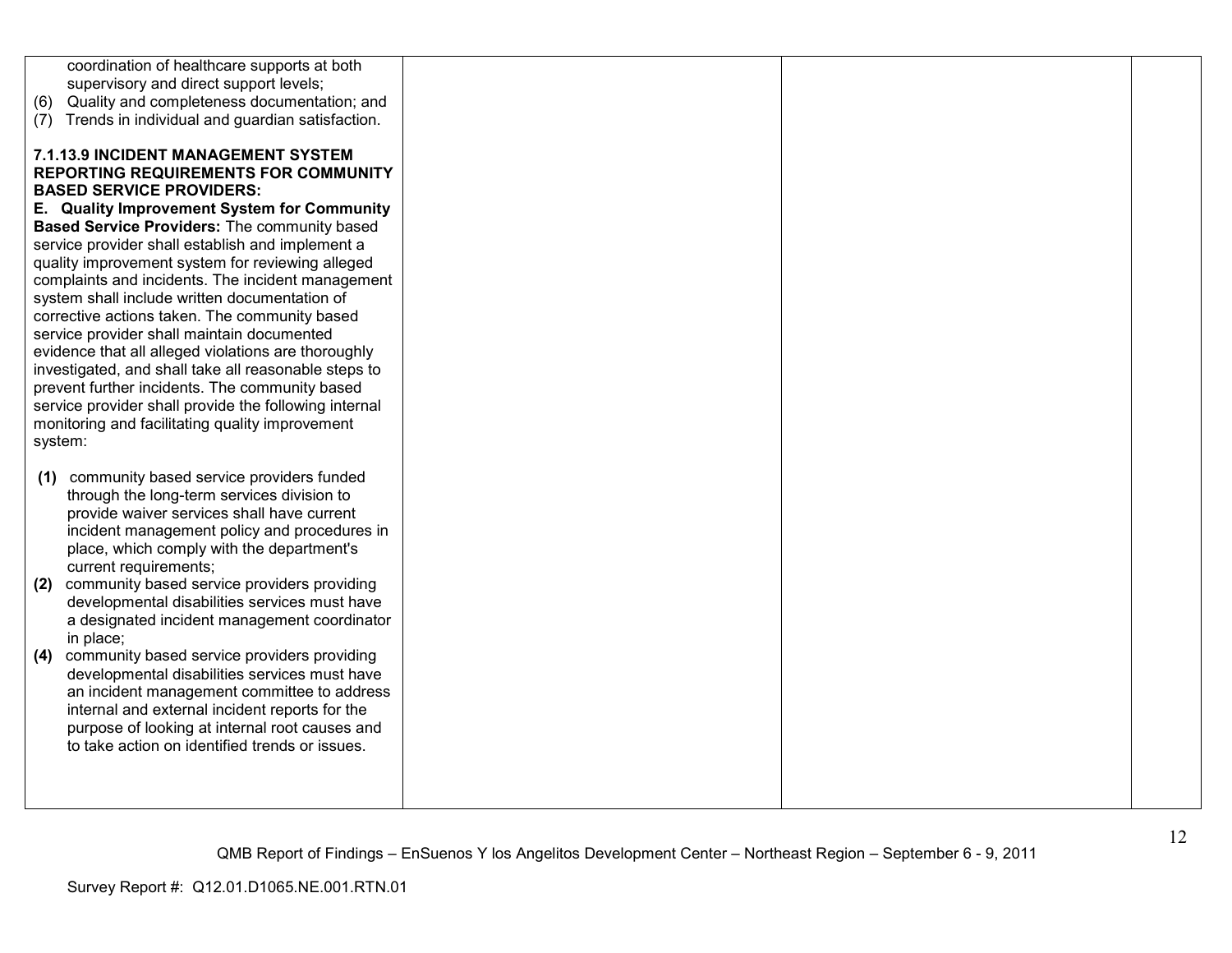| | | | |
|---|---|---|---|
| coordination of healthcare supports at both supervisory and direct support levels;<br>(6) Quality and completeness documentation; and<br>(7) Trends in individual and guardian satisfaction.<br><br>**7.1.13.9 INCIDENT MANAGEMENT SYSTEM REPORTING REQUIREMENTS FOR COMMUNITY BASED SERVICE PROVIDERS:**<br>**E. Quality Improvement System for Community Based Service Providers:** The community based service provider shall establish and implement a quality improvement system for reviewing alleged complaints and incidents. The incident management system shall include written documentation of corrective actions taken. The community based service provider shall maintain documented evidence that all alleged violations are thoroughly investigated, and shall take all reasonable steps to prevent further incidents. The community based service provider shall provide the following internal monitoring and facilitating quality improvement system:<br><br>**(1)** community based service providers funded through the long-term services division to provide waiver services shall have current incident management policy and procedures in place, which comply with the department's current requirements;<br>**(2)** community based service providers providing developmental disabilities services must have a designated incident management coordinator in place;<br>**(4)** community based service providers providing developmental disabilities services must have an incident management committee to address internal and external incident reports for the purpose of looking at internal root causes and to take action on identified trends or issues. | | | |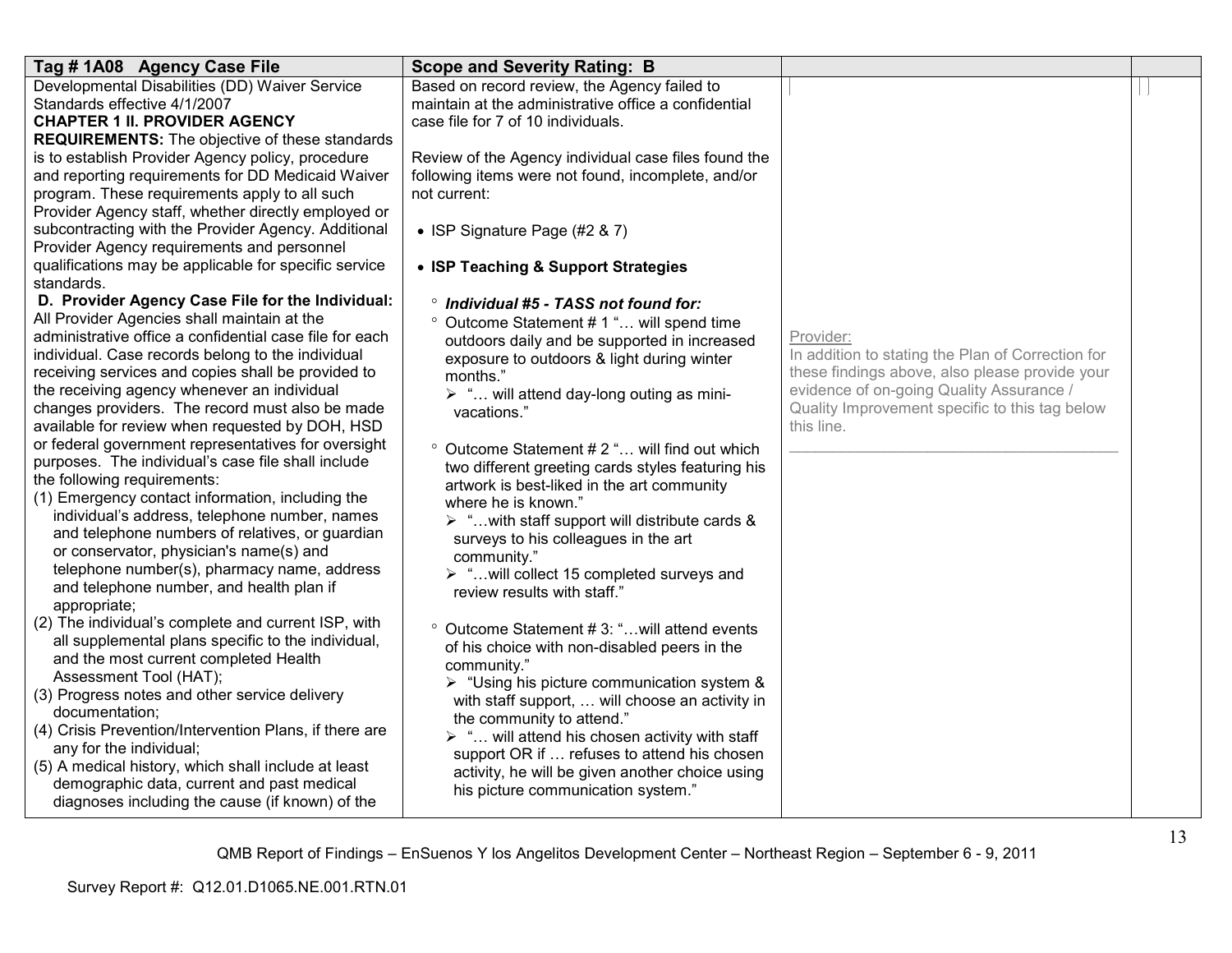| Tag # 1A08 Agency Case File | Scope and Severity Rating: B | | |
|---|---|---|---|
| Developmental Disabilities (DD) Waiver Service Standards effective 4/1/2007<br>**CHAPTER 1 II. PROVIDER AGENCY REQUIREMENTS:** The objective of these standards is to establish Provider Agency policy, procedure and reporting requirements for DD Medicaid Waiver program. These requirements apply to all such Provider Agency staff, whether directly employed or subcontracting with the Provider Agency. Additional Provider Agency requirements and personnel qualifications may be applicable for specific service standards.<br>**D. Provider Agency Case File for the Individual:** All Provider Agencies shall maintain at the administrative office a confidential case file for each individual. Case records belong to the individual receiving services and copies shall be provided to the receiving agency whenever an individual changes providers. The record must also be made available for review when requested by DOH, HSD or federal government representatives for oversight purposes. The individual's case file shall include the following requirements:<br>(1) Emergency contact information, including the individual's address, telephone number, names and telephone numbers of relatives, or guardian or conservator, physician's name(s) and telephone number(s), pharmacy name, address and telephone number, and health plan if appropriate;<br>(2) The individual's complete and current ISP, with all supplemental plans specific to the individual, and the most current completed Health Assessment Tool (HAT);<br>(3) Progress notes and other service delivery documentation;<br>(4) Crisis Prevention/Intervention Plans, if there are any for the individual;<br>(5) A medical history, which shall include at least demographic data, current and past medical diagnoses including the cause (if known) of the | Based on record review, the Agency failed to maintain at the administrative office a confidential case file for 7 of 10 individuals.<br><br>Review of the Agency individual case files found the following items were not found, incomplete, and/or not current:<br><br>• ISP Signature Page (#2 & 7)<br><br>• **ISP Teaching & Support Strategies**<br><br>° ***Individual #5 - TASS not found for:***<br>° Outcome Statement # 1 "… will spend time outdoors daily and be supported in increased exposure to outdoors & light during winter months."<br>➢ "… will attend day-long outing as mini-vacations."<br><br>° Outcome Statement # 2 "… will find out which two different greeting cards styles featuring his artwork is best-liked in the art community where he is known."<br>➢ "…with staff support will distribute cards & surveys to his colleagues in the art community."<br>➢ "…will collect 15 completed surveys and review results with staff."<br><br>° Outcome Statement # 3: "…will attend events of his choice with non-disabled peers in the community."<br>➢ "Using his picture communication system & with staff support, … will choose an activity in the community to attend."<br>➢ "… will attend his chosen activity with staff support OR if … refuses to attend his chosen activity, he will be given another choice using his picture communication system." | Provider:<br>In addition to stating the Plan of Correction for these findings above, also please provide your evidence of on-going Quality Assurance / Quality Improvement specific to this tag below this line.<br>\_\_\_\_\_\_\_\_\_\_\_\_\_\_\_\_\_\_\_\_\_\_\_\_\_\_\_\_\_\_\_\_\_\_\_\_\_\_\_\_ | |

QMB Report of Findings – EnSuenos Y los Angelitos Development Center – Northeast Region – September 6 - 9, 2011

Survey Report #: Q12.01.D1065.NE.001.RTN.01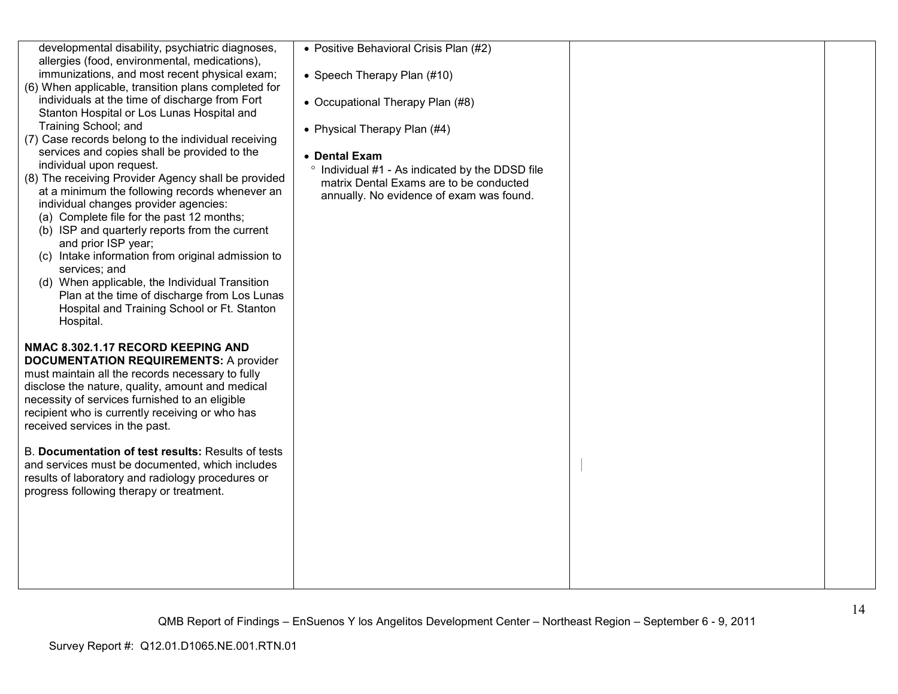| | | | |
|---|---|---|---|
| developmental disability, psychiatric diagnoses, allergies (food, environmental, medications), immunizations, and most recent physical exam;<br>(6) When applicable, transition plans completed for individuals at the time of discharge from Fort Stanton Hospital or Los Lunas Hospital and Training School; and<br>(7) Case records belong to the individual receiving services and copies shall be provided to the individual upon request.<br>(8) The receiving Provider Agency shall be provided at a minimum the following records whenever an individual changes provider agencies:<br>(a) Complete file for the past 12 months;<br>(b) ISP and quarterly reports from the current and prior ISP year;<br>(c) Intake information from original admission to services; and<br>(d) When applicable, the Individual Transition Plan at the time of discharge from Los Lunas Hospital and Training School or Ft. Stanton Hospital.<br><br>**NMAC 8.302.1.17 RECORD KEEPING AND DOCUMENTATION REQUIREMENTS:** A provider must maintain all the records necessary to fully disclose the nature, quality, amount and medical necessity of services furnished to an eligible recipient who is currently receiving or who has received services in the past.<br><br>B. **Documentation of test results:** Results of tests and services must be documented, which includes results of laboratory and radiology procedures or progress following therapy or treatment. | • Positive Behavioral Crisis Plan (#2)<br><br>• Speech Therapy Plan (#10)<br><br>• Occupational Therapy Plan (#8)<br><br>• Physical Therapy Plan (#4)<br><br>• **Dental Exam**<br>° Individual #1 - As indicated by the DDSD file matrix Dental Exams are to be conducted annually. No evidence of exam was found. | | |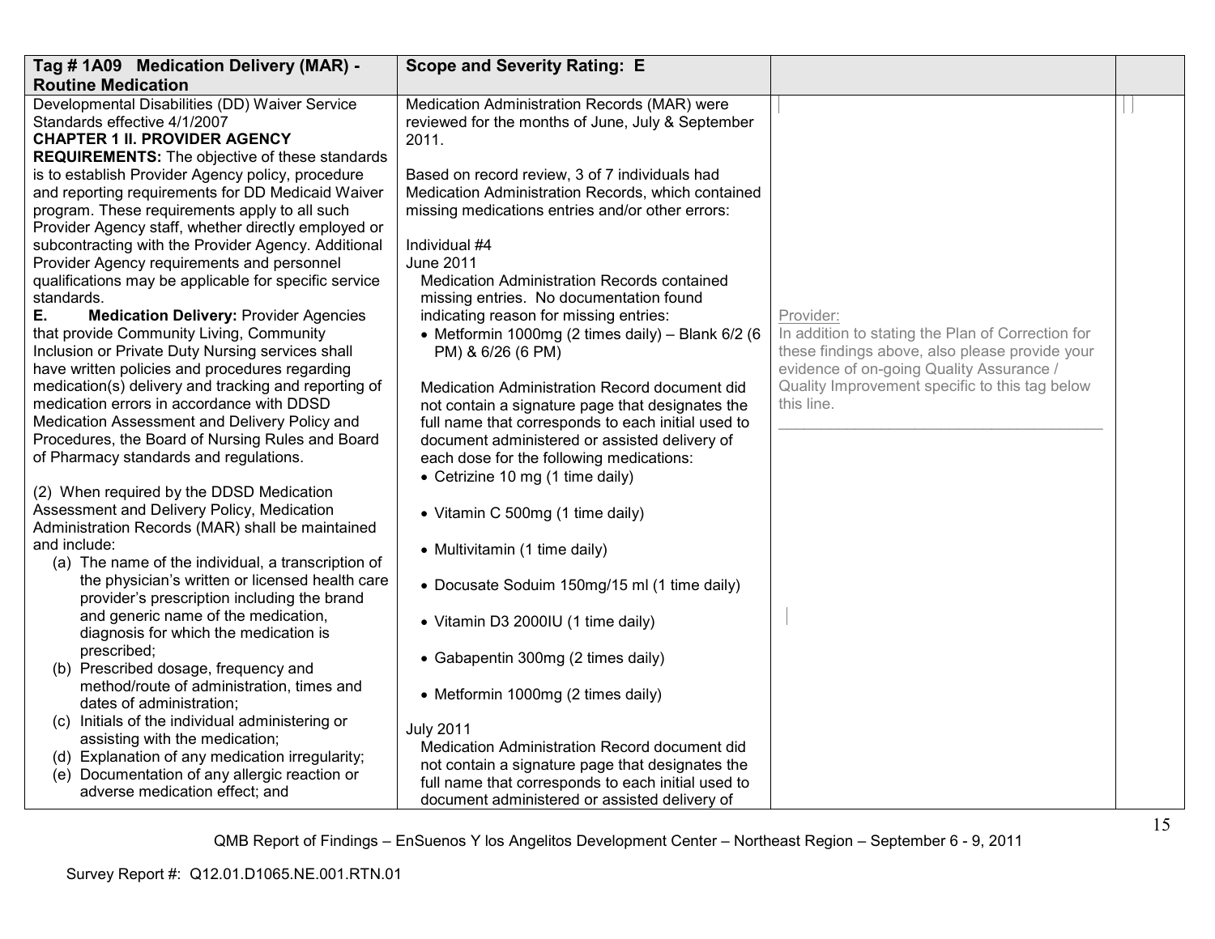| Tag # 1A09 Medication Delivery (MAR) - Routine Medication | Scope and Severity Rating: E | | |
|---|---|---|---|
| Developmental Disabilities (DD) Waiver Service Standards effective 4/1/2007<br>**CHAPTER 1 II. PROVIDER AGENCY REQUIREMENTS:** The objective of these standards is to establish Provider Agency policy, procedure and reporting requirements for DD Medicaid Waiver program. These requirements apply to all such Provider Agency staff, whether directly employed or subcontracting with the Provider Agency. Additional Provider Agency requirements and personnel qualifications may be applicable for specific service standards.<br>**E. Medication Delivery:** Provider Agencies that provide Community Living, Community Inclusion or Private Duty Nursing services shall have written policies and procedures regarding medication(s) delivery and tracking and reporting of medication errors in accordance with DDSD Medication Assessment and Delivery Policy and Procedures, the Board of Nursing Rules and Board of Pharmacy standards and regulations.<br><br>(2) When required by the DDSD Medication Assessment and Delivery Policy, Medication Administration Records (MAR) shall be maintained and include:<br>(a) The name of the individual, a transcription of the physician's written or licensed health care provider's prescription including the brand and generic name of the medication, diagnosis for which the medication is prescribed;<br>(b) Prescribed dosage, frequency and method/route of administration, times and dates of administration;<br>(c) Initials of the individual administering or assisting with the medication;<br>(d) Explanation of any medication irregularity;<br>(e) Documentation of any allergic reaction or adverse medication effect; and | Medication Administration Records (MAR) were reviewed for the months of June, July & September 2011.<br><br>Based on record review, 3 of 7 individuals had Medication Administration Records, which contained missing medications entries and/or other errors:<br><br>Individual #4<br>June 2011<br>Medication Administration Records contained missing entries. No documentation found indicating reason for missing entries:<br>• Metformin 1000mg (2 times daily) – Blank 6/2 (6 PM) & 6/26 (6 PM)<br><br>Medication Administration Record document did not contain a signature page that designates the full name that corresponds to each initial used to document administered or assisted delivery of each dose for the following medications:<br>• Cetrizine 10 mg (1 time daily)<br>• Vitamin C 500mg (1 time daily)<br>• Multivitamin (1 time daily)<br>• Docusate Soduim 150mg/15 ml (1 time daily)<br>• Vitamin D3 2000IU (1 time daily)<br>• Gabapentin 300mg (2 times daily)<br>• Metformin 1000mg (2 times daily)<br><br>July 2011<br>Medication Administration Record document did not contain a signature page that designates the full name that corresponds to each initial used to document administered or assisted delivery of | Provider:<br>In addition to stating the Plan of Correction for these findings above, also please provide your evidence of on-going Quality Assurance / Quality Improvement specific to this tag below this line.<br>\_\_\_\_\_\_\_\_\_\_\_\_\_\_\_\_\_\_\_\_\_\_\_\_\_\_\_\_\_\_\_\_\_\_\_\_\_\_\_\_ | |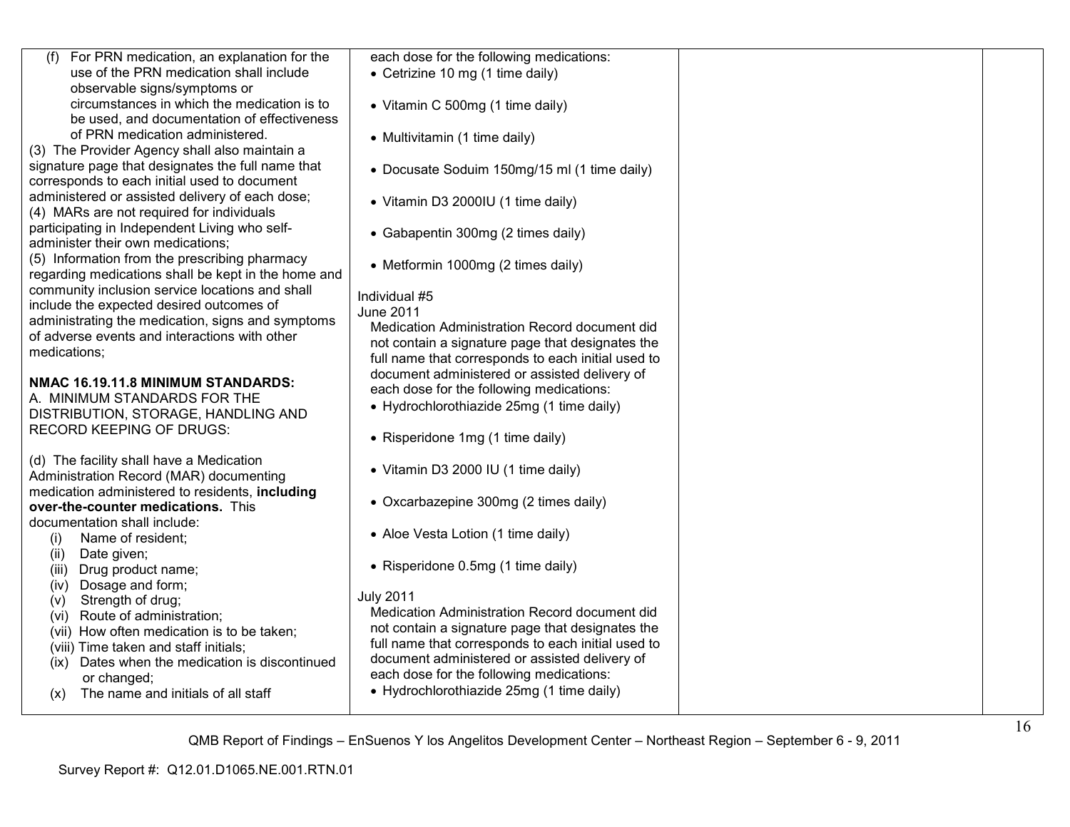| | | | |
|---|---|---|---|
| (f) For PRN medication, an explanation for the use of the PRN medication shall include observable signs/symptoms or circumstances in which the medication is to be used, and documentation of effectiveness of PRN medication administered.<br>(3) The Provider Agency shall also maintain a signature page that designates the full name that corresponds to each initial used to document administered or assisted delivery of each dose;<br>(4) MARs are not required for individuals participating in Independent Living who self-administer their own medications;<br>(5) Information from the prescribing pharmacy regarding medications shall be kept in the home and community inclusion service locations and shall include the expected desired outcomes of administrating the medication, signs and symptoms of adverse events and interactions with other medications;<br><br>**NMAC 16.19.11.8 MINIMUM STANDARDS:**<br>A. MINIMUM STANDARDS FOR THE DISTRIBUTION, STORAGE, HANDLING AND RECORD KEEPING OF DRUGS:<br><br>(d) The facility shall have a Medication Administration Record (MAR) documenting medication administered to residents, **including over-the-counter medications.** This documentation shall include:<br>(i) Name of resident;<br>(ii) Date given;<br>(iii) Drug product name;<br>(iv) Dosage and form;<br>(v) Strength of drug;<br>(vi) Route of administration;<br>(vii) How often medication is to be taken;<br>(viii) Time taken and staff initials;<br>(ix) Dates when the medication is discontinued or changed;<br>(x) The name and initials of all staff | each dose for the following medications:<br>• Cetrizine 10 mg (1 time daily)<br>• Vitamin C 500mg (1 time daily)<br>• Multivitamin (1 time daily)<br>• Docusate Soduim 150mg/15 ml (1 time daily)<br>• Vitamin D3 2000IU (1 time daily)<br>• Gabapentin 300mg (2 times daily)<br>• Metformin 1000mg (2 times daily)<br><br>Individual #5<br>June 2011<br>Medication Administration Record document did not contain a signature page that designates the full name that corresponds to each initial used to document administered or assisted delivery of each dose for the following medications:<br>• Hydrochlorothiazide 25mg (1 time daily)<br>• Risperidone 1mg (1 time daily)<br>• Vitamin D3 2000 IU (1 time daily)<br>• Oxcarbazepine 300mg (2 times daily)<br>• Aloe Vesta Lotion (1 time daily)<br>• Risperidone 0.5mg (1 time daily)<br><br>July 2011<br>Medication Administration Record document did not contain a signature page that designates the full name that corresponds to each initial used to document administered or assisted delivery of each dose for the following medications:<br>• Hydrochlorothiazide 25mg (1 time daily) | | |

QMB Report of Findings – EnSuenos Y los Angelitos Development Center – Northeast Region – September 6 - 9, 2011

Survey Report #: Q12.01.D1065.NE.001.RTN.01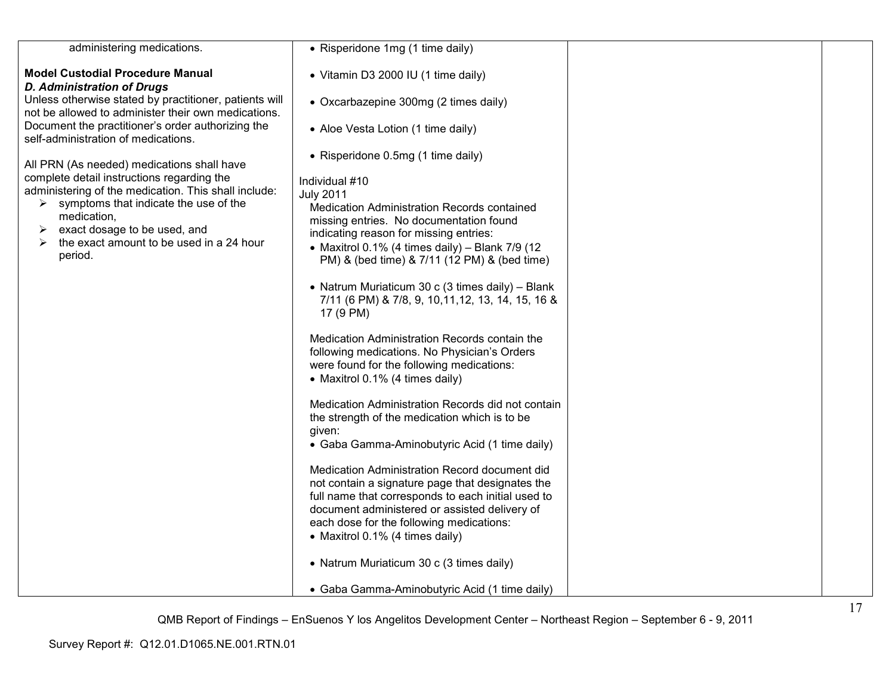| | | | |
|---|---|---|---|
| administering medications.<br><br>**Model Custodial Procedure Manual**<br>***D. Administration of Drugs***<br>Unless otherwise stated by practitioner, patients will not be allowed to administer their own medications. Document the practitioner's order authorizing the self-administration of medications.<br><br>All PRN (As needed) medications shall have complete detail instructions regarding the administering of the medication. This shall include:<br>➢ symptoms that indicate the use of the medication,<br>➢ exact dosage to be used, and<br>➢ the exact amount to be used in a 24 hour period. | • Risperidone 1mg (1 time daily)<br><br>• Vitamin D3 2000 IU (1 time daily)<br><br>• Oxcarbazepine 300mg (2 times daily)<br><br>• Aloe Vesta Lotion (1 time daily)<br><br>• Risperidone 0.5mg (1 time daily)<br><br>Individual #10<br>July 2011<br>Medication Administration Records contained missing entries. No documentation found indicating reason for missing entries:<br>• Maxitrol 0.1% (4 times daily) – Blank 7/9 (12 PM) & (bed time) & 7/11 (12 PM) & (bed time)<br><br>• Natrum Muriaticum 30 c (3 times daily) – Blank 7/11 (6 PM) & 7/8, 9, 10,11,12, 13, 14, 15, 16 & 17 (9 PM)<br><br>Medication Administration Records contain the following medications. No Physician's Orders were found for the following medications:<br>• Maxitrol 0.1% (4 times daily)<br><br>Medication Administration Records did not contain the strength of the medication which is to be given:<br>• Gaba Gamma-Aminobutyric Acid (1 time daily)<br><br>Medication Administration Record document did not contain a signature page that designates the full name that corresponds to each initial used to document administered or assisted delivery of each dose for the following medications:<br>• Maxitrol 0.1% (4 times daily)<br><br>• Natrum Muriaticum 30 c (3 times daily)<br><br>• Gaba Gamma-Aminobutyric Acid (1 time daily) | | |

QMB Report of Findings – EnSuenos Y los Angelitos Development Center – Northeast Region – September 6 - 9, 2011

Survey Report #: Q12.01.D1065.NE.001.RTN.01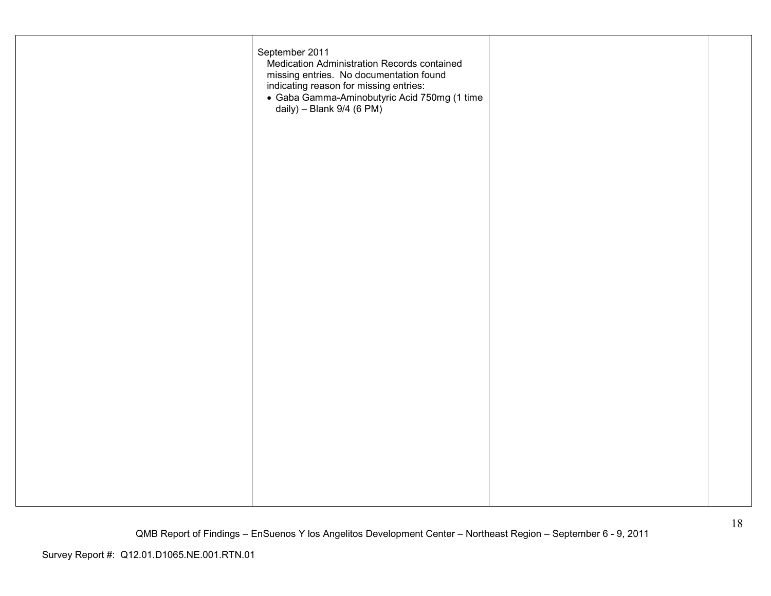| | | | |
|---|---|---|---|
| | September 2011<br>Medication Administration Records contained missing entries. No documentation found indicating reason for missing entries:<br>• Gaba Gamma-Aminobutyric Acid 750mg (1 time daily) – Blank 9/4 (6 PM) | | |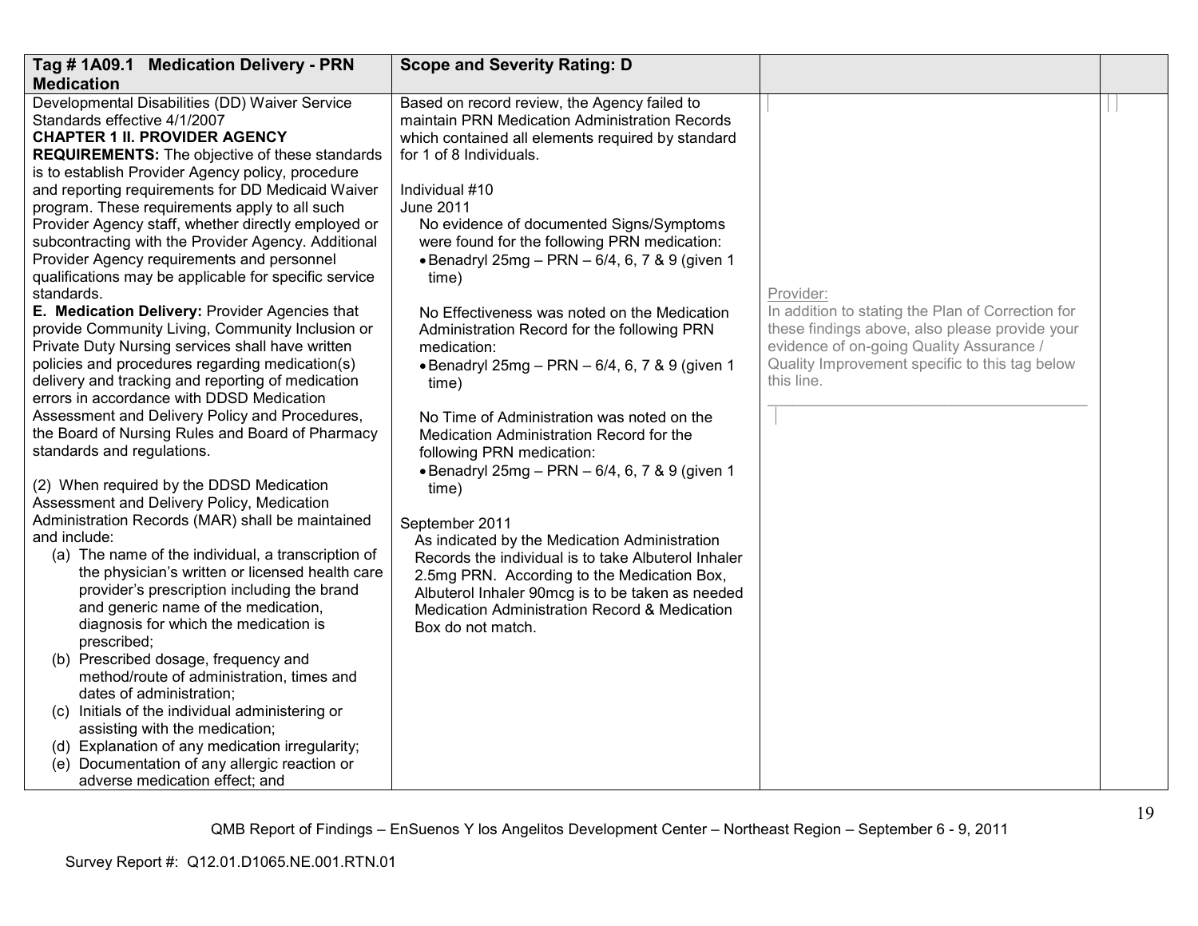| Tag # 1A09.1 Medication Delivery - PRN Medication | Scope and Severity Rating: D | | |
|---|---|---|---|
| Developmental Disabilities (DD) Waiver Service Standards effective 4/1/2007<br>**CHAPTER 1 II. PROVIDER AGENCY REQUIREMENTS:** The objective of these standards is to establish Provider Agency policy, procedure and reporting requirements for DD Medicaid Waiver program. These requirements apply to all such Provider Agency staff, whether directly employed or subcontracting with the Provider Agency. Additional Provider Agency requirements and personnel qualifications may be applicable for specific service standards.<br>**E. Medication Delivery:** Provider Agencies that provide Community Living, Community Inclusion or Private Duty Nursing services shall have written policies and procedures regarding medication(s) delivery and tracking and reporting of medication errors in accordance with DDSD Medication Assessment and Delivery Policy and Procedures, the Board of Nursing Rules and Board of Pharmacy standards and regulations.<br><br>(2) When required by the DDSD Medication Assessment and Delivery Policy, Medication Administration Records (MAR) shall be maintained and include:<br>(a) The name of the individual, a transcription of the physician's written or licensed health care provider's prescription including the brand and generic name of the medication, diagnosis for which the medication is prescribed;<br>(b) Prescribed dosage, frequency and method/route of administration, times and dates of administration;<br>(c) Initials of the individual administering or assisting with the medication;<br>(d) Explanation of any medication irregularity;<br>(e) Documentation of any allergic reaction or adverse medication effect; and | Based on record review, the Agency failed to maintain PRN Medication Administration Records which contained all elements required by standard for 1 of 8 Individuals.<br><br>Individual #10<br>June 2011<br>No evidence of documented Signs/Symptoms were found for the following PRN medication:<br>• Benadryl 25mg – PRN – 6/4, 6, 7 & 9 (given 1 time)<br><br>No Effectiveness was noted on the Medication Administration Record for the following PRN medication:<br>• Benadryl 25mg – PRN – 6/4, 6, 7 & 9 (given 1 time)<br><br>No Time of Administration was noted on the Medication Administration Record for the following PRN medication:<br>• Benadryl 25mg – PRN – 6/4, 6, 7 & 9 (given 1 time)<br><br>September 2011<br>As indicated by the Medication Administration Records the individual is to take Albuterol Inhaler 2.5mg PRN. According to the Medication Box, Albuterol Inhaler 90mcg is to be taken as needed Medication Administration Record & Medication Box do not match. | Provider:<br>In addition to stating the Plan of Correction for these findings above, also please provide your evidence of on-going Quality Assurance / Quality Improvement specific to this tag below this line. | |

QMB Report of Findings – EnSuenos Y los Angelitos Development Center – Northeast Region – September 6 - 9, 2011

Survey Report #: Q12.01.D1065.NE.001.RTN.01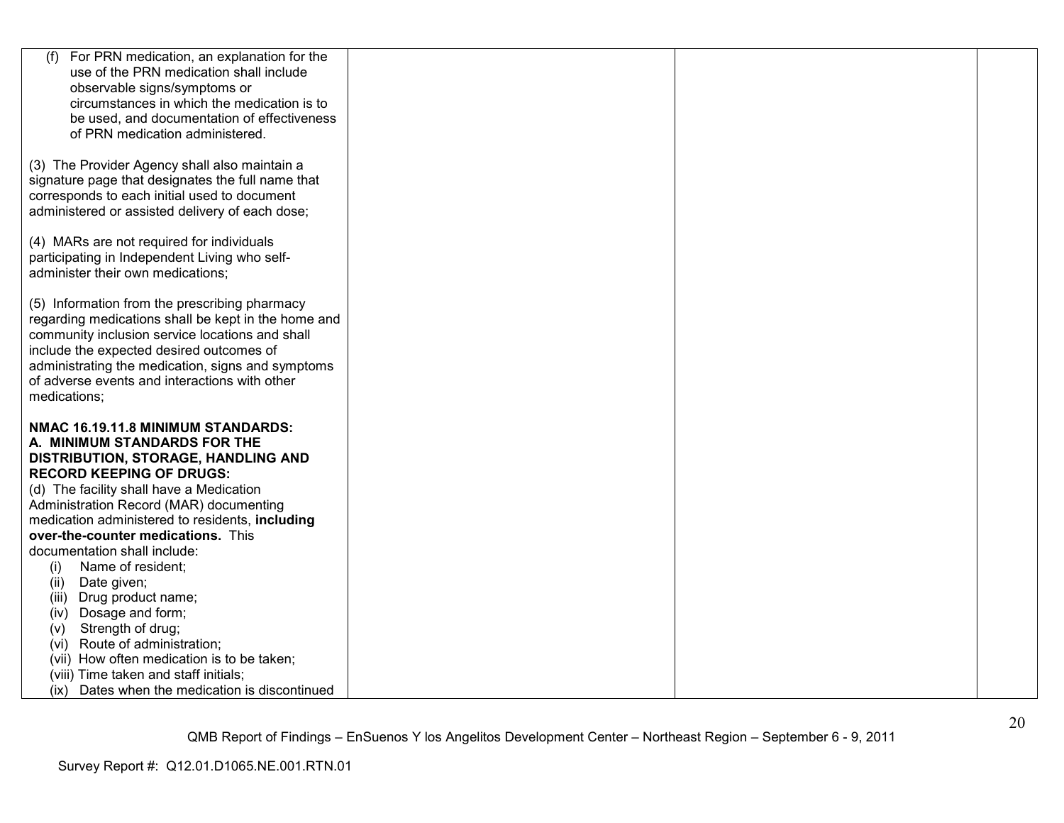| | | | |
|---|---|---|---|
| (f) For PRN medication, an explanation for the use of the PRN medication shall include observable signs/symptoms or circumstances in which the medication is to be used, and documentation of effectiveness of PRN medication administered.<br><br>(3) The Provider Agency shall also maintain a signature page that designates the full name that corresponds to each initial used to document administered or assisted delivery of each dose;<br><br>(4) MARs are not required for individuals participating in Independent Living who self-administer their own medications;<br><br>(5) Information from the prescribing pharmacy regarding medications shall be kept in the home and community inclusion service locations and shall include the expected desired outcomes of administrating the medication, signs and symptoms of adverse events and interactions with other medications;<br><br>**NMAC 16.19.11.8 MINIMUM STANDARDS: A. MINIMUM STANDARDS FOR THE DISTRIBUTION, STORAGE, HANDLING AND RECORD KEEPING OF DRUGS:**<br>(d) The facility shall have a Medication Administration Record (MAR) documenting medication administered to residents, **including over-the-counter medications.** This documentation shall include:<br>(i) Name of resident;<br>(ii) Date given;<br>(iii) Drug product name;<br>(iv) Dosage and form;<br>(v) Strength of drug;<br>(vi) Route of administration;<br>(vii) How often medication is to be taken;<br>(viii) Time taken and staff initials;<br>(ix) Dates when the medication is discontinued | | | |

QMB Report of Findings – EnSuenos Y los Angelitos Development Center – Northeast Region – September 6 - 9, 2011

Survey Report #: Q12.01.D1065.NE.001.RTN.01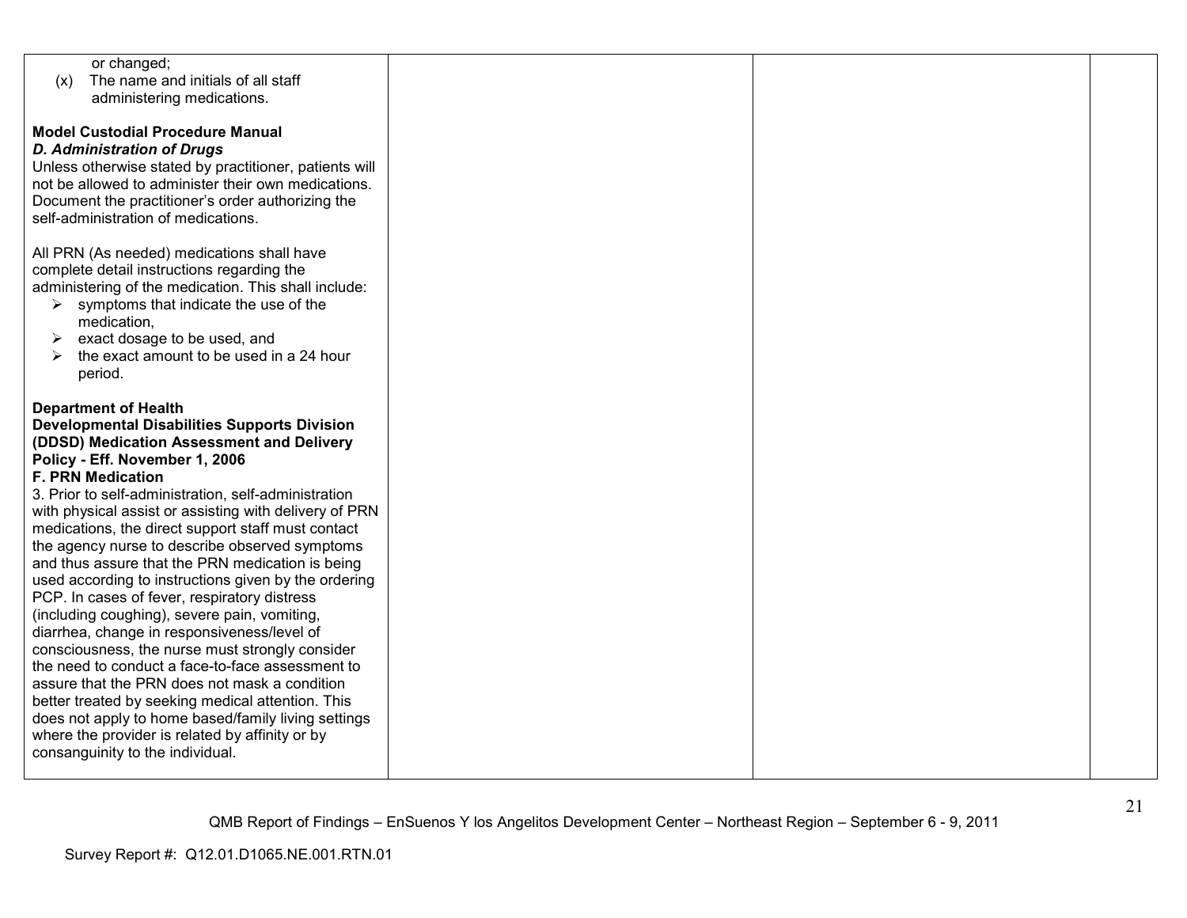| | | | |
|---|---|---|---|
| or changed;<br>(x) The name and initials of all staff administering medications.<br><br>**Model Custodial Procedure Manual**<br>***D. Administration of Drugs***<br>Unless otherwise stated by practitioner, patients will not be allowed to administer their own medications. Document the practitioner's order authorizing the self-administration of medications.<br><br>All PRN (As needed) medications shall have complete detail instructions regarding the administering of the medication. This shall include:<br>➢ symptoms that indicate the use of the medication,<br>➢ exact dosage to be used, and<br>➢ the exact amount to be used in a 24 hour period.<br><br>**Department of Health**<br>**Developmental Disabilities Supports Division (DDSD) Medication Assessment and Delivery Policy - Eff. November 1, 2006**<br>**F. PRN Medication**<br>3. Prior to self-administration, self-administration with physical assist or assisting with delivery of PRN medications, the direct support staff must contact the agency nurse to describe observed symptoms and thus assure that the PRN medication is being used according to instructions given by the ordering PCP. In cases of fever, respiratory distress (including coughing), severe pain, vomiting, diarrhea, change in responsiveness/level of consciousness, the nurse must strongly consider the need to conduct a face-to-face assessment to assure that the PRN does not mask a condition better treated by seeking medical attention. This does not apply to home based/family living settings where the provider is related by affinity or by consanguinity to the individual. | | | |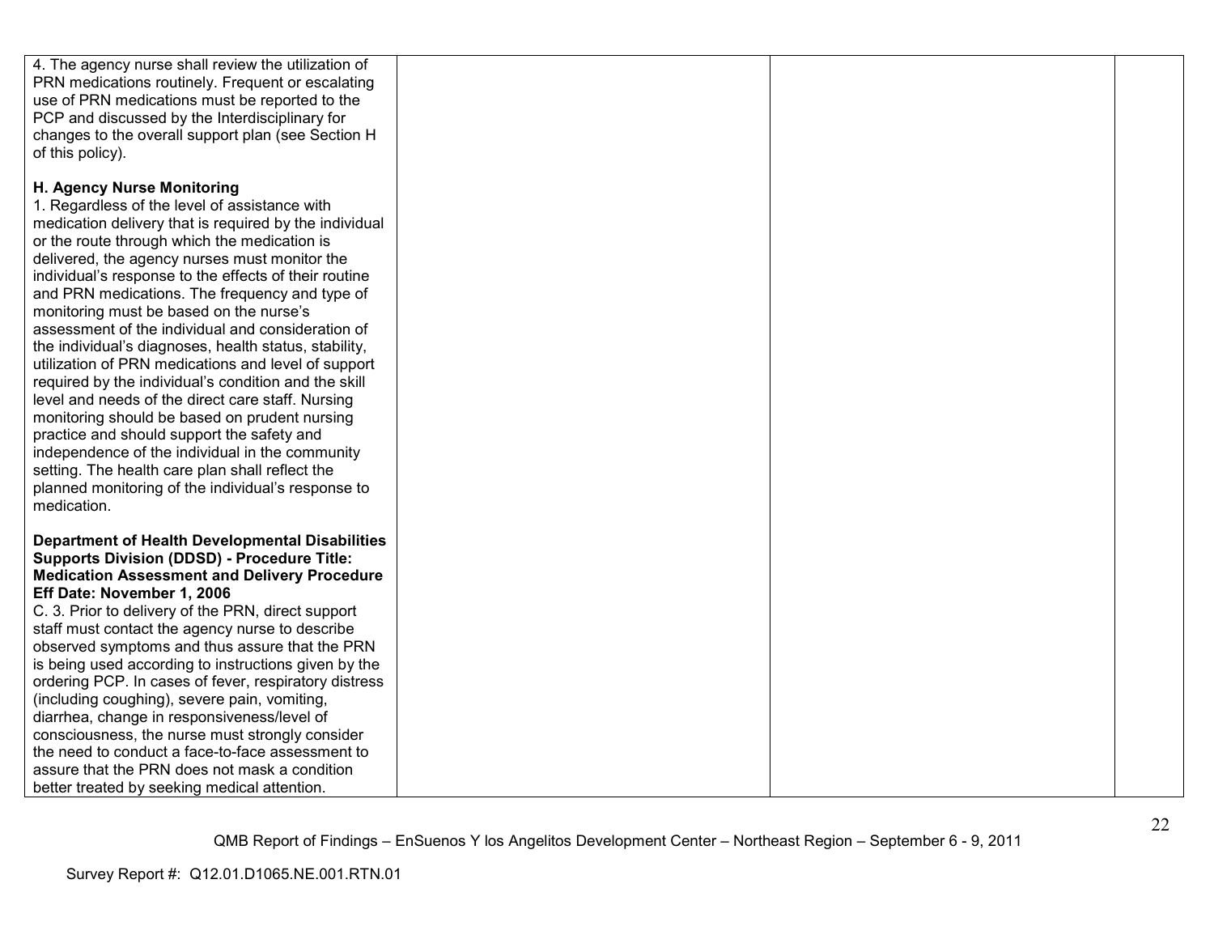| | | | |
|---|---|---|---|
| 4. The agency nurse shall review the utilization of PRN medications routinely. Frequent or escalating use of PRN medications must be reported to the PCP and discussed by the Interdisciplinary for changes to the overall support plan (see Section H of this policy).<br><br>**H. Agency Nurse Monitoring**<br>1. Regardless of the level of assistance with medication delivery that is required by the individual or the route through which the medication is delivered, the agency nurses must monitor the individual's response to the effects of their routine and PRN medications. The frequency and type of monitoring must be based on the nurse's assessment of the individual and consideration of the individual's diagnoses, health status, stability, utilization of PRN medications and level of support required by the individual's condition and the skill level and needs of the direct care staff. Nursing monitoring should be based on prudent nursing practice and should support the safety and independence of the individual in the community setting. The health care plan shall reflect the planned monitoring of the individual's response to medication.<br><br>**Department of Health Developmental Disabilities Supports Division (DDSD) - Procedure Title: Medication Assessment and Delivery Procedure Eff Date: November 1, 2006**<br>C. 3. Prior to delivery of the PRN, direct support staff must contact the agency nurse to describe observed symptoms and thus assure that the PRN is being used according to instructions given by the ordering PCP. In cases of fever, respiratory distress (including coughing), severe pain, vomiting, diarrhea, change in responsiveness/level of consciousness, the nurse must strongly consider the need to conduct a face-to-face assessment to assure that the PRN does not mask a condition better treated by seeking medical attention. | | | |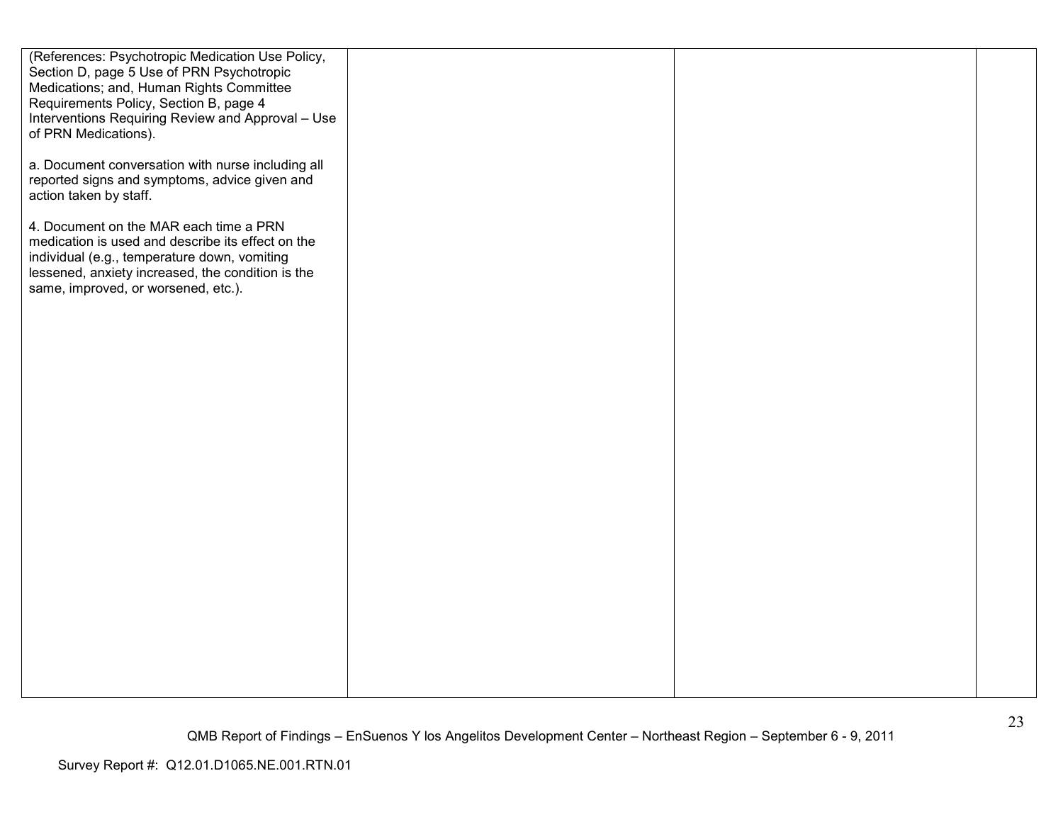| | | | |
|---|---|---|---|
| (References: Psychotropic Medication Use Policy, Section D, page 5 Use of PRN Psychotropic Medications; and, Human Rights Committee Requirements Policy, Section B, page 4 Interventions Requiring Review and Approval – Use of PRN Medications).<br><br>a. Document conversation with nurse including all reported signs and symptoms, advice given and action taken by staff.<br><br>4. Document on the MAR each time a PRN medication is used and describe its effect on the individual (e.g., temperature down, vomiting lessened, anxiety increased, the condition is the same, improved, or worsened, etc.). | | | |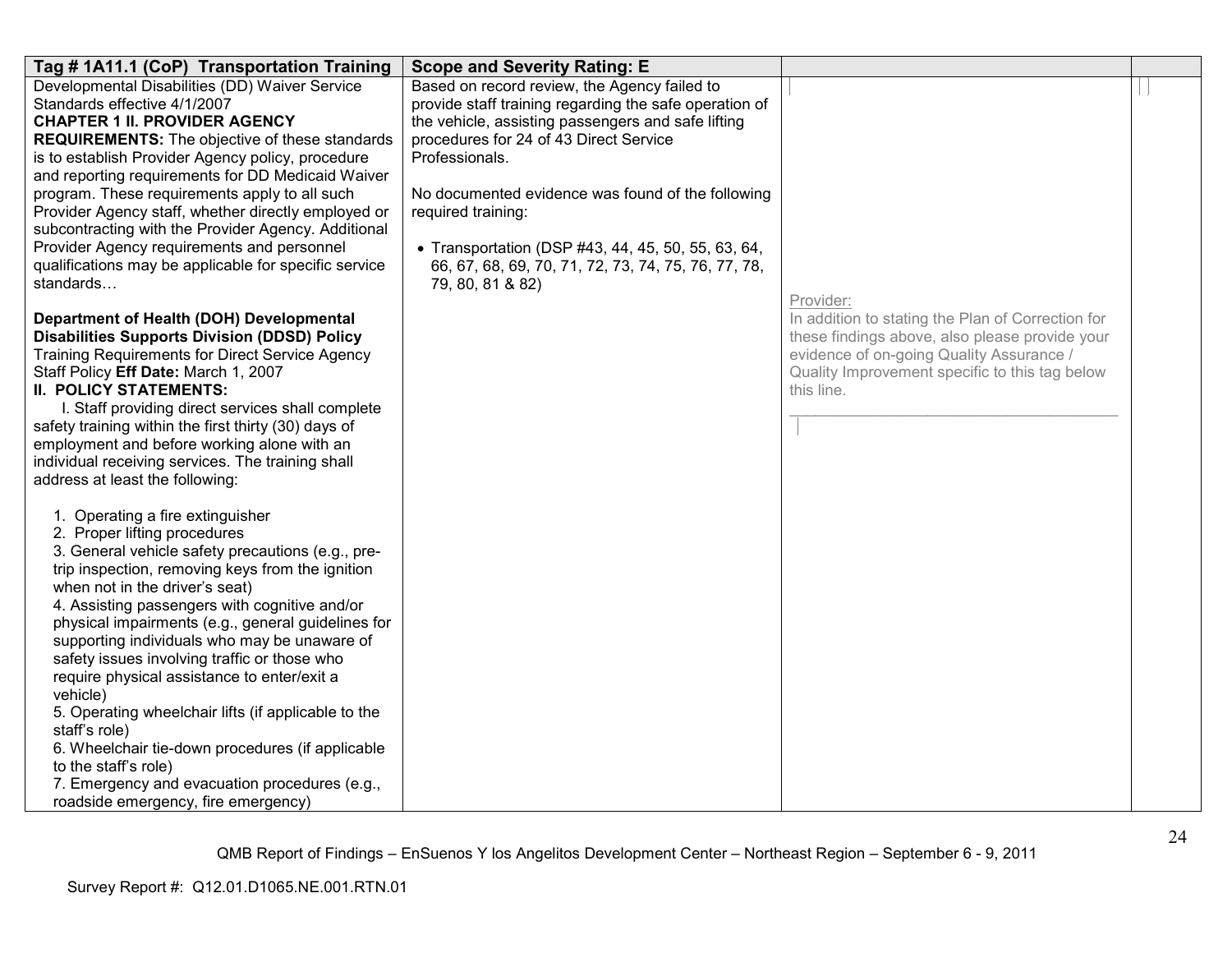| Tag # 1A11.1 (CoP) Transportation Training | Scope and Severity Rating: E | | |
|---|---|---|---|
| Developmental Disabilities (DD) Waiver Service Standards effective 4/1/2007<br>**CHAPTER 1 II. PROVIDER AGENCY REQUIREMENTS:** The objective of these standards is to establish Provider Agency policy, procedure and reporting requirements for DD Medicaid Waiver program. These requirements apply to all such Provider Agency staff, whether directly employed or subcontracting with the Provider Agency. Additional Provider Agency requirements and personnel qualifications may be applicable for specific service standards…<br><br>**Department of Health (DOH) Developmental Disabilities Supports Division (DDSD) Policy** Training Requirements for Direct Service Agency Staff Policy **Eff Date:** March 1, 2007<br>**II. POLICY STATEMENTS:**<br>I. Staff providing direct services shall complete safety training within the first thirty (30) days of employment and before working alone with an individual receiving services. The training shall address at least the following:<br><br>1. Operating a fire extinguisher<br>2. Proper lifting procedures<br>3. General vehicle safety precautions (e.g., pre-trip inspection, removing keys from the ignition when not in the driver's seat)<br>4. Assisting passengers with cognitive and/or physical impairments (e.g., general guidelines for supporting individuals who may be unaware of safety issues involving traffic or those who require physical assistance to enter/exit a vehicle)<br>5. Operating wheelchair lifts (if applicable to the staff's role)<br>6. Wheelchair tie-down procedures (if applicable to the staff's role)<br>7. Emergency and evacuation procedures (e.g., roadside emergency, fire emergency) | Based on record review, the Agency failed to provide staff training regarding the safe operation of the vehicle, assisting passengers and safe lifting procedures for 24 of 43 Direct Service Professionals.<br><br>No documented evidence was found of the following required training:<br><br>• Transportation (DSP #43, 44, 45, 50, 55, 63, 64, 66, 67, 68, 69, 70, 71, 72, 73, 74, 75, 76, 77, 78, 79, 80, 81 & 82) | Provider:<br>In addition to stating the Plan of Correction for these findings above, also please provide your evidence of on-going Quality Assurance / Quality Improvement specific to this tag below this line.<br>\_\_\_\_\_\_\_\_\_\_\_\_\_\_\_\_\_\_\_\_\_\_\_\_\_\_\_\_\_\_\_\_\_\_\_\_\_\_\_\_ | |

QMB Report of Findings – EnSuenos Y los Angelitos Development Center – Northeast Region – September 6 - 9, 2011

Survey Report #: Q12.01.D1065.NE.001.RTN.01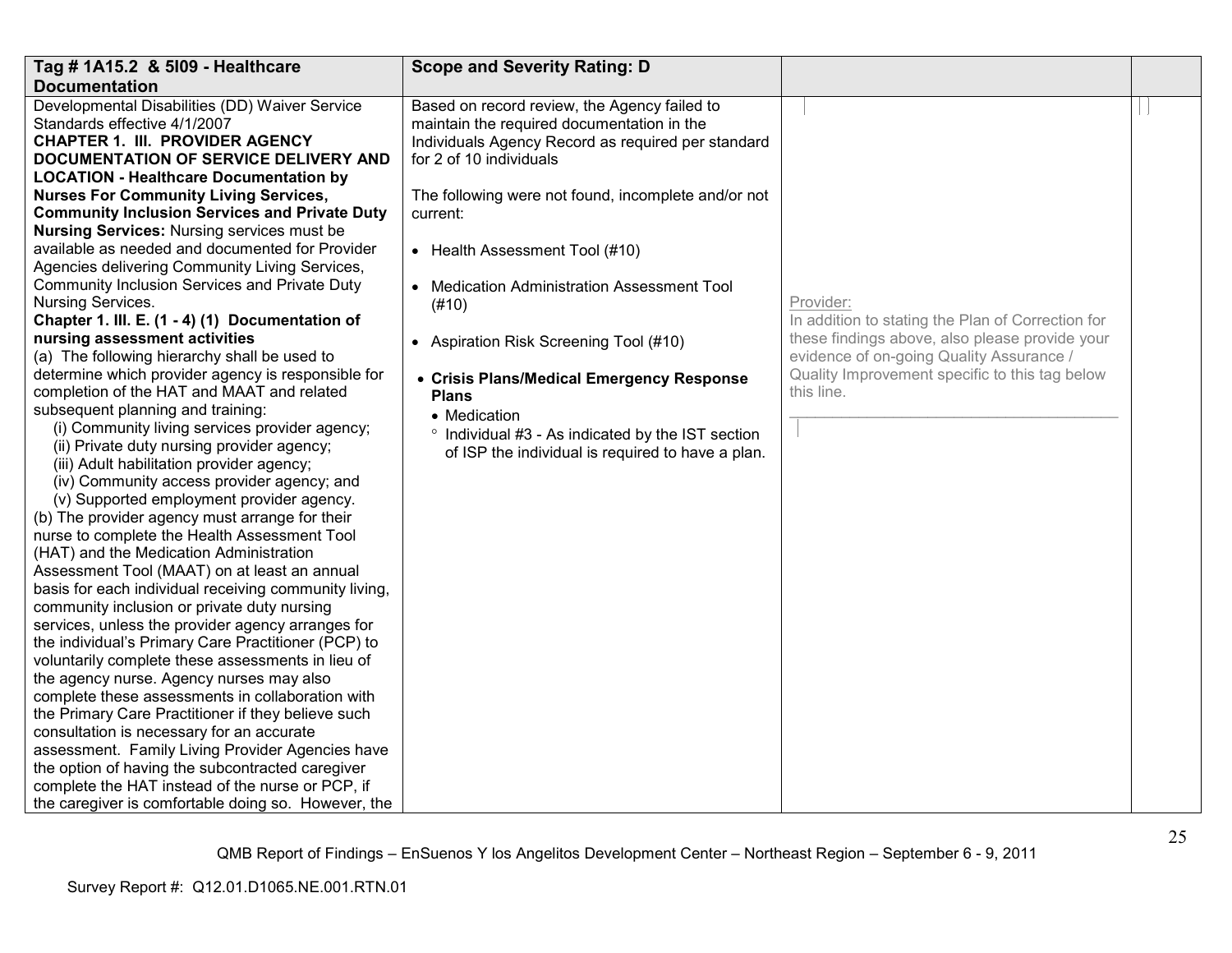| Tag # 1A15.2 & 5I09 - Healthcare Documentation | Scope and Severity Rating: D | | |
|---|---|---|---|
| Developmental Disabilities (DD) Waiver Service Standards effective 4/1/2007<br>**CHAPTER 1. III. PROVIDER AGENCY DOCUMENTATION OF SERVICE DELIVERY AND LOCATION - Healthcare Documentation by Nurses For Community Living Services, Community Inclusion Services and Private Duty Nursing Services:** Nursing services must be available as needed and documented for Provider Agencies delivering Community Living Services, Community Inclusion Services and Private Duty Nursing Services.<br>**Chapter 1. III. E. (1 - 4) (1) Documentation of nursing assessment activities**<br>(a) The following hierarchy shall be used to determine which provider agency is responsible for completion of the HAT and MAAT and related subsequent planning and training:<br>(i) Community living services provider agency;<br>(ii) Private duty nursing provider agency;<br>(iii) Adult habilitation provider agency;<br>(iv) Community access provider agency; and<br>(v) Supported employment provider agency.<br>(b) The provider agency must arrange for their nurse to complete the Health Assessment Tool (HAT) and the Medication Administration Assessment Tool (MAAT) on at least an annual basis for each individual receiving community living, community inclusion or private duty nursing services, unless the provider agency arranges for the individual's Primary Care Practitioner (PCP) to voluntarily complete these assessments in lieu of the agency nurse. Agency nurses may also complete these assessments in collaboration with the Primary Care Practitioner if they believe such consultation is necessary for an accurate assessment. Family Living Provider Agencies have the option of having the subcontracted caregiver complete the HAT instead of the nurse or PCP, if the caregiver is comfortable doing so. However, the | Based on record review, the Agency failed to maintain the required documentation in the Individuals Agency Record as required per standard for 2 of 10 individuals<br><br>The following were not found, incomplete and/or not current:<br><br>• Health Assessment Tool (#10)<br><br>• Medication Administration Assessment Tool (#10)<br><br>• Aspiration Risk Screening Tool (#10)<br><br>• **Crisis Plans/Medical Emergency Response Plans**<br>  • Medication<br>    ° Individual #3 - As indicated by the IST section of ISP the individual is required to have a plan. | Provider:<br>In addition to stating the Plan of Correction for these findings above, also please provide your evidence of on-going Quality Assurance / Quality Improvement specific to this tag below this line. | |

QMB Report of Findings – EnSuenos Y los Angelitos Development Center – Northeast Region – September 6 - 9, 2011

Survey Report #: Q12.01.D1065.NE.001.RTN.01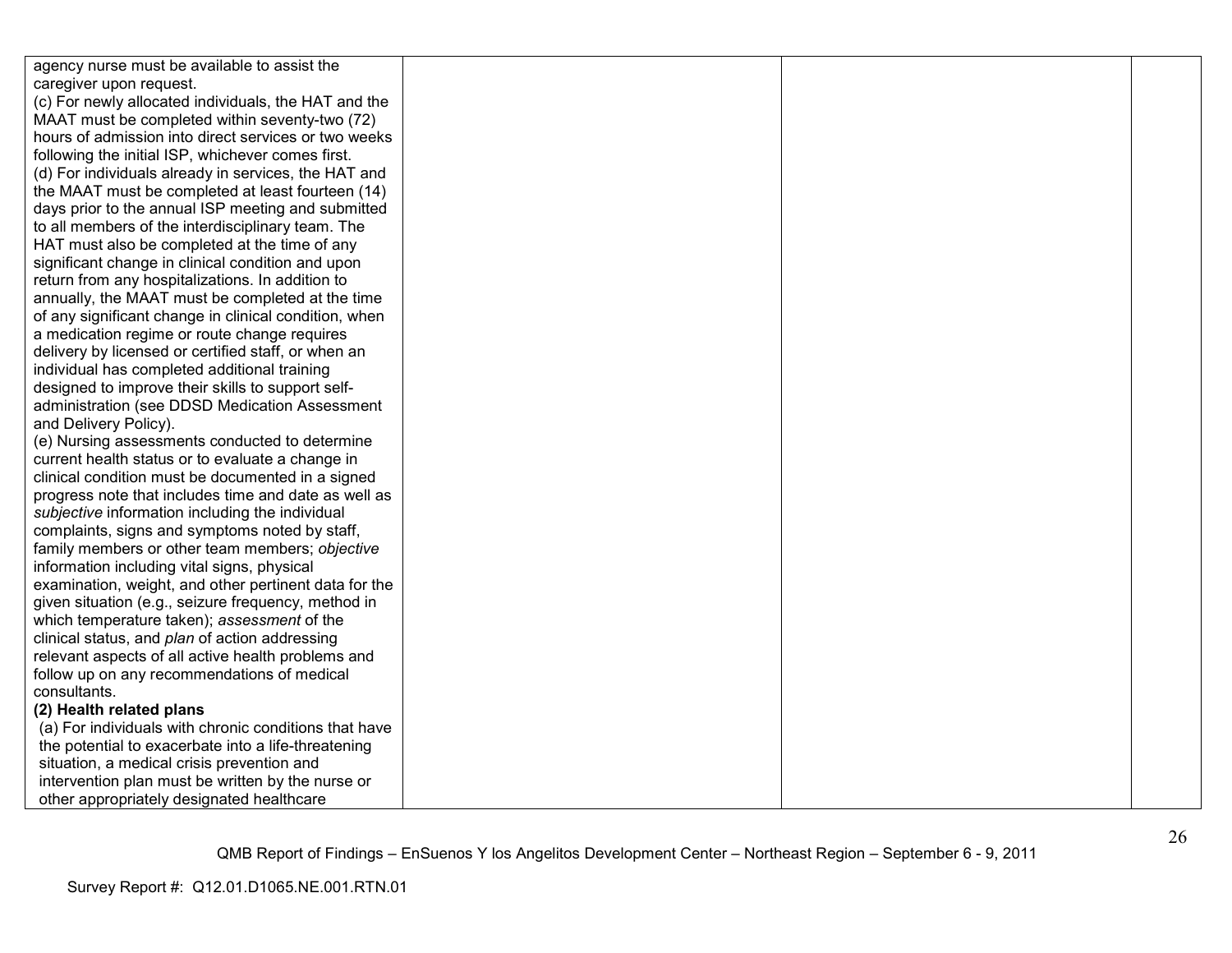| | | | |
|---|---|---|---|
| agency nurse must be available to assist the caregiver upon request.<br>(c) For newly allocated individuals, the HAT and the MAAT must be completed within seventy-two (72) hours of admission into direct services or two weeks following the initial ISP, whichever comes first.<br>(d) For individuals already in services, the HAT and the MAAT must be completed at least fourteen (14) days prior to the annual ISP meeting and submitted to all members of the interdisciplinary team. The HAT must also be completed at the time of any significant change in clinical condition and upon return from any hospitalizations. In addition to annually, the MAAT must be completed at the time of any significant change in clinical condition, when a medication regime or route change requires delivery by licensed or certified staff, or when an individual has completed additional training designed to improve their skills to support self-administration (see DDSD Medication Assessment and Delivery Policy).<br>(e) Nursing assessments conducted to determine current health status or to evaluate a change in clinical condition must be documented in a signed progress note that includes time and date as well as *subjective* information including the individual complaints, signs and symptoms noted by staff, family members or other team members; *objective* information including vital signs, physical examination, weight, and other pertinent data for the given situation (e.g., seizure frequency, method in which temperature taken); *assessment* of the clinical status, and *plan* of action addressing relevant aspects of all active health problems and follow up on any recommendations of medical consultants.<br>**(2) Health related plans**<br>(a) For individuals with chronic conditions that have the potential to exacerbate into a life-threatening situation, a medical crisis prevention and intervention plan must be written by the nurse or other appropriately designated healthcare | | | |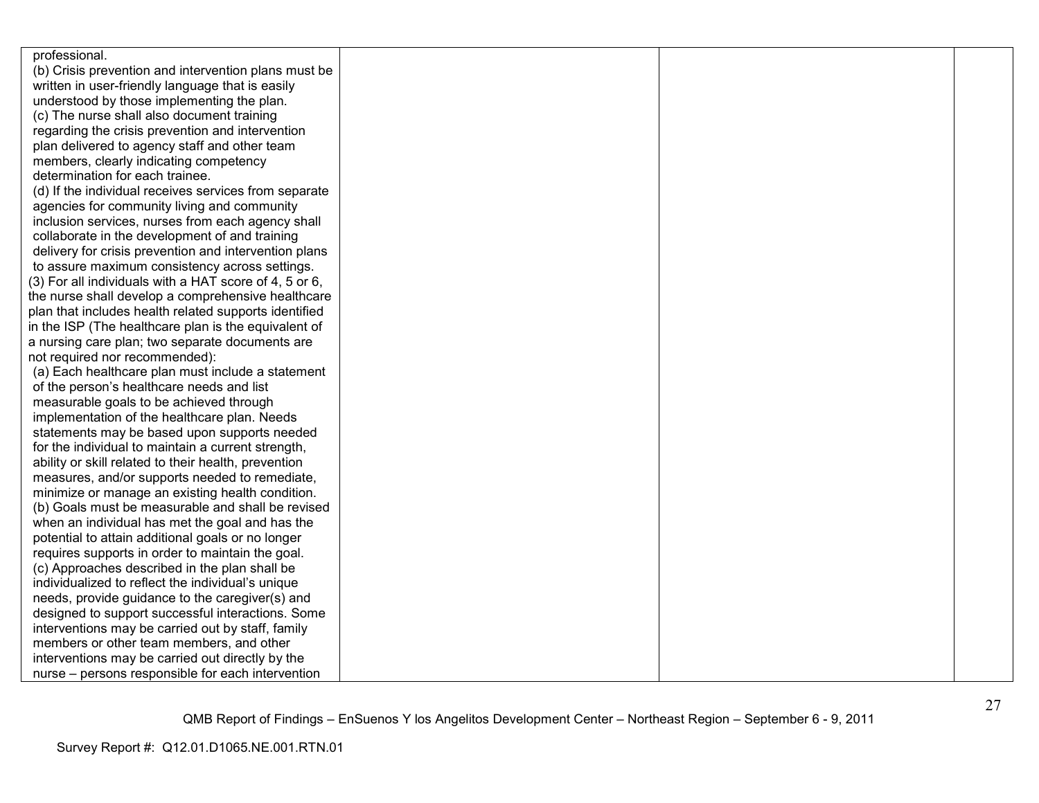| | | | |
|---|---|---|---|
| professional.<br>(b) Crisis prevention and intervention plans must be written in user-friendly language that is easily understood by those implementing the plan.<br>(c) The nurse shall also document training regarding the crisis prevention and intervention plan delivered to agency staff and other team members, clearly indicating competency determination for each trainee.<br>(d) If the individual receives services from separate agencies for community living and community inclusion services, nurses from each agency shall collaborate in the development of and training delivery for crisis prevention and intervention plans to assure maximum consistency across settings.<br>(3) For all individuals with a HAT score of 4, 5 or 6, the nurse shall develop a comprehensive healthcare plan that includes health related supports identified in the ISP (The healthcare plan is the equivalent of a nursing care plan; two separate documents are not required nor recommended):<br>(a) Each healthcare plan must include a statement of the person's healthcare needs and list measurable goals to be achieved through implementation of the healthcare plan. Needs statements may be based upon supports needed for the individual to maintain a current strength, ability or skill related to their health, prevention measures, and/or supports needed to remediate, minimize or manage an existing health condition.<br>(b) Goals must be measurable and shall be revised when an individual has met the goal and has the potential to attain additional goals or no longer requires supports in order to maintain the goal.<br>(c) Approaches described in the plan shall be individualized to reflect the individual's unique needs, provide guidance to the caregiver(s) and designed to support successful interactions. Some interventions may be carried out by staff, family members or other team members, and other interventions may be carried out directly by the nurse – persons responsible for each intervention | | | |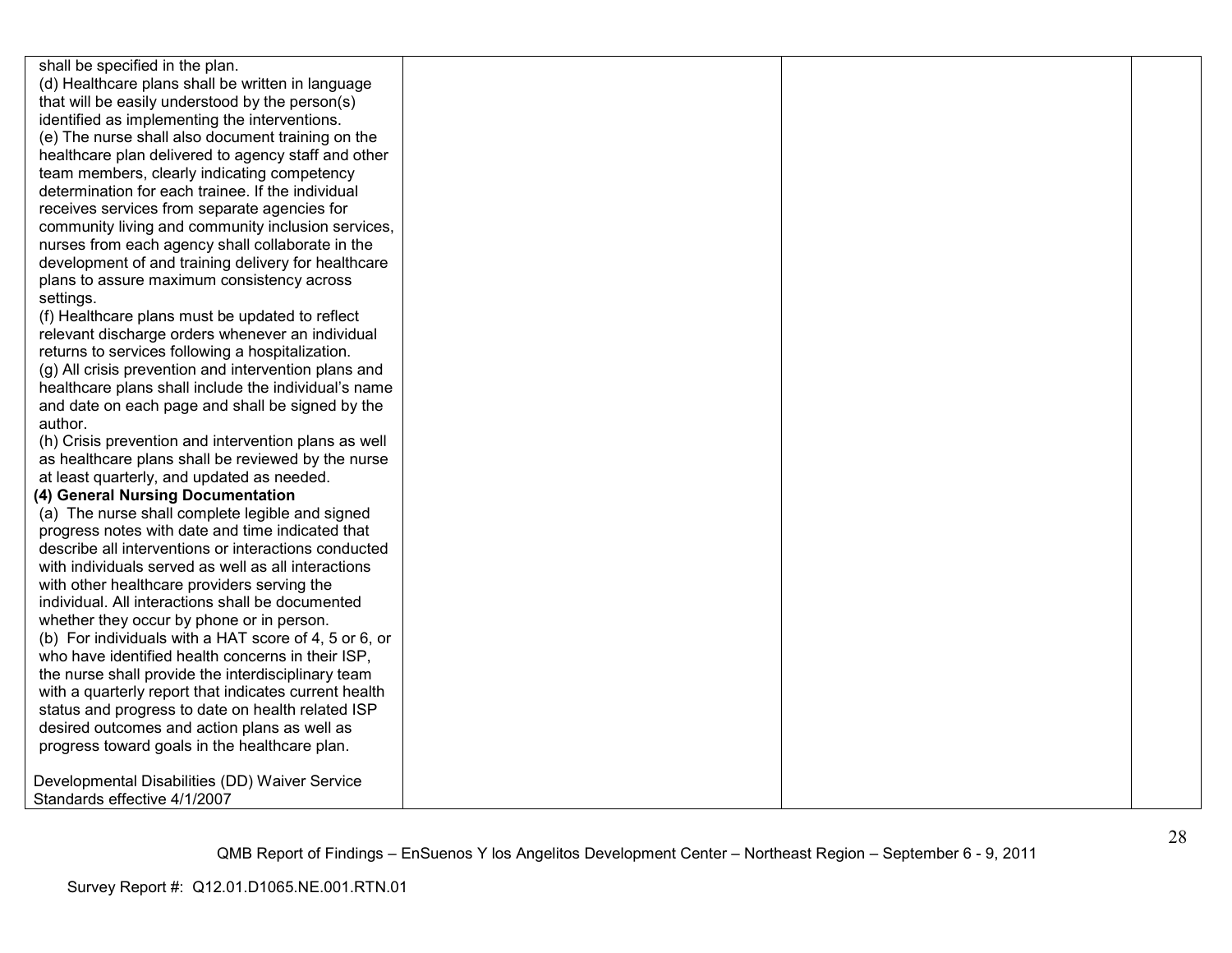| | | | |
|---|---|---|---|
| shall be specified in the plan.<br>(d) Healthcare plans shall be written in language that will be easily understood by the person(s) identified as implementing the interventions.<br>(e) The nurse shall also document training on the healthcare plan delivered to agency staff and other team members, clearly indicating competency determination for each trainee. If the individual receives services from separate agencies for community living and community inclusion services, nurses from each agency shall collaborate in the development of and training delivery for healthcare plans to assure maximum consistency across settings.<br>(f) Healthcare plans must be updated to reflect relevant discharge orders whenever an individual returns to services following a hospitalization.<br>(g) All crisis prevention and intervention plans and healthcare plans shall include the individual's name and date on each page and shall be signed by the author.<br>(h) Crisis prevention and intervention plans as well as healthcare plans shall be reviewed by the nurse at least quarterly, and updated as needed.<br>**(4) General Nursing Documentation**<br>(a) The nurse shall complete legible and signed progress notes with date and time indicated that describe all interventions or interactions conducted with individuals served as well as all interactions with other healthcare providers serving the individual. All interactions shall be documented whether they occur by phone or in person.<br>(b) For individuals with a HAT score of 4, 5 or 6, or who have identified health concerns in their ISP, the nurse shall provide the interdisciplinary team with a quarterly report that indicates current health status and progress to date on health related ISP desired outcomes and action plans as well as progress toward goals in the healthcare plan.<br><br>Developmental Disabilities (DD) Waiver Service Standards effective 4/1/2007 | | | |

QMB Report of Findings – EnSuenos Y los Angelitos Development Center – Northeast Region – September 6 - 9, 2011

Survey Report #: Q12.01.D1065.NE.001.RTN.01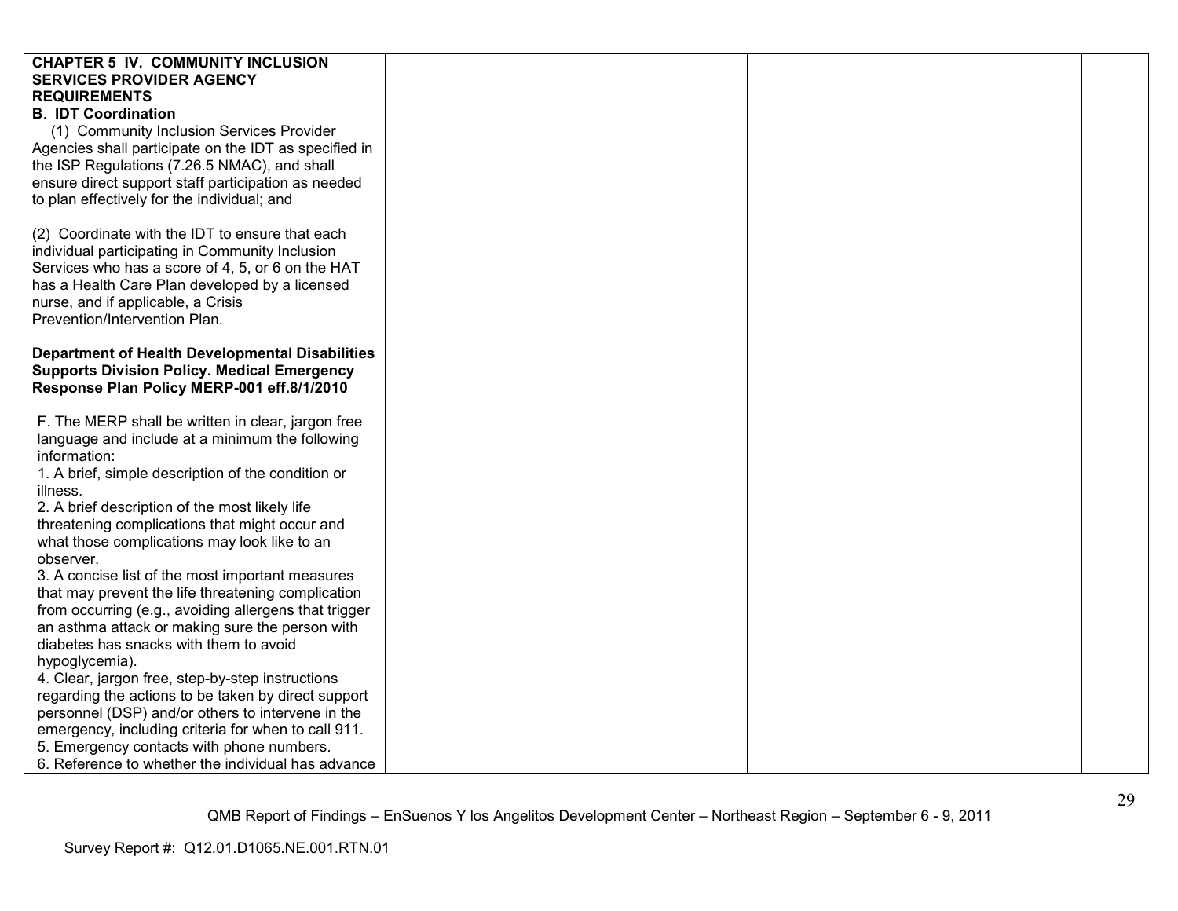| | | | |
|---|---|---|---|
| **CHAPTER 5 IV. COMMUNITY INCLUSION SERVICES PROVIDER AGENCY REQUIREMENTS**<br>**B. IDT Coordination**<br>(1) Community Inclusion Services Provider Agencies shall participate on the IDT as specified in the ISP Regulations (7.26.5 NMAC), and shall ensure direct support staff participation as needed to plan effectively for the individual; and<br><br>(2) Coordinate with the IDT to ensure that each individual participating in Community Inclusion Services who has a score of 4, 5, or 6 on the HAT has a Health Care Plan developed by a licensed nurse, and if applicable, a Crisis Prevention/Intervention Plan.<br><br>**Department of Health Developmental Disabilities Supports Division Policy. Medical Emergency Response Plan Policy MERP-001 eff.8/1/2010**<br><br>F. The MERP shall be written in clear, jargon free language and include at a minimum the following information:<br>1. A brief, simple description of the condition or illness.<br>2. A brief description of the most likely life threatening complications that might occur and what those complications may look like to an observer.<br>3. A concise list of the most important measures that may prevent the life threatening complication from occurring (e.g., avoiding allergens that trigger an asthma attack or making sure the person with diabetes has snacks with them to avoid hypoglycemia).<br>4. Clear, jargon free, step-by-step instructions regarding the actions to be taken by direct support personnel (DSP) and/or others to intervene in the emergency, including criteria for when to call 911.<br>5. Emergency contacts with phone numbers.<br>6. Reference to whether the individual has advance | | | |

QMB Report of Findings – EnSuenos Y los Angelitos Development Center – Northeast Region – September 6 - 9, 2011

Survey Report #: Q12.01.D1065.NE.001.RTN.01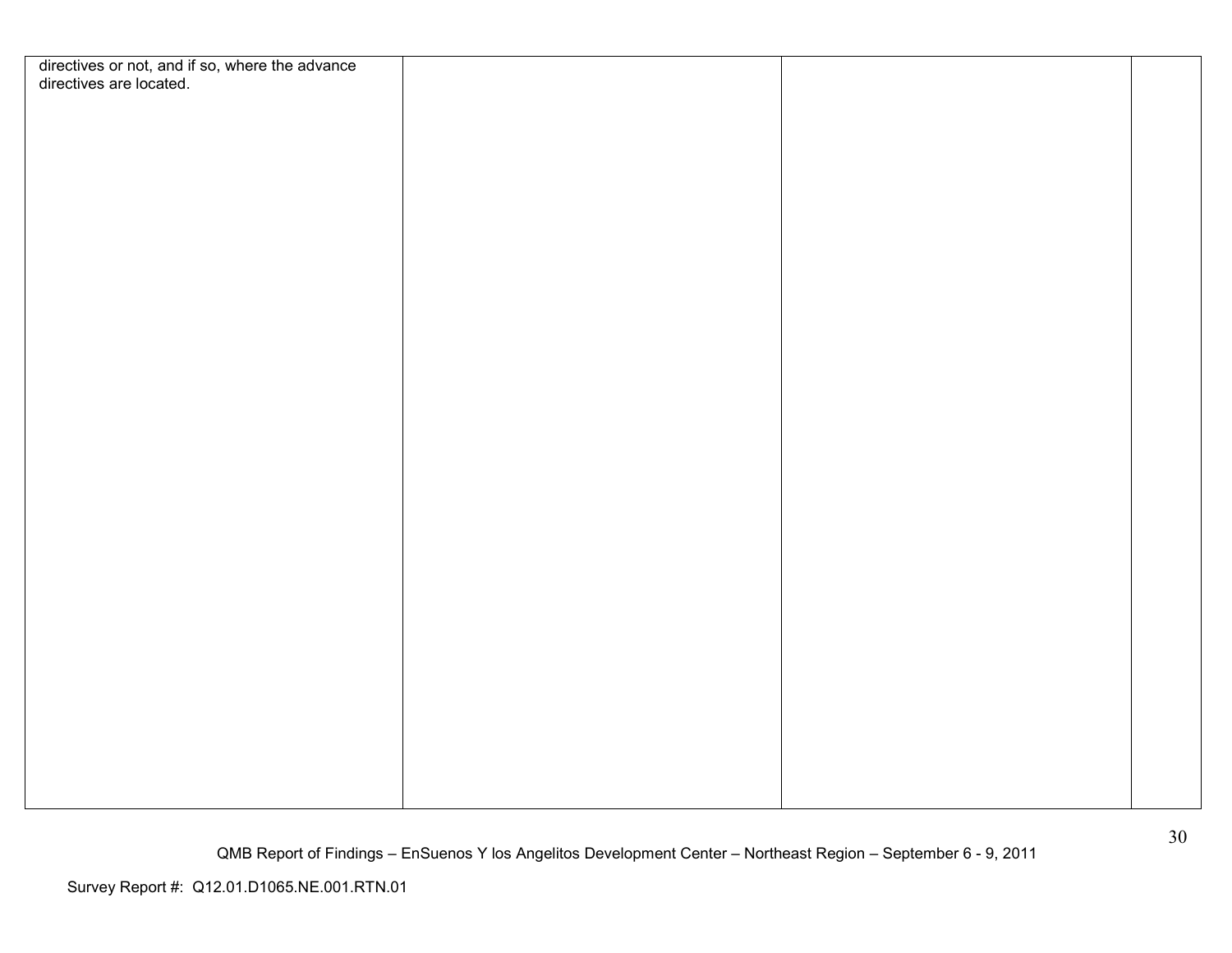| | | | |
|---|---|---|---|
| directives or not, and if so, where the advance directives are located. | | | |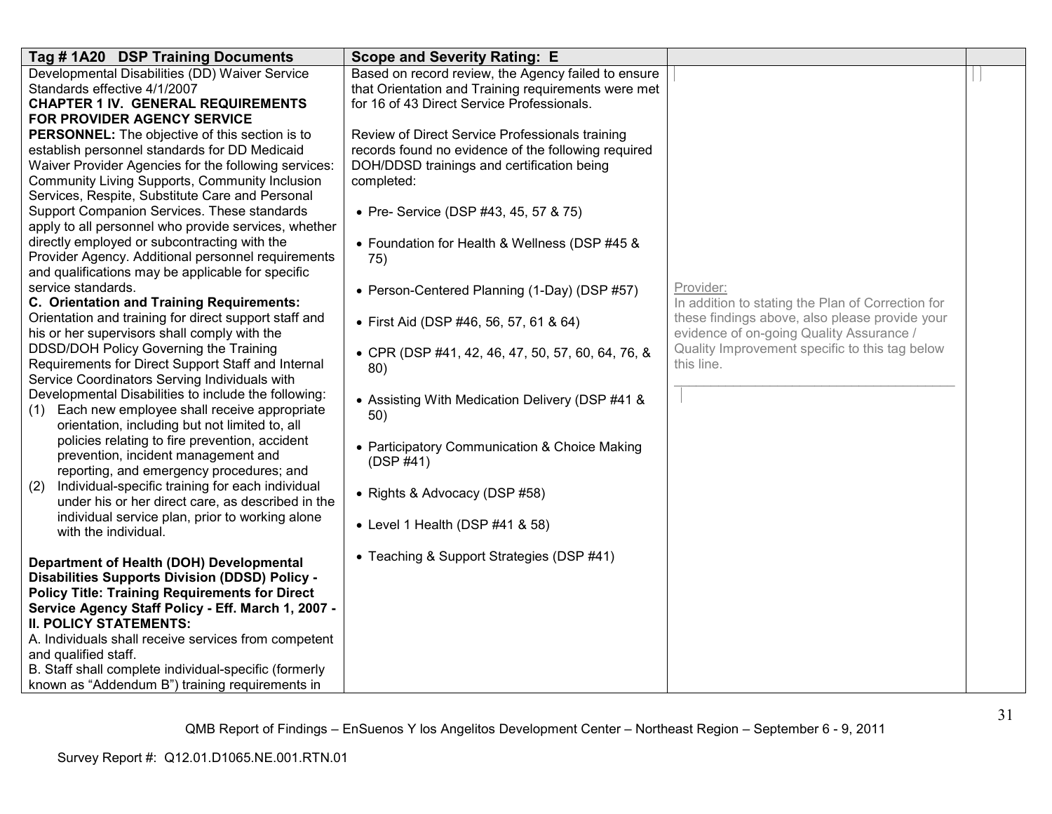| Tag # 1A20 DSP Training Documents | Scope and Severity Rating: E | | |
|---|---|---|---|
| Developmental Disabilities (DD) Waiver Service Standards effective 4/1/2007<br>**CHAPTER 1 IV. GENERAL REQUIREMENTS FOR PROVIDER AGENCY SERVICE PERSONNEL:** The objective of this section is to establish personnel standards for DD Medicaid Waiver Provider Agencies for the following services: Community Living Supports, Community Inclusion Services, Respite, Substitute Care and Personal Support Companion Services. These standards apply to all personnel who provide services, whether directly employed or subcontracting with the Provider Agency. Additional personnel requirements and qualifications may be applicable for specific service standards.<br>**C. Orientation and Training Requirements:** Orientation and training for direct support staff and his or her supervisors shall comply with the DDSD/DOH Policy Governing the Training Requirements for Direct Support Staff and Internal Service Coordinators Serving Individuals with Developmental Disabilities to include the following:<br>(1) Each new employee shall receive appropriate orientation, including but not limited to, all policies relating to fire prevention, accident prevention, incident management and reporting, and emergency procedures; and<br>(2) Individual-specific training for each individual under his or her direct care, as described in the individual service plan, prior to working alone with the individual.<br><br>**Department of Health (DOH) Developmental Disabilities Supports Division (DDSD) Policy - Policy Title: Training Requirements for Direct Service Agency Staff Policy - Eff. March 1, 2007 - II. POLICY STATEMENTS:**<br>A. Individuals shall receive services from competent and qualified staff.<br>B. Staff shall complete individual-specific (formerly known as "Addendum B") training requirements in | Based on record review, the Agency failed to ensure that Orientation and Training requirements were met for 16 of 43 Direct Service Professionals.<br><br>Review of Direct Service Professionals training records found no evidence of the following required DOH/DDSD trainings and certification being completed:<br><br>• Pre- Service (DSP #43, 45, 57 & 75)<br><br>• Foundation for Health & Wellness (DSP #45 & 75)<br><br>• Person-Centered Planning (1-Day) (DSP #57)<br><br>• First Aid (DSP #46, 56, 57, 61 & 64)<br><br>• CPR (DSP #41, 42, 46, 47, 50, 57, 60, 64, 76, & 80)<br><br>• Assisting With Medication Delivery (DSP #41 & 50)<br><br>• Participatory Communication & Choice Making (DSP #41)<br><br>• Rights & Advocacy (DSP #58)<br><br>• Level 1 Health (DSP #41 & 58)<br><br>• Teaching & Support Strategies (DSP #41) | Provider:<br>In addition to stating the Plan of Correction for these findings above, also please provide your evidence of on-going Quality Assurance / Quality Improvement specific to this tag below this line.<br>\_\_\_\_\_\_\_\_\_\_\_\_\_\_\_\_\_\_\_\_\_\_\_\_\_\_\_\_\_\_\_\_\_\_\_\_\_\_\_\_ | |

QMB Report of Findings – EnSuenos Y los Angelitos Development Center – Northeast Region – September 6 - 9, 2011

Survey Report #: Q12.01.D1065.NE.001.RTN.01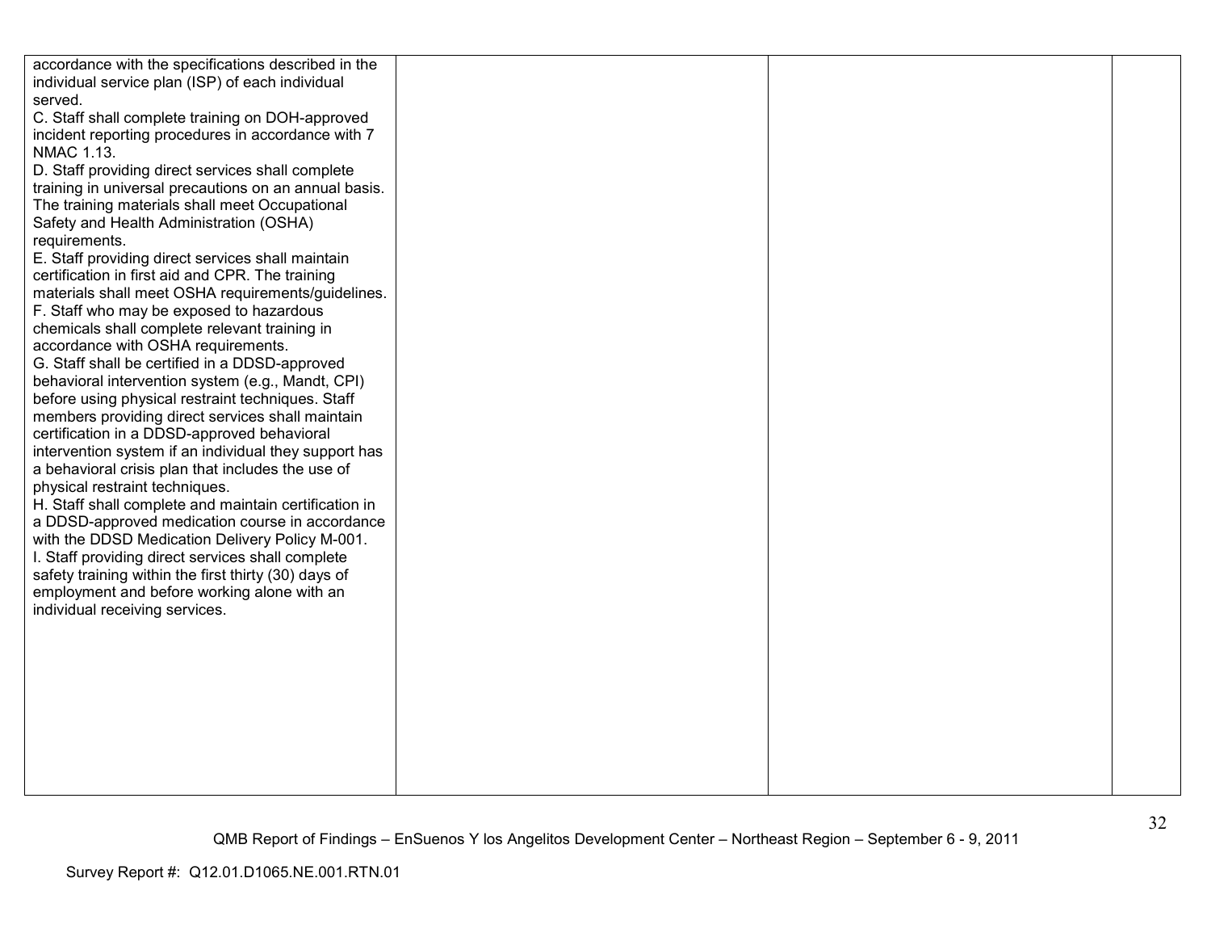| | | | |
|---|---|---|---|
| accordance with the specifications described in the individual service plan (ISP) of each individual served.<br>C. Staff shall complete training on DOH-approved incident reporting procedures in accordance with 7 NMAC 1.13.<br>D. Staff providing direct services shall complete training in universal precautions on an annual basis. The training materials shall meet Occupational Safety and Health Administration (OSHA) requirements.<br>E. Staff providing direct services shall maintain certification in first aid and CPR. The training materials shall meet OSHA requirements/guidelines.<br>F. Staff who may be exposed to hazardous chemicals shall complete relevant training in accordance with OSHA requirements.<br>G. Staff shall be certified in a DDSD-approved behavioral intervention system (e.g., Mandt, CPI) before using physical restraint techniques. Staff members providing direct services shall maintain certification in a DDSD-approved behavioral intervention system if an individual they support has a behavioral crisis plan that includes the use of physical restraint techniques.<br>H. Staff shall complete and maintain certification in a DDSD-approved medication course in accordance with the DDSD Medication Delivery Policy M-001.<br>I. Staff providing direct services shall complete safety training within the first thirty (30) days of employment and before working alone with an individual receiving services. | | | |

QMB Report of Findings – EnSuenos Y los Angelitos Development Center – Northeast Region – September 6 - 9, 2011

Survey Report #: Q12.01.D1065.NE.001.RTN.01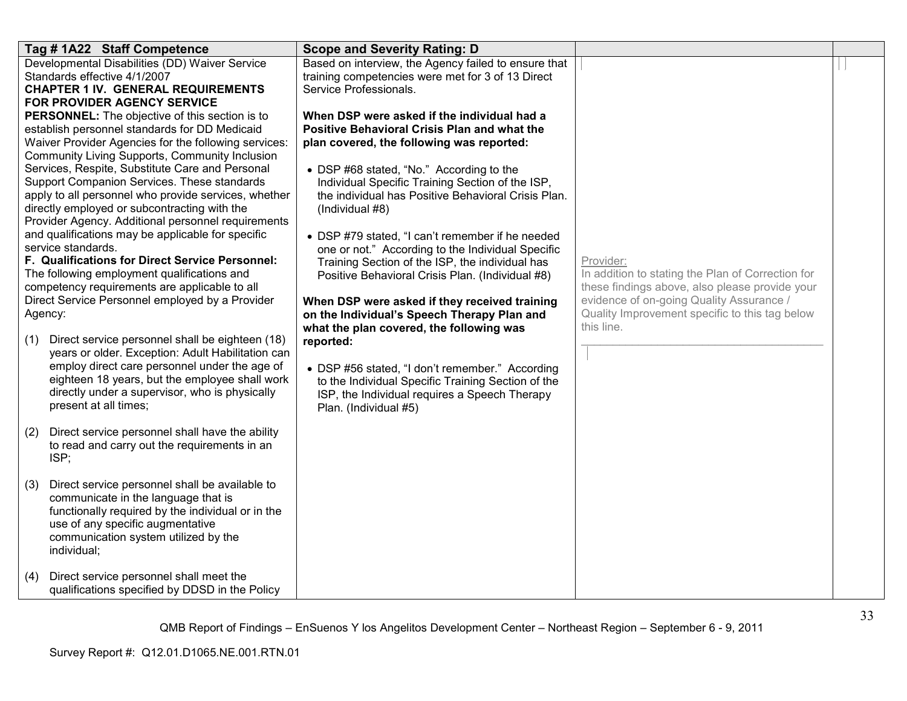| Tag # 1A22 Staff Competence | Scope and Severity Rating: D | | |
|---|---|---|---|
| Developmental Disabilities (DD) Waiver Service Standards effective 4/1/2007<br>**CHAPTER 1 IV. GENERAL REQUIREMENTS FOR PROVIDER AGENCY SERVICE PERSONNEL:** The objective of this section is to establish personnel standards for DD Medicaid Waiver Provider Agencies for the following services: Community Living Supports, Community Inclusion Services, Respite, Substitute Care and Personal Support Companion Services. These standards apply to all personnel who provide services, whether directly employed or subcontracting with the Provider Agency. Additional personnel requirements and qualifications may be applicable for specific service standards.<br>**F. Qualifications for Direct Service Personnel:** The following employment qualifications and competency requirements are applicable to all Direct Service Personnel employed by a Provider Agency:<br><br>(1) Direct service personnel shall be eighteen (18) years or older. Exception: Adult Habilitation can employ direct care personnel under the age of eighteen 18 years, but the employee shall work directly under a supervisor, who is physically present at all times;<br><br>(2) Direct service personnel shall have the ability to read and carry out the requirements in an ISP;<br><br>(3) Direct service personnel shall be available to communicate in the language that is functionally required by the individual or in the use of any specific augmentative communication system utilized by the individual;<br><br>(4) Direct service personnel shall meet the qualifications specified by DDSD in the Policy | Based on interview, the Agency failed to ensure that training competencies were met for 3 of 13 Direct Service Professionals.<br><br>**When DSP were asked if the individual had a Positive Behavioral Crisis Plan and what the plan covered, the following was reported:**<br><br>• DSP #68 stated, "No." According to the Individual Specific Training Section of the ISP, the individual has Positive Behavioral Crisis Plan. (Individual #8)<br><br>• DSP #79 stated, "I can't remember if he needed one or not." According to the Individual Specific Training Section of the ISP, the individual has Positive Behavioral Crisis Plan. (Individual #8)<br><br>**When DSP were asked if they received training on the Individual's Speech Therapy Plan and what the plan covered, the following was reported:**<br><br>• DSP #56 stated, "I don't remember." According to the Individual Specific Training Section of the ISP, the Individual requires a Speech Therapy Plan. (Individual #5) | Provider:<br>In addition to stating the Plan of Correction for these findings above, also please provide your evidence of on-going Quality Assurance / Quality Improvement specific to this tag below this line.<br>________________________________________ | |

QMB Report of Findings – EnSuenos Y los Angelitos Development Center – Northeast Region – September 6 - 9, 2011

Survey Report #: Q12.01.D1065.NE.001.RTN.01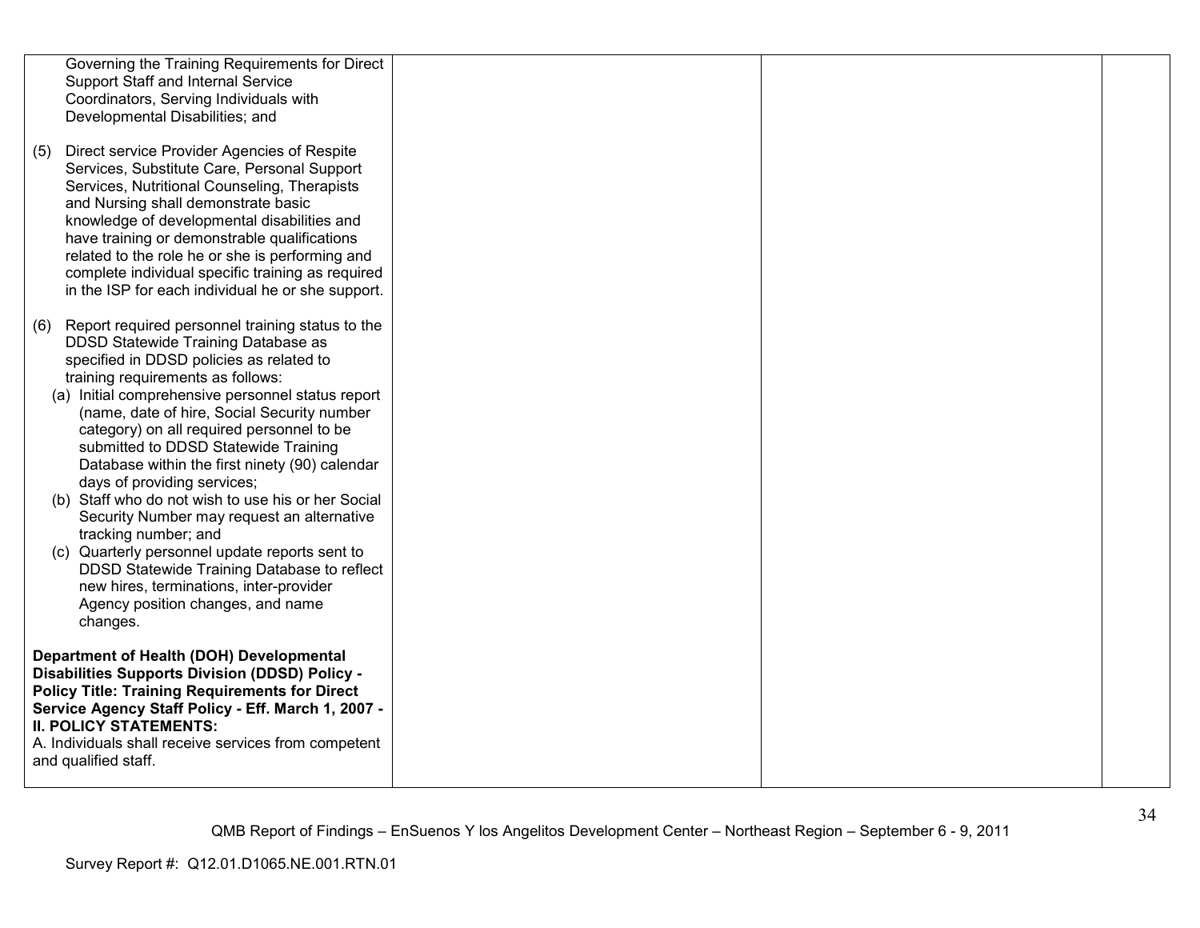| | | | |
|---|---|---|---|
| Governing the Training Requirements for Direct Support Staff and Internal Service Coordinators, Serving Individuals with Developmental Disabilities; and<br><br>(5) Direct service Provider Agencies of Respite Services, Substitute Care, Personal Support Services, Nutritional Counseling, Therapists and Nursing shall demonstrate basic knowledge of developmental disabilities and have training or demonstrable qualifications related to the role he or she is performing and complete individual specific training as required in the ISP for each individual he or she support.<br><br>(6) Report required personnel training status to the DDSD Statewide Training Database as specified in DDSD policies as related to training requirements as follows:<br>(a) Initial comprehensive personnel status report (name, date of hire, Social Security number category) on all required personnel to be submitted to DDSD Statewide Training Database within the first ninety (90) calendar days of providing services;<br>(b) Staff who do not wish to use his or her Social Security Number may request an alternative tracking number; and<br>(c) Quarterly personnel update reports sent to DDSD Statewide Training Database to reflect new hires, terminations, inter-provider Agency position changes, and name changes.<br><br>**Department of Health (DOH) Developmental Disabilities Supports Division (DDSD) Policy - Policy Title: Training Requirements for Direct Service Agency Staff Policy - Eff. March 1, 2007 - II. POLICY STATEMENTS:**<br>A. Individuals shall receive services from competent and qualified staff. | | | |

QMB Report of Findings – EnSuenos Y los Angelitos Development Center – Northeast Region – September 6 - 9, 2011

Survey Report #: Q12.01.D1065.NE.001.RTN.01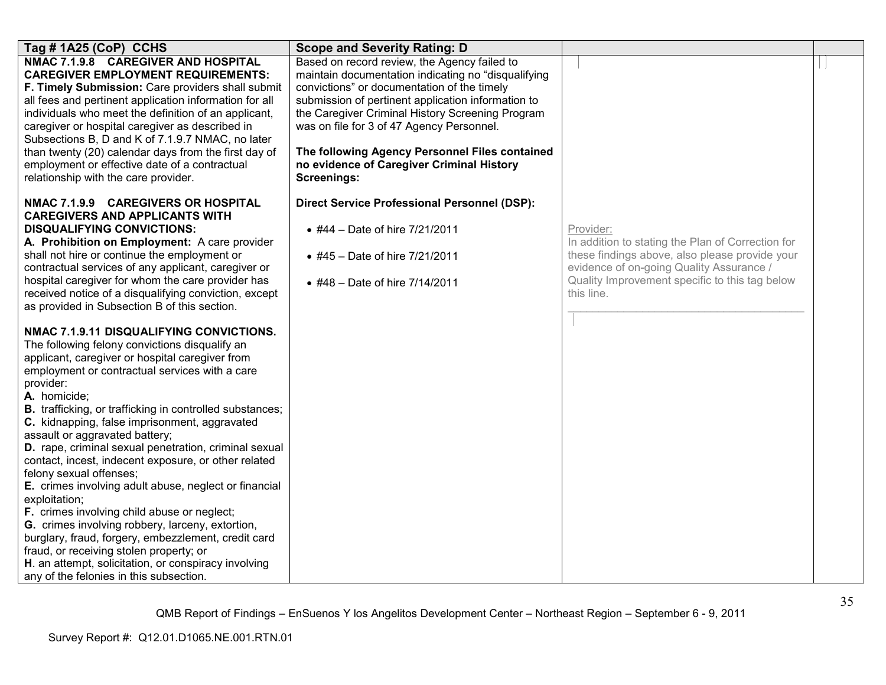| Tag # 1A25 (CoP) CCHS | Scope and Severity Rating: D | | |
|---|---|---|---|
| **NMAC 7.1.9.8 CAREGIVER AND HOSPITAL CAREGIVER EMPLOYMENT REQUIREMENTS:**<br>**F. Timely Submission:** Care providers shall submit all fees and pertinent application information for all individuals who meet the definition of an applicant, caregiver or hospital caregiver as described in Subsections B, D and K of 7.1.9.7 NMAC, no later than twenty (20) calendar days from the first day of employment or effective date of a contractual relationship with the care provider.<br><br>**NMAC 7.1.9.9 CAREGIVERS OR HOSPITAL CAREGIVERS AND APPLICANTS WITH DISQUALIFYING CONVICTIONS:**<br>**A. Prohibition on Employment:** A care provider shall not hire or continue the employment or contractual services of any applicant, caregiver or hospital caregiver for whom the care provider has received notice of a disqualifying conviction, except as provided in Subsection B of this section.<br><br>**NMAC 7.1.9.11 DISQUALIFYING CONVICTIONS.** The following felony convictions disqualify an applicant, caregiver or hospital caregiver from employment or contractual services with a care provider:<br>**A.** homicide;<br>**B.** trafficking, or trafficking in controlled substances;<br>**C.** kidnapping, false imprisonment, aggravated assault or aggravated battery;<br>**D.** rape, criminal sexual penetration, criminal sexual contact, incest, indecent exposure, or other related felony sexual offenses;<br>**E.** crimes involving adult abuse, neglect or financial exploitation;<br>**F.** crimes involving child abuse or neglect;<br>**G.** crimes involving robbery, larceny, extortion, burglary, fraud, forgery, embezzlement, credit card fraud, or receiving stolen property; or<br>**H**. an attempt, solicitation, or conspiracy involving any of the felonies in this subsection. | Based on record review, the Agency failed to maintain documentation indicating no "disqualifying convictions" or documentation of the timely submission of pertinent application information to the Caregiver Criminal History Screening Program was on file for 3 of 47 Agency Personnel.<br><br>**The following Agency Personnel Files contained no evidence of Caregiver Criminal History Screenings:**<br><br>**Direct Service Professional Personnel (DSP):**<br><br>• #44 – Date of hire 7/21/2011<br><br>• #45 – Date of hire 7/21/2011<br><br>• #48 – Date of hire 7/14/2011 | Provider:<br>In addition to stating the Plan of Correction for these findings above, also please provide your evidence of on-going Quality Assurance / Quality Improvement specific to this tag below this line.<br>\_\_\_\_\_\_\_\_\_\_\_\_\_\_\_\_\_\_\_\_\_\_\_\_\_\_\_\_\_\_\_\_\_\_\_\_\_\_\_ | |

QMB Report of Findings – EnSuenos Y los Angelitos Development Center – Northeast Region – September 6 - 9, 2011

Survey Report #: Q12.01.D1065.NE.001.RTN.01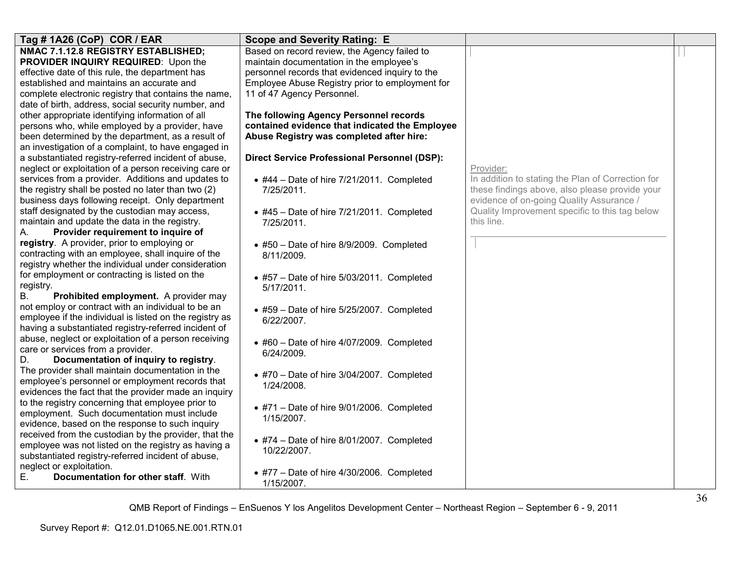| Tag # 1A26 (CoP) COR / EAR | Scope and Severity Rating: E | | |
|---|---|---|---|
| **NMAC 7.1.12.8 REGISTRY ESTABLISHED; PROVIDER INQUIRY REQUIRED**: Upon the effective date of this rule, the department has established and maintains an accurate and complete electronic registry that contains the name, date of birth, address, social security number, and other appropriate identifying information of all persons who, while employed by a provider, have been determined by the department, as a result of an investigation of a complaint, to have engaged in a substantiated registry-referred incident of abuse, neglect or exploitation of a person receiving care or services from a provider. Additions and updates to the registry shall be posted no later than two (2) business days following receipt. Only department staff designated by the custodian may access, maintain and update the data in the registry.<br>A. **Provider requirement to inquire of registry**. A provider, prior to employing or contracting with an employee, shall inquire of the registry whether the individual under consideration for employment or contracting is listed on the registry.<br>B. **Prohibited employment.** A provider may not employ or contract with an individual to be an employee if the individual is listed on the registry as having a substantiated registry-referred incident of abuse, neglect or exploitation of a person receiving care or services from a provider.<br>D. **Documentation of inquiry to registry**. The provider shall maintain documentation in the employee's personnel or employment records that evidences the fact that the provider made an inquiry to the registry concerning that employee prior to employment. Such documentation must include evidence, based on the response to such inquiry received from the custodian by the provider, that the employee was not listed on the registry as having a substantiated registry-referred incident of abuse, neglect or exploitation.<br>E. **Documentation for other staff**. With | Based on record review, the Agency failed to maintain documentation in the employee's personnel records that evidenced inquiry to the Employee Abuse Registry prior to employment for 11 of 47 Agency Personnel.<br><br>**The following Agency Personnel records contained evidence that indicated the Employee Abuse Registry was completed after hire:**<br><br>**Direct Service Professional Personnel (DSP):**<br><br>• #44 – Date of hire 7/21/2011. Completed 7/25/2011.<br><br>• #45 – Date of hire 7/21/2011. Completed 7/25/2011.<br><br>• #50 – Date of hire 8/9/2009. Completed 8/11/2009.<br><br>• #57 – Date of hire 5/03/2011. Completed 5/17/2011.<br><br>• #59 – Date of hire 5/25/2007. Completed 6/22/2007.<br><br>• #60 – Date of hire 4/07/2009. Completed 6/24/2009.<br><br>• #70 – Date of hire 3/04/2007. Completed 1/24/2008.<br><br>• #71 – Date of hire 9/01/2006. Completed 1/15/2007.<br><br>• #74 – Date of hire 8/01/2007. Completed 10/22/2007.<br><br>• #77 – Date of hire 4/30/2006. Completed 1/15/2007. | Provider:<br>In addition to stating the Plan of Correction for these findings above, also please provide your evidence of on-going Quality Assurance / Quality Improvement specific to this tag below this line.<br>\_\_\_\_\_\_\_\_\_\_\_\_\_\_\_\_\_\_\_\_\_\_\_\_\_\_\_\_\_\_\_\_\_\_\_\_\_\_ | |

QMB Report of Findings – EnSuenos Y los Angelitos Development Center – Northeast Region – September 6 - 9, 2011

Survey Report #: Q12.01.D1065.NE.001.RTN.01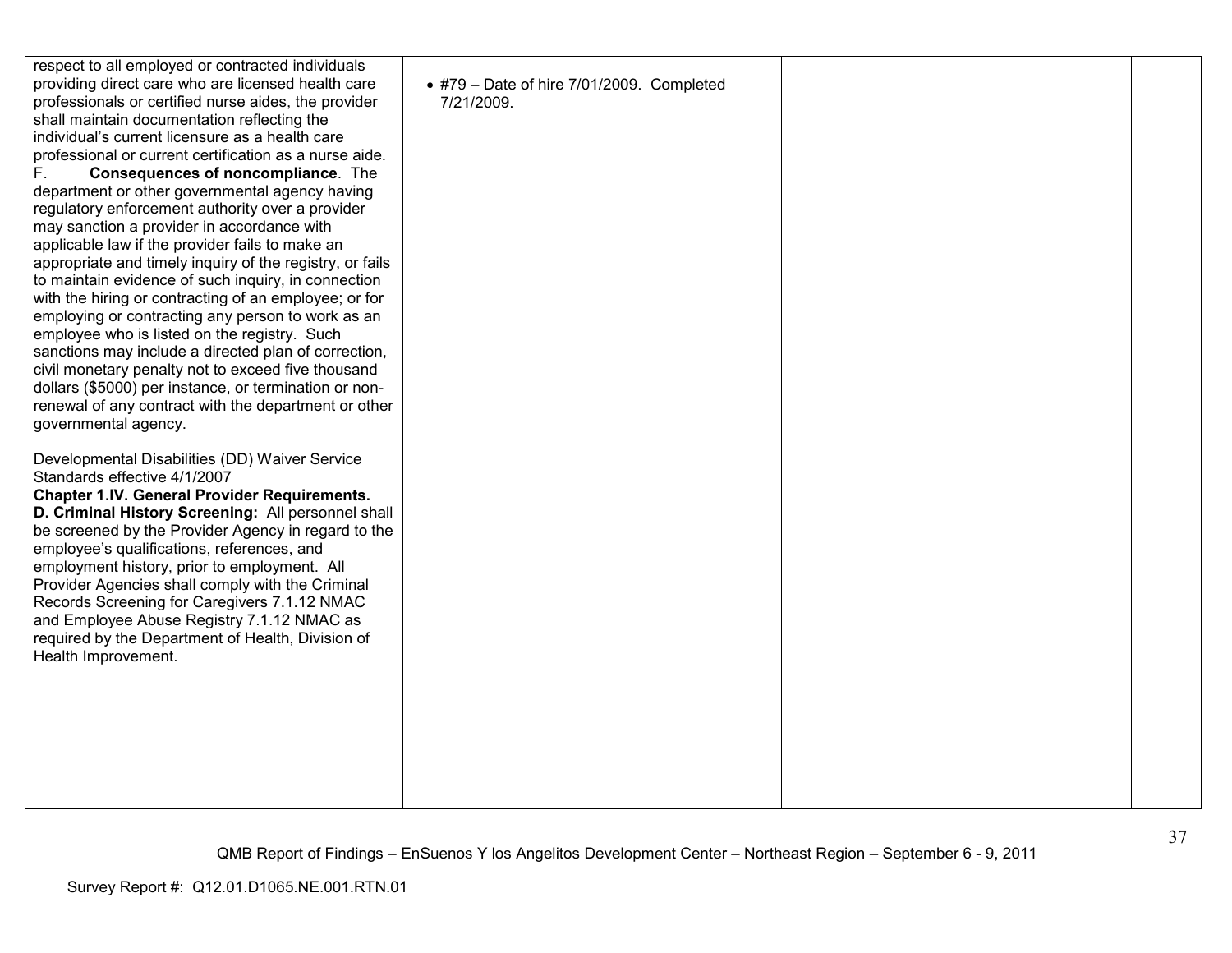| | | | |
|---|---|---|---|
| respect to all employed or contracted individuals providing direct care who are licensed health care professionals or certified nurse aides, the provider shall maintain documentation reflecting the individual's current licensure as a health care professional or current certification as a nurse aide.<br>F. **Consequences of noncompliance**. The department or other governmental agency having regulatory enforcement authority over a provider may sanction a provider in accordance with applicable law if the provider fails to make an appropriate and timely inquiry of the registry, or fails to maintain evidence of such inquiry, in connection with the hiring or contracting of an employee; or for employing or contracting any person to work as an employee who is listed on the registry. Such sanctions may include a directed plan of correction, civil monetary penalty not to exceed five thousand dollars ($5000) per instance, or termination or non-renewal of any contract with the department or other governmental agency.<br><br>Developmental Disabilities (DD) Waiver Service Standards effective 4/1/2007<br>**Chapter 1.IV. General Provider Requirements.**<br>**D. Criminal History Screening:** All personnel shall be screened by the Provider Agency in regard to the employee's qualifications, references, and employment history, prior to employment. All Provider Agencies shall comply with the Criminal Records Screening for Caregivers 7.1.12 NMAC and Employee Abuse Registry 7.1.12 NMAC as required by the Department of Health, Division of Health Improvement. | • #79 – Date of hire 7/01/2009. Completed 7/21/2009. | | |

QMB Report of Findings – EnSuenos Y los Angelitos Development Center – Northeast Region – September 6 - 9, 2011

Survey Report #: Q12.01.D1065.NE.001.RTN.01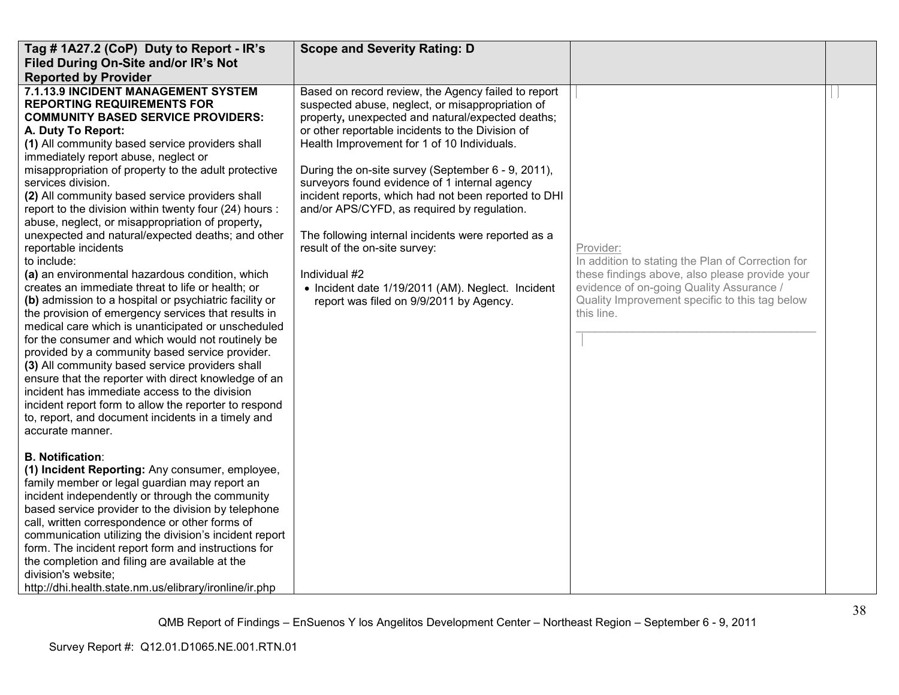| Tag # 1A27.2 (CoP) Duty to Report - IR's Filed During On-Site and/or IR's Not Reported by Provider | Scope and Severity Rating: D | | |
|---|---|---|---|
| **7.1.13.9 INCIDENT MANAGEMENT SYSTEM REPORTING REQUIREMENTS FOR COMMUNITY BASED SERVICE PROVIDERS:**<br>**A. Duty To Report:**<br>**(1)** All community based service providers shall immediately report abuse, neglect or misappropriation of property to the adult protective services division.<br>**(2)** All community based service providers shall report to the division within twenty four (24) hours : abuse, neglect, or misappropriation of property**,** unexpected and natural/expected deaths; and other reportable incidents to include:<br>**(a)** an environmental hazardous condition, which creates an immediate threat to life or health; or<br>**(b)** admission to a hospital or psychiatric facility or the provision of emergency services that results in medical care which is unanticipated or unscheduled for the consumer and which would not routinely be provided by a community based service provider.<br>**(3)** All community based service providers shall ensure that the reporter with direct knowledge of an incident has immediate access to the division incident report form to allow the reporter to respond to, report, and document incidents in a timely and accurate manner.<br><br>**B. Notification**:<br>**(1) Incident Reporting:** Any consumer, employee, family member or legal guardian may report an incident independently or through the community based service provider to the division by telephone call, written correspondence or other forms of communication utilizing the division's incident report form. The incident report form and instructions for the completion and filing are available at the division's website; http://dhi.health.state.nm.us/elibrary/ironline/ir.php | Based on record review, the Agency failed to report suspected abuse, neglect, or misappropriation of property**,** unexpected and natural/expected deaths; or other reportable incidents to the Division of Health Improvement for 1 of 10 Individuals.<br><br>During the on-site survey (September 6 - 9, 2011), surveyors found evidence of 1 internal agency incident reports, which had not been reported to DHI and/or APS/CYFD, as required by regulation.<br><br>The following internal incidents were reported as a result of the on-site survey:<br><br>Individual #2<br>• Incident date 1/19/2011 (AM). Neglect. Incident report was filed on 9/9/2011 by Agency. | Provider:<br>In addition to stating the Plan of Correction for these findings above, also please provide your evidence of on-going Quality Assurance / Quality Improvement specific to this tag below this line.<br>\_\_\_\_\_\_\_\_\_\_\_\_\_\_\_\_\_\_\_\_\_\_\_\_\_\_\_\_\_\_\_\_\_\_\_\_\_\_ | |

QMB Report of Findings – EnSuenos Y los Angelitos Development Center – Northeast Region – September 6 - 9, 2011

Survey Report #: Q12.01.D1065.NE.001.RTN.01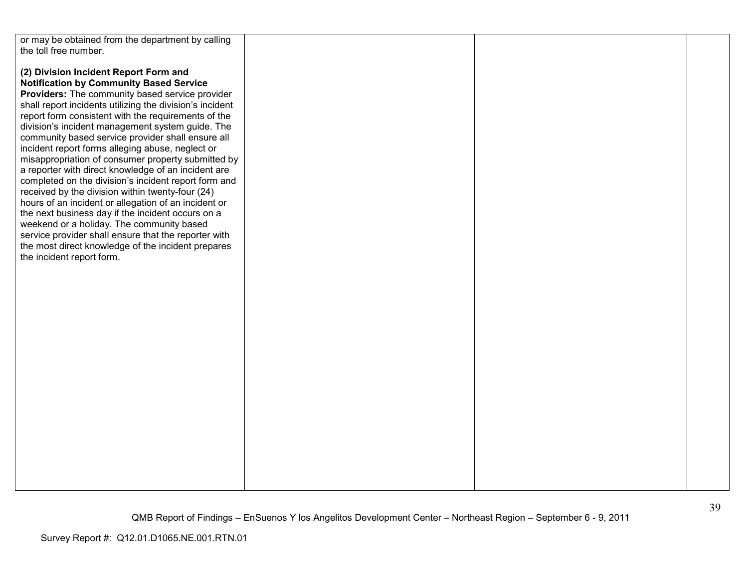| | | | |
|---|---|---|---|
| or may be obtained from the department by calling the toll free number.<br><br>**(2) Division Incident Report Form and Notification by Community Based Service Providers:** The community based service provider shall report incidents utilizing the division's incident report form consistent with the requirements of the division's incident management system guide. The community based service provider shall ensure all incident report forms alleging abuse, neglect or misappropriation of consumer property submitted by a reporter with direct knowledge of an incident are completed on the division's incident report form and received by the division within twenty-four (24) hours of an incident or allegation of an incident or the next business day if the incident occurs on a weekend or a holiday. The community based service provider shall ensure that the reporter with the most direct knowledge of the incident prepares the incident report form. | | | |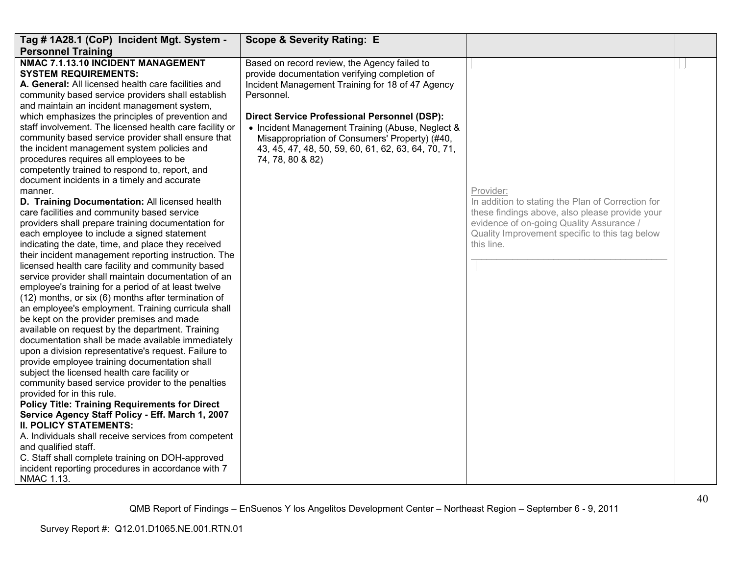| Tag # 1A28.1 (CoP) Incident Mgt. System - Personnel Training | Scope & Severity Rating: E | | |
|---|---|---|---|
| **NMAC 7.1.13.10 INCIDENT MANAGEMENT SYSTEM REQUIREMENTS:**<br>**A. General:** All licensed health care facilities and community based service providers shall establish and maintain an incident management system, which emphasizes the principles of prevention and staff involvement. The licensed health care facility or community based service provider shall ensure that the incident management system policies and procedures requires all employees to be competently trained to respond to, report, and document incidents in a timely and accurate manner.<br>**D. Training Documentation:** All licensed health care facilities and community based service providers shall prepare training documentation for each employee to include a signed statement indicating the date, time, and place they received their incident management reporting instruction. The licensed health care facility and community based service provider shall maintain documentation of an employee's training for a period of at least twelve (12) months, or six (6) months after termination of an employee's employment. Training curricula shall be kept on the provider premises and made available on request by the department. Training documentation shall be made available immediately upon a division representative's request. Failure to provide employee training documentation shall subject the licensed health care facility or community based service provider to the penalties provided for in this rule.<br>**Policy Title: Training Requirements for Direct Service Agency Staff Policy - Eff. March 1, 2007**<br>**II. POLICY STATEMENTS:**<br>A. Individuals shall receive services from competent and qualified staff.<br>C. Staff shall complete training on DOH-approved incident reporting procedures in accordance with 7 NMAC 1.13. | Based on record review, the Agency failed to provide documentation verifying completion of Incident Management Training for 18 of 47 Agency Personnel.<br><br>**Direct Service Professional Personnel (DSP):**<br>• Incident Management Training (Abuse, Neglect & Misappropriation of Consumers' Property) (#40, 43, 45, 47, 48, 50, 59, 60, 61, 62, 63, 64, 70, 71, 74, 78, 80 & 82) | Provider:<br>In addition to stating the Plan of Correction for these findings above, also please provide your evidence of on-going Quality Assurance / Quality Improvement specific to this tag below this line.<br>_______________________________________ | |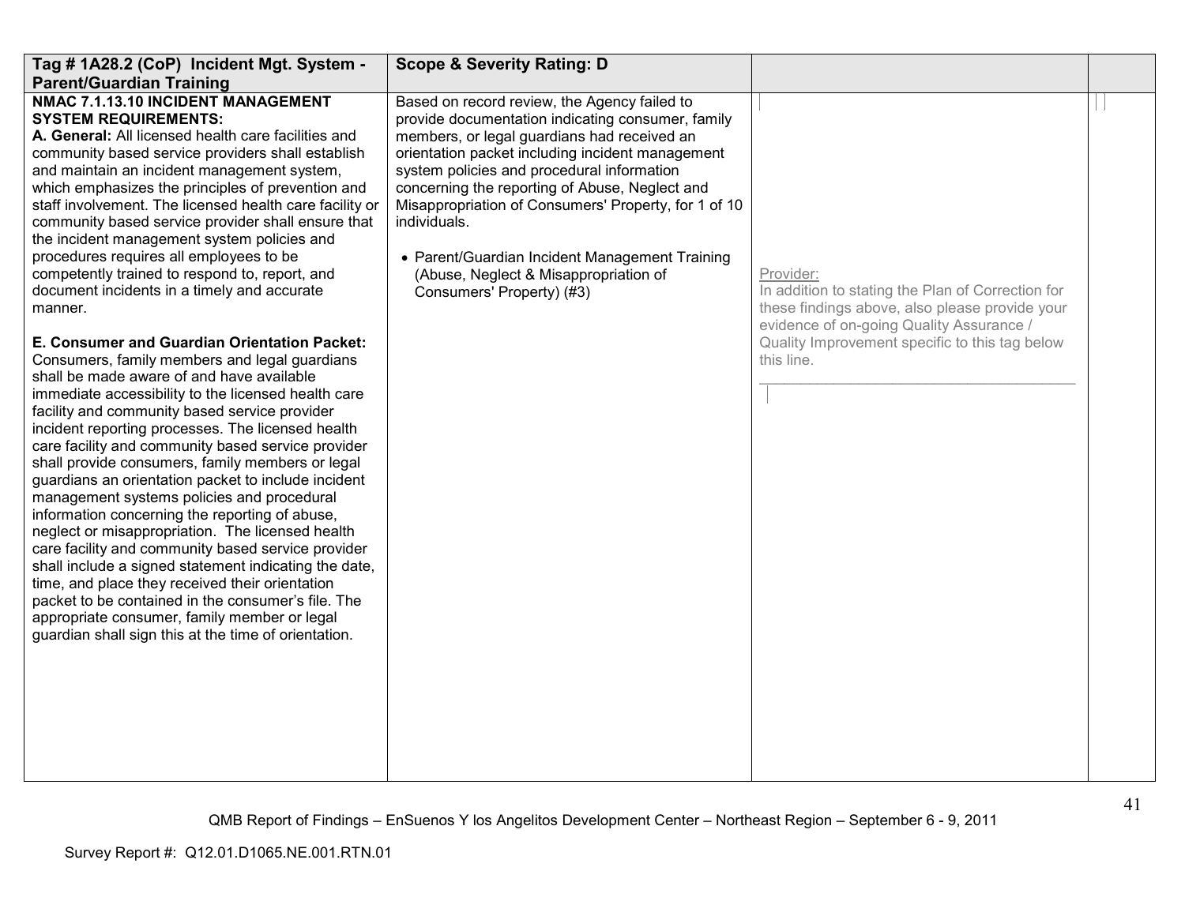| Tag # 1A28.2 (CoP) Incident Mgt. System - Parent/Guardian Training | Scope & Severity Rating: D | | |
|---|---|---|---|
| **NMAC 7.1.13.10 INCIDENT MANAGEMENT SYSTEM REQUIREMENTS:**<br>**A. General:** All licensed health care facilities and community based service providers shall establish and maintain an incident management system, which emphasizes the principles of prevention and staff involvement. The licensed health care facility or community based service provider shall ensure that the incident management system policies and procedures requires all employees to be competently trained to respond to, report, and document incidents in a timely and accurate manner.<br><br>**E. Consumer and Guardian Orientation Packet:** Consumers, family members and legal guardians shall be made aware of and have available immediate accessibility to the licensed health care facility and community based service provider incident reporting processes. The licensed health care facility and community based service provider shall provide consumers, family members or legal guardians an orientation packet to include incident management systems policies and procedural information concerning the reporting of abuse, neglect or misappropriation. The licensed health care facility and community based service provider shall include a signed statement indicating the date, time, and place they received their orientation packet to be contained in the consumer's file. The appropriate consumer, family member or legal guardian shall sign this at the time of orientation. | Based on record review, the Agency failed to provide documentation indicating consumer, family members, or legal guardians had received an orientation packet including incident management system policies and procedural information concerning the reporting of Abuse, Neglect and Misappropriation of Consumers' Property, for 1 of 10 individuals.<br><br>• Parent/Guardian Incident Management Training (Abuse, Neglect & Misappropriation of Consumers' Property) (#3) | Provider:<br>In addition to stating the Plan of Correction for these findings above, also please provide your evidence of on-going Quality Assurance / Quality Improvement specific to this tag below this line.<br>________________________________________ | |

Survey Report #: Q12.01.D1065.NE.001.RTN.01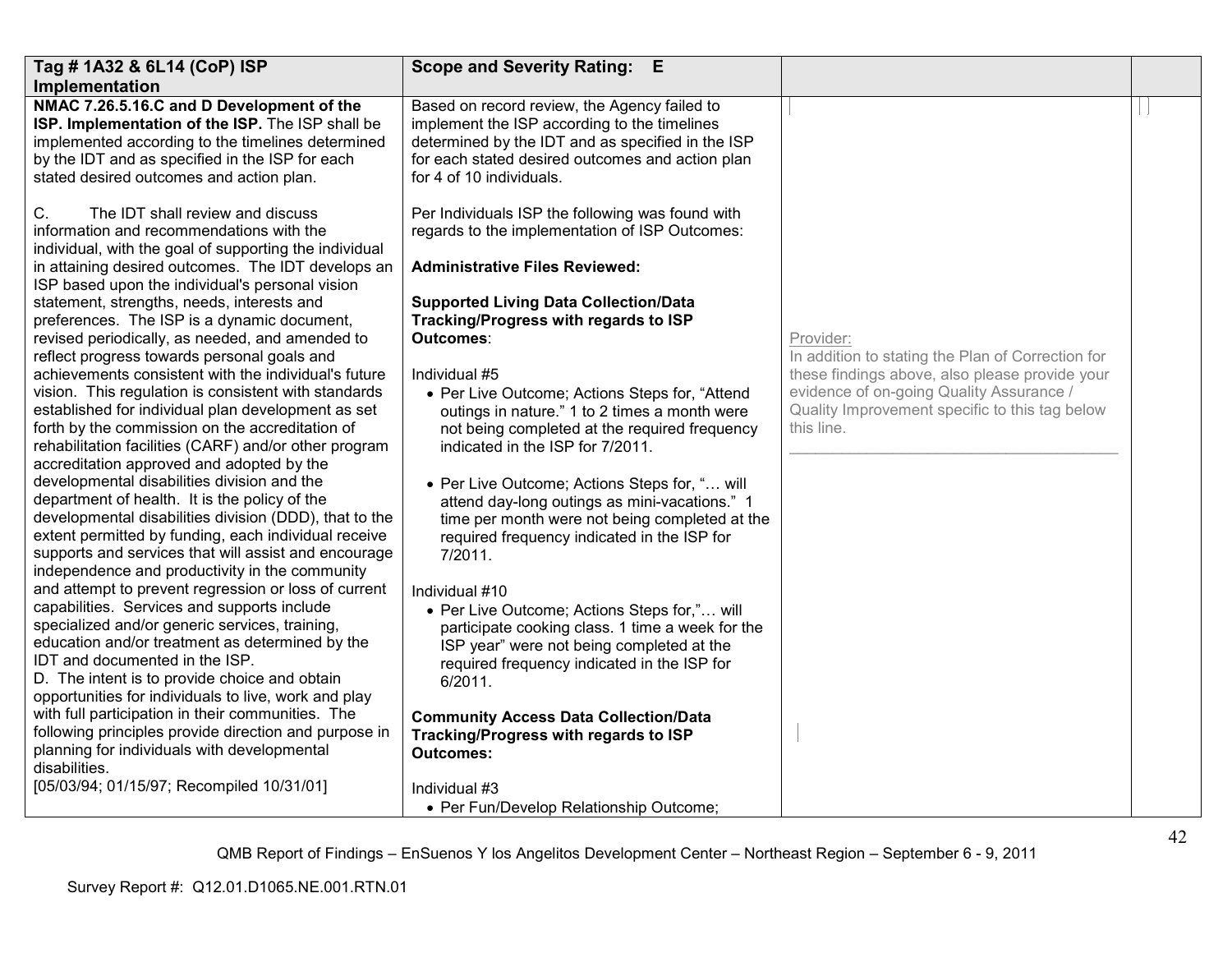| **Tag # 1A32 & 6L14 (CoP) ISP Implementation** | **Scope and Severity Rating: E** | | |
|---|---|---|---|
| **NMAC 7.26.5.16.C and D Development of the ISP. Implementation of the ISP.** The ISP shall be implemented according to the timelines determined by the IDT and as specified in the ISP for each stated desired outcomes and action plan.<br><br>C. The IDT shall review and discuss information and recommendations with the individual, with the goal of supporting the individual in attaining desired outcomes. The IDT develops an ISP based upon the individual's personal vision statement, strengths, needs, interests and preferences. The ISP is a dynamic document, revised periodically, as needed, and amended to reflect progress towards personal goals and achievements consistent with the individual's future vision. This regulation is consistent with standards established for individual plan development as set forth by the commission on the accreditation of rehabilitation facilities (CARF) and/or other program accreditation approved and adopted by the developmental disabilities division and the department of health. It is the policy of the developmental disabilities division (DDD), that to the extent permitted by funding, each individual receive supports and services that will assist and encourage independence and productivity in the community and attempt to prevent regression or loss of current capabilities. Services and supports include specialized and/or generic services, training, education and/or treatment as determined by the IDT and documented in the ISP.<br>D. The intent is to provide choice and obtain opportunities for individuals to live, work and play with full participation in their communities. The following principles provide direction and purpose in planning for individuals with developmental disabilities.<br>[05/03/94; 01/15/97; Recompiled 10/31/01] | Based on record review, the Agency failed to implement the ISP according to the timelines determined by the IDT and as specified in the ISP for each stated desired outcomes and action plan for 4 of 10 individuals.<br><br>Per Individuals ISP the following was found with regards to the implementation of ISP Outcomes:<br><br>**Administrative Files Reviewed:**<br><br>**Supported Living Data Collection/Data Tracking/Progress with regards to ISP Outcomes**:<br><br>Individual #5<br>• Per Live Outcome; Actions Steps for, "Attend outings in nature." 1 to 2 times a month were not being completed at the required frequency indicated in the ISP for 7/2011.<br><br>• Per Live Outcome; Actions Steps for, "… will attend day-long outings as mini-vacations." 1 time per month were not being completed at the required frequency indicated in the ISP for 7/2011.<br><br>Individual #10<br>• Per Live Outcome; Actions Steps for,"… will participate cooking class. 1 time a week for the ISP year" were not being completed at the required frequency indicated in the ISP for 6/2011.<br><br>**Community Access Data Collection/Data Tracking/Progress with regards to ISP Outcomes:**<br><br>Individual #3<br>• Per Fun/Develop Relationship Outcome; | Provider:<br>In addition to stating the Plan of Correction for these findings above, also please provide your evidence of on-going Quality Assurance / Quality Improvement specific to this tag below this line. | |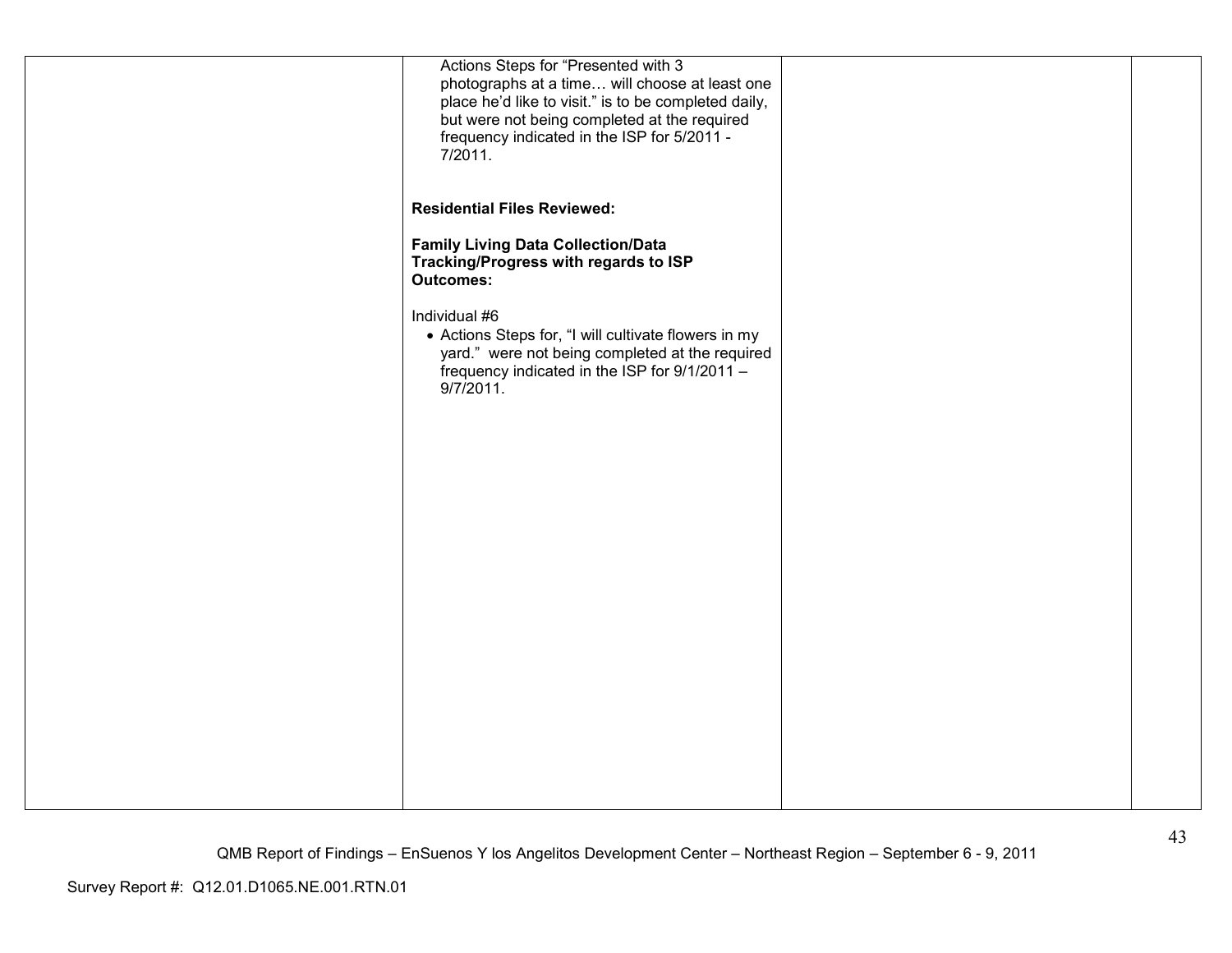| | | | |
|---|---|---|---|
| | Actions Steps for "Presented with 3 photographs at a time… will choose at least one place he'd like to visit." is to be completed daily, but were not being completed at the required frequency indicated in the ISP for 5/2011 - 7/2011.<br><br>**Residential Files Reviewed:**<br><br>**Family Living Data Collection/Data Tracking/Progress with regards to ISP Outcomes:**<br><br>Individual #6<br>• Actions Steps for, "I will cultivate flowers in my yard." were not being completed at the required frequency indicated in the ISP for 9/1/2011 – 9/7/2011. | | |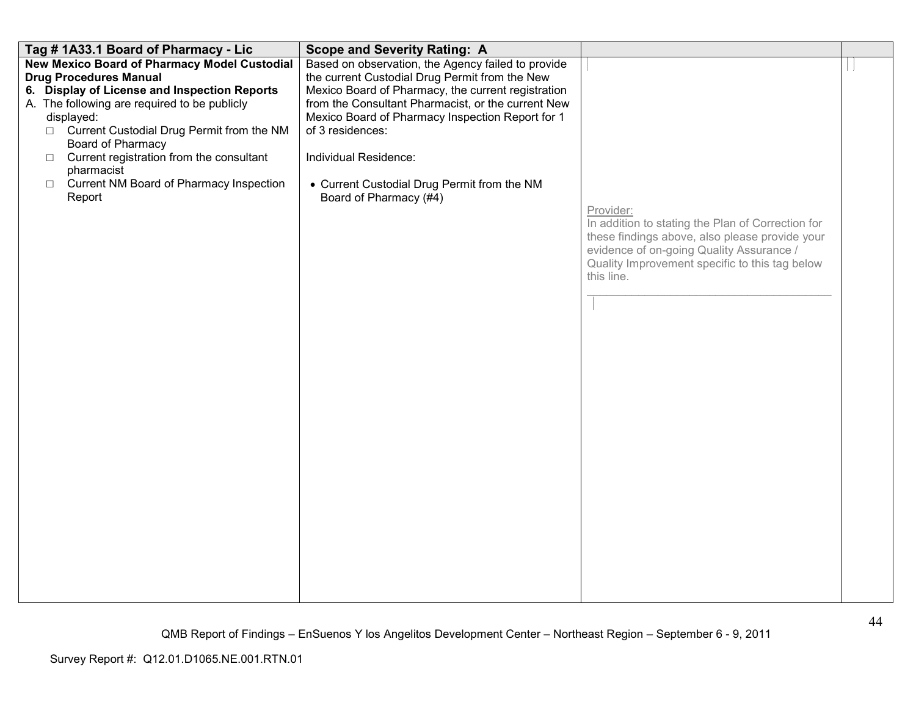| Tag # 1A33.1 Board of Pharmacy - Lic | Scope and Severity Rating: A | | |
|---|---|---|---|
| **New Mexico Board of Pharmacy Model Custodial Drug Procedures Manual**<br>**6. Display of License and Inspection Reports**<br>A. The following are required to be publicly displayed:<br>□ Current Custodial Drug Permit from the NM Board of Pharmacy<br>□ Current registration from the consultant pharmacist<br>□ Current NM Board of Pharmacy Inspection Report | Based on observation, the Agency failed to provide the current Custodial Drug Permit from the New Mexico Board of Pharmacy, the current registration from the Consultant Pharmacist, or the current New Mexico Board of Pharmacy Inspection Report for 1 of 3 residences:<br><br>Individual Residence:<br><br>• Current Custodial Drug Permit from the NM Board of Pharmacy (#4) | Provider:<br>In addition to stating the Plan of Correction for these findings above, also please provide your evidence of on-going Quality Assurance / Quality Improvement specific to this tag below this line.<br>\_\_\_\_\_\_\_\_\_\_\_\_\_\_\_\_\_\_\_\_\_\_\_\_\_\_\_\_\_\_\_\_\_\_\_\_\_\_\_\_ | |

QMB Report of Findings – EnSuenos Y los Angelitos Development Center – Northeast Region – September 6 - 9, 2011

Survey Report #: Q12.01.D1065.NE.001.RTN.01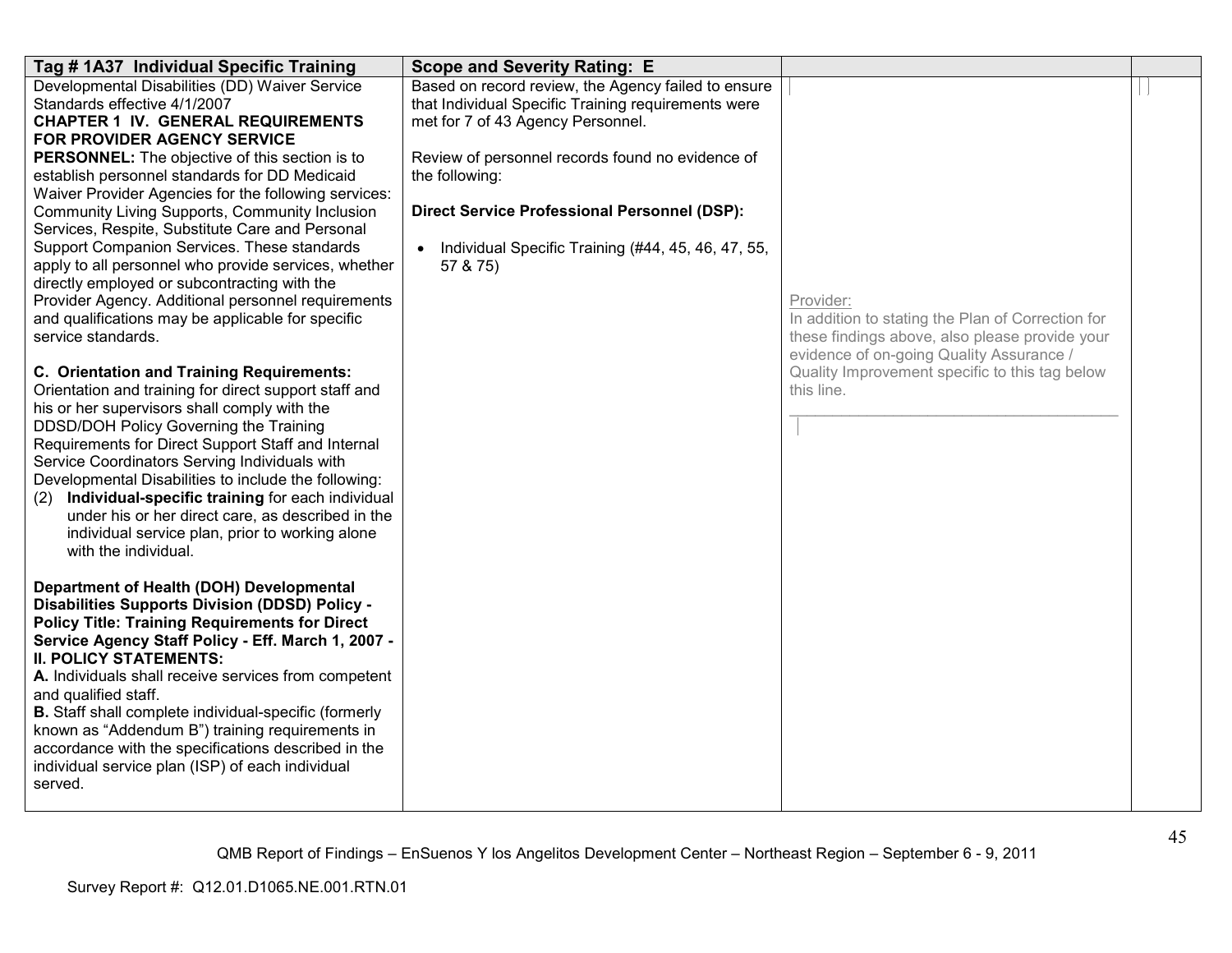| Tag # 1A37 Individual Specific Training | Scope and Severity Rating: E | | |
|---|---|---|---|
| Developmental Disabilities (DD) Waiver Service Standards effective 4/1/2007<br>**CHAPTER 1 IV. GENERAL REQUIREMENTS FOR PROVIDER AGENCY SERVICE PERSONNEL:** The objective of this section is to establish personnel standards for DD Medicaid Waiver Provider Agencies for the following services: Community Living Supports, Community Inclusion Services, Respite, Substitute Care and Personal Support Companion Services. These standards apply to all personnel who provide services, whether directly employed or subcontracting with the Provider Agency. Additional personnel requirements and qualifications may be applicable for specific service standards.<br><br>**C. Orientation and Training Requirements:** Orientation and training for direct support staff and his or her supervisors shall comply with the DDSD/DOH Policy Governing the Training Requirements for Direct Support Staff and Internal Service Coordinators Serving Individuals with Developmental Disabilities to include the following:<br>(2) **Individual-specific training** for each individual under his or her direct care, as described in the individual service plan, prior to working alone with the individual.<br><br>**Department of Health (DOH) Developmental Disabilities Supports Division (DDSD) Policy - Policy Title: Training Requirements for Direct Service Agency Staff Policy - Eff. March 1, 2007 - II. POLICY STATEMENTS:**<br>**A.** Individuals shall receive services from competent and qualified staff.<br>**B.** Staff shall complete individual-specific (formerly known as "Addendum B") training requirements in accordance with the specifications described in the individual service plan (ISP) of each individual served. | Based on record review, the Agency failed to ensure that Individual Specific Training requirements were met for 7 of 43 Agency Personnel.<br><br>Review of personnel records found no evidence of the following:<br><br>**Direct Service Professional Personnel (DSP):**<br><br>• Individual Specific Training (#44, 45, 46, 47, 55, 57 & 75) | Provider:<br>In addition to stating the Plan of Correction for these findings above, also please provide your evidence of on-going Quality Assurance / Quality Improvement specific to this tag below this line.<br>_______________________________________ | |

QMB Report of Findings – EnSuenos Y los Angelitos Development Center – Northeast Region – September 6 - 9, 2011

Survey Report #: Q12.01.D1065.NE.001.RTN.01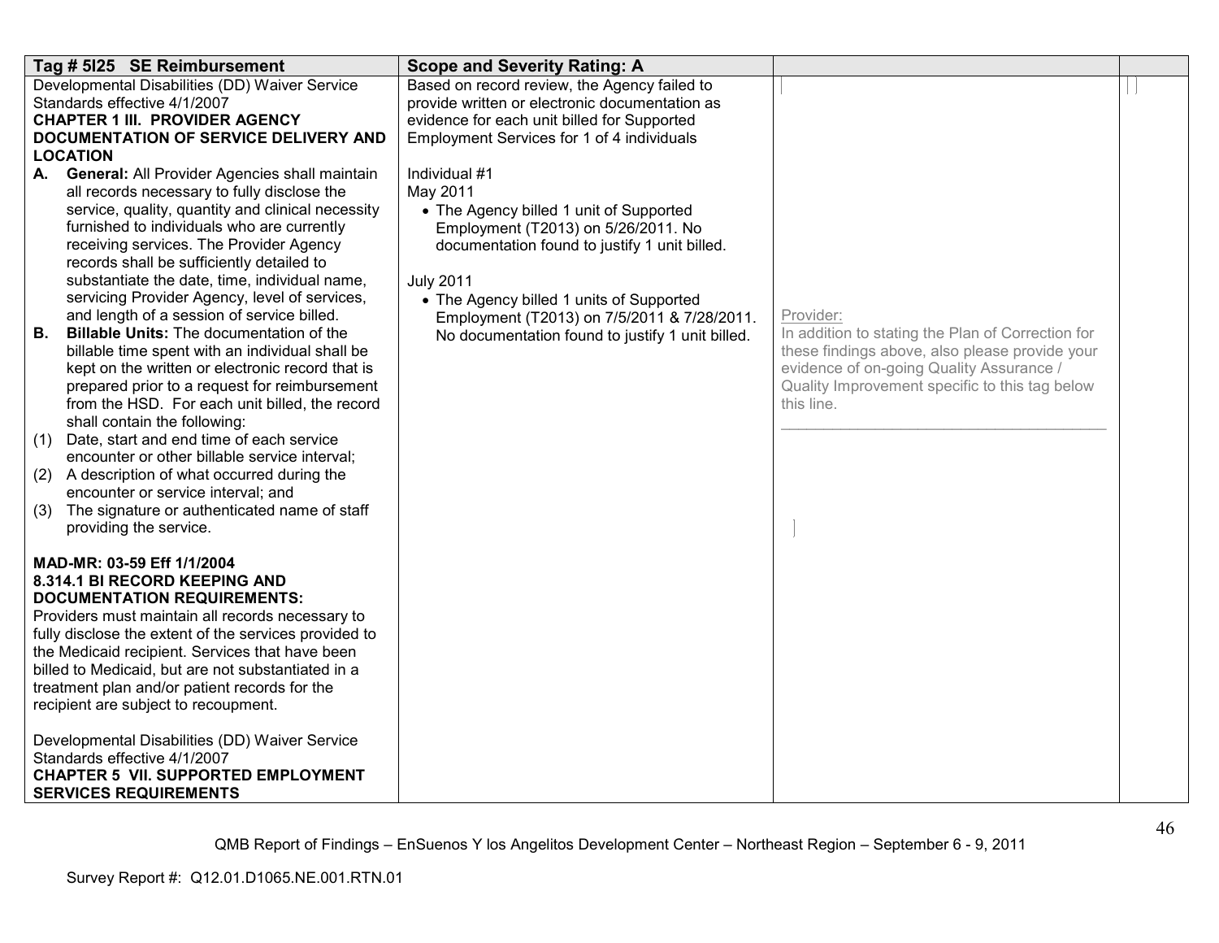| Tag # 5I25 SE Reimbursement | Scope and Severity Rating: A | | |
|---|---|---|---|
| Developmental Disabilities (DD) Waiver Service Standards effective 4/1/2007<br>**CHAPTER 1 III. PROVIDER AGENCY DOCUMENTATION OF SERVICE DELIVERY AND LOCATION**<br>**A. General:** All Provider Agencies shall maintain all records necessary to fully disclose the service, quality, quantity and clinical necessity furnished to individuals who are currently receiving services. The Provider Agency records shall be sufficiently detailed to substantiate the date, time, individual name, servicing Provider Agency, level of services, and length of a session of service billed.<br>**B. Billable Units:** The documentation of the billable time spent with an individual shall be kept on the written or electronic record that is prepared prior to a request for reimbursement from the HSD. For each unit billed, the record shall contain the following:<br>(1) Date, start and end time of each service encounter or other billable service interval;<br>(2) A description of what occurred during the encounter or service interval; and<br>(3) The signature or authenticated name of staff providing the service.<br><br>**MAD-MR: 03-59 Eff 1/1/2004**<br>**8.314.1 BI RECORD KEEPING AND DOCUMENTATION REQUIREMENTS:**<br>Providers must maintain all records necessary to fully disclose the extent of the services provided to the Medicaid recipient. Services that have been billed to Medicaid, but are not substantiated in a treatment plan and/or patient records for the recipient are subject to recoupment.<br><br>Developmental Disabilities (DD) Waiver Service Standards effective 4/1/2007<br>**CHAPTER 5 VII. SUPPORTED EMPLOYMENT SERVICES REQUIREMENTS** | Based on record review, the Agency failed to provide written or electronic documentation as evidence for each unit billed for Supported Employment Services for 1 of 4 individuals<br><br>Individual #1<br>May 2011<br>• The Agency billed 1 unit of Supported Employment (T2013) on 5/26/2011. No documentation found to justify 1 unit billed.<br><br>July 2011<br>• The Agency billed 1 units of Supported Employment (T2013) on 7/5/2011 & 7/28/2011. No documentation found to justify 1 unit billed. | Provider:<br>In addition to stating the Plan of Correction for these findings above, also please provide your evidence of on-going Quality Assurance / Quality Improvement specific to this tag below this line.<br>______________________________________ | |

QMB Report of Findings – EnSuenos Y los Angelitos Development Center – Northeast Region – September 6 - 9, 2011

Survey Report #: Q12.01.D1065.NE.001.RTN.01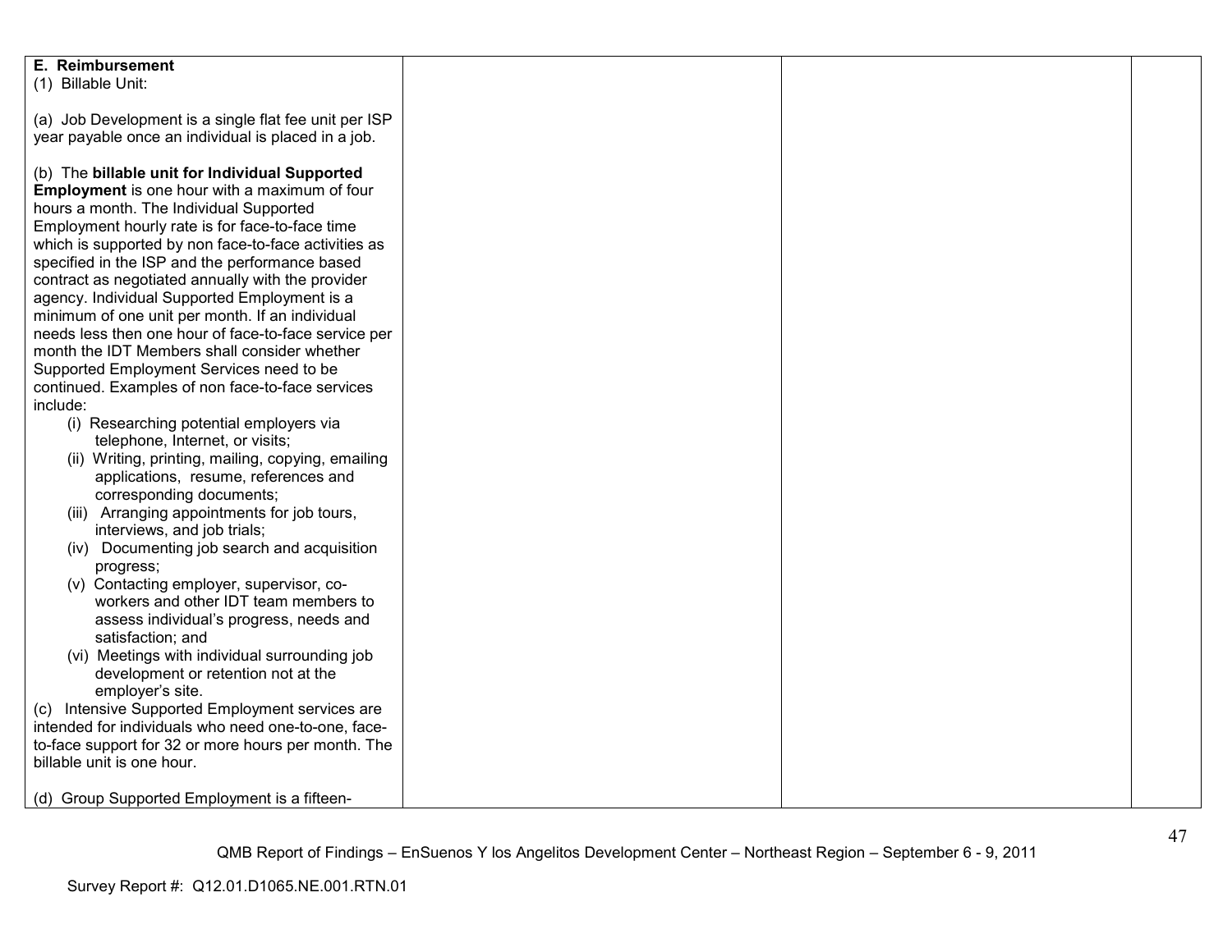| | | | |
|---|---|---|---|
| **E. Reimbursement**<br>(1) Billable Unit:<br><br>(a) Job Development is a single flat fee unit per ISP year payable once an individual is placed in a job.<br><br>(b) The **billable unit for Individual Supported Employment** is one hour with a maximum of four hours a month. The Individual Supported Employment hourly rate is for face-to-face time which is supported by non face-to-face activities as specified in the ISP and the performance based contract as negotiated annually with the provider agency. Individual Supported Employment is a minimum of one unit per month. If an individual needs less then one hour of face-to-face service per month the IDT Members shall consider whether Supported Employment Services need to be continued. Examples of non face-to-face services include:<br>(i) Researching potential employers via telephone, Internet, or visits;<br>(ii) Writing, printing, mailing, copying, emailing applications, resume, references and corresponding documents;<br>(iii) Arranging appointments for job tours, interviews, and job trials;<br>(iv) Documenting job search and acquisition progress;<br>(v) Contacting employer, supervisor, co-workers and other IDT team members to assess individual's progress, needs and satisfaction; and<br>(vi) Meetings with individual surrounding job development or retention not at the employer's site.<br>(c) Intensive Supported Employment services are intended for individuals who need one-to-one, face-to-face support for 32 or more hours per month. The billable unit is one hour.<br><br>(d) Group Supported Employment is a fifteen- | | | |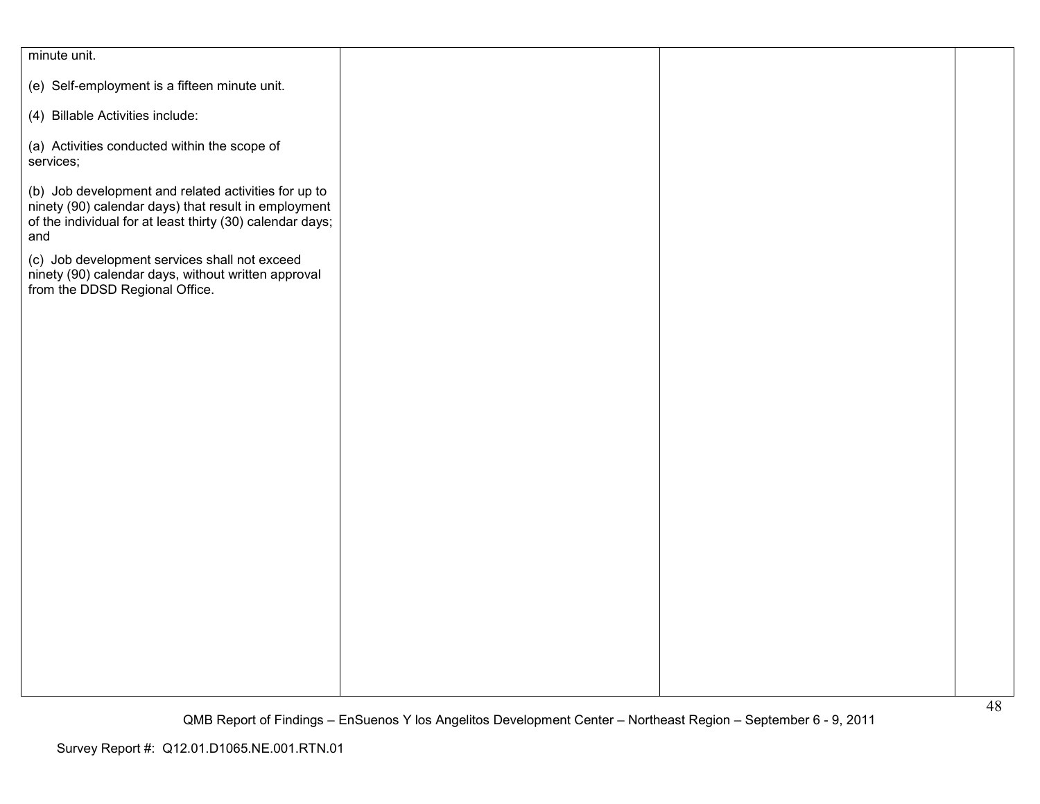| | | | |
|---|---|---|---|
| minute unit.<br><br>(e) Self-employment is a fifteen minute unit.<br><br>(4) Billable Activities include:<br><br>(a) Activities conducted within the scope of services;<br><br>(b) Job development and related activities for up to ninety (90) calendar days) that result in employment of the individual for at least thirty (30) calendar days; and<br><br>(c) Job development services shall not exceed ninety (90) calendar days, without written approval from the DDSD Regional Office. | | | |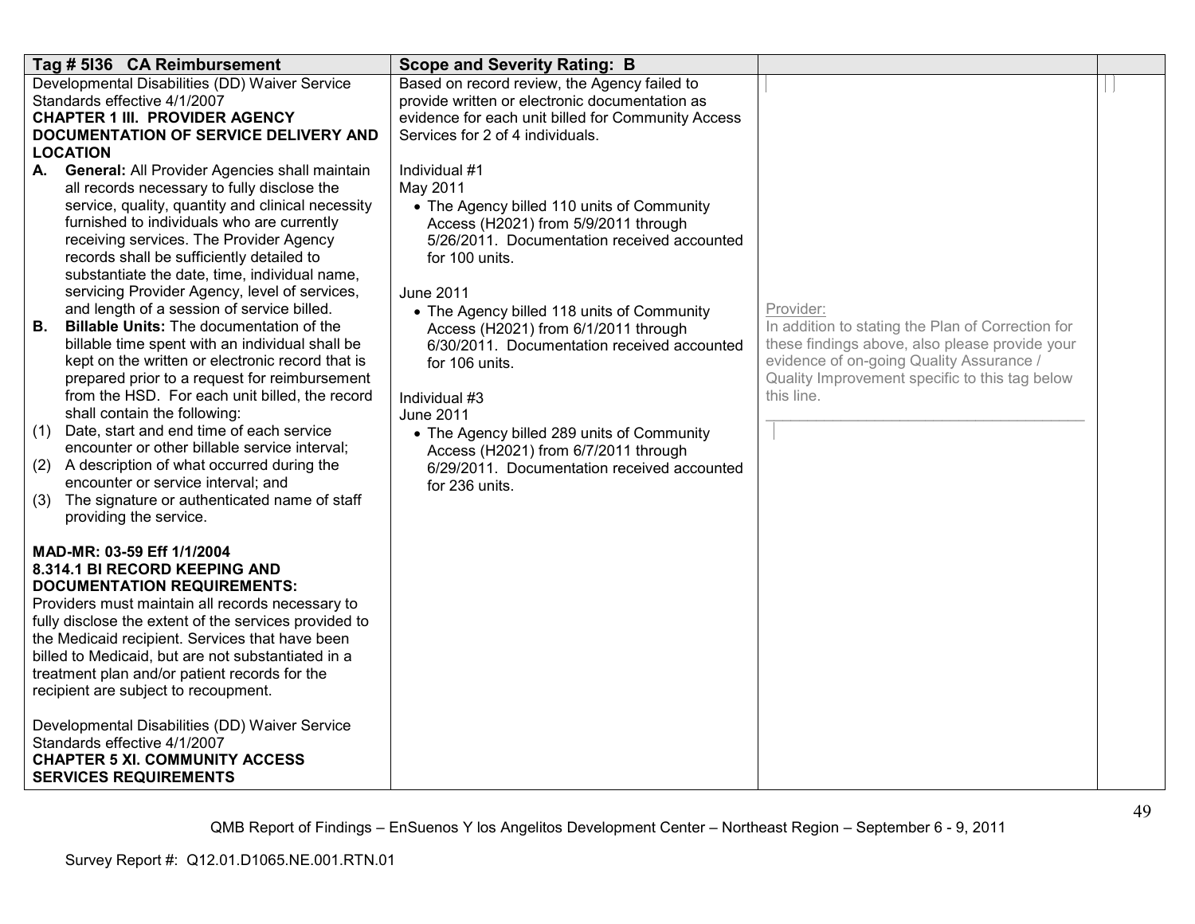| Tag # 5I36 CA Reimbursement | Scope and Severity Rating: B | | |
|---|---|---|---|
| Developmental Disabilities (DD) Waiver Service Standards effective 4/1/2007<br>**CHAPTER 1 III. PROVIDER AGENCY DOCUMENTATION OF SERVICE DELIVERY AND LOCATION**<br>**A. General:** All Provider Agencies shall maintain all records necessary to fully disclose the service, quality, quantity and clinical necessity furnished to individuals who are currently receiving services. The Provider Agency records shall be sufficiently detailed to substantiate the date, time, individual name, servicing Provider Agency, level of services, and length of a session of service billed.<br>**B. Billable Units:** The documentation of the billable time spent with an individual shall be kept on the written or electronic record that is prepared prior to a request for reimbursement from the HSD. For each unit billed, the record shall contain the following:<br>(1) Date, start and end time of each service encounter or other billable service interval;<br>(2) A description of what occurred during the encounter or service interval; and<br>(3) The signature or authenticated name of staff providing the service.<br><br>**MAD-MR: 03-59 Eff 1/1/2004**<br>**8.314.1 BI RECORD KEEPING AND DOCUMENTATION REQUIREMENTS:**<br>Providers must maintain all records necessary to fully disclose the extent of the services provided to the Medicaid recipient. Services that have been billed to Medicaid, but are not substantiated in a treatment plan and/or patient records for the recipient are subject to recoupment.<br><br>Developmental Disabilities (DD) Waiver Service Standards effective 4/1/2007<br>**CHAPTER 5 XI. COMMUNITY ACCESS SERVICES REQUIREMENTS** | Based on record review, the Agency failed to provide written or electronic documentation as evidence for each unit billed for Community Access Services for 2 of 4 individuals.<br><br>Individual #1<br>May 2011<br>• The Agency billed 110 units of Community Access (H2021) from 5/9/2011 through 5/26/2011. Documentation received accounted for 100 units.<br><br>June 2011<br>• The Agency billed 118 units of Community Access (H2021) from 6/1/2011 through 6/30/2011. Documentation received accounted for 106 units.<br><br>Individual #3<br>June 2011<br>• The Agency billed 289 units of Community Access (H2021) from 6/7/2011 through 6/29/2011. Documentation received accounted for 236 units. | Provider:<br>In addition to stating the Plan of Correction for these findings above, also please provide your evidence of on-going Quality Assurance / Quality Improvement specific to this tag below this line.<br>______________________________________ | |

QMB Report of Findings – EnSuenos Y los Angelitos Development Center – Northeast Region – September 6 - 9, 2011

Survey Report #: Q12.01.D1065.NE.001.RTN.01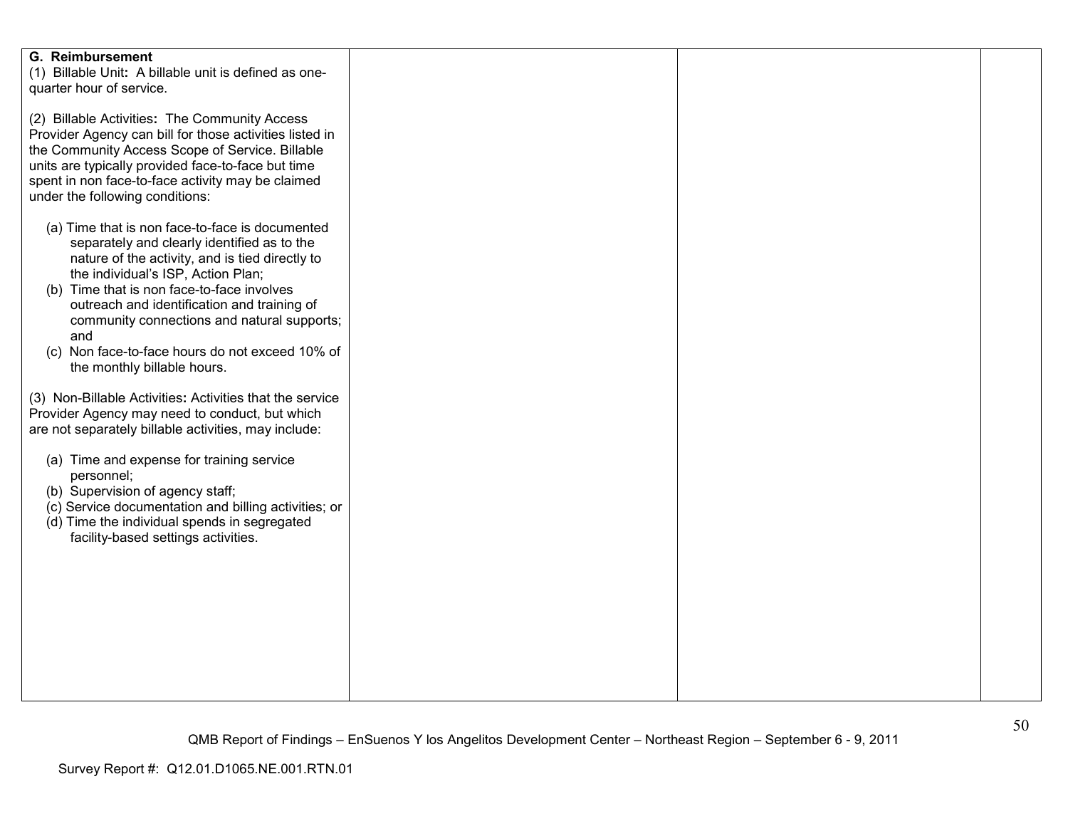| | | | |
|---|---|---|---|
| **G. Reimbursement**<br>(1) Billable Unit**:** A billable unit is defined as one-quarter hour of service.<br><br>(2) Billable Activities**:** The Community Access Provider Agency can bill for those activities listed in the Community Access Scope of Service. Billable units are typically provided face-to-face but time spent in non face-to-face activity may be claimed under the following conditions:<br><br>(a) Time that is non face-to-face is documented separately and clearly identified as to the nature of the activity, and is tied directly to the individual's ISP, Action Plan;<br>(b) Time that is non face-to-face involves outreach and identification and training of community connections and natural supports; and<br>(c) Non face-to-face hours do not exceed 10% of the monthly billable hours.<br><br>(3) Non-Billable Activities**:** Activities that the service Provider Agency may need to conduct, but which are not separately billable activities, may include:<br><br>(a) Time and expense for training service personnel;<br>(b) Supervision of agency staff;<br>(c) Service documentation and billing activities; or<br>(d) Time the individual spends in segregated facility-based settings activities. | | | |

QMB Report of Findings – EnSuenos Y los Angelitos Development Center – Northeast Region – September 6 - 9, 2011

Survey Report #: Q12.01.D1065.NE.001.RTN.01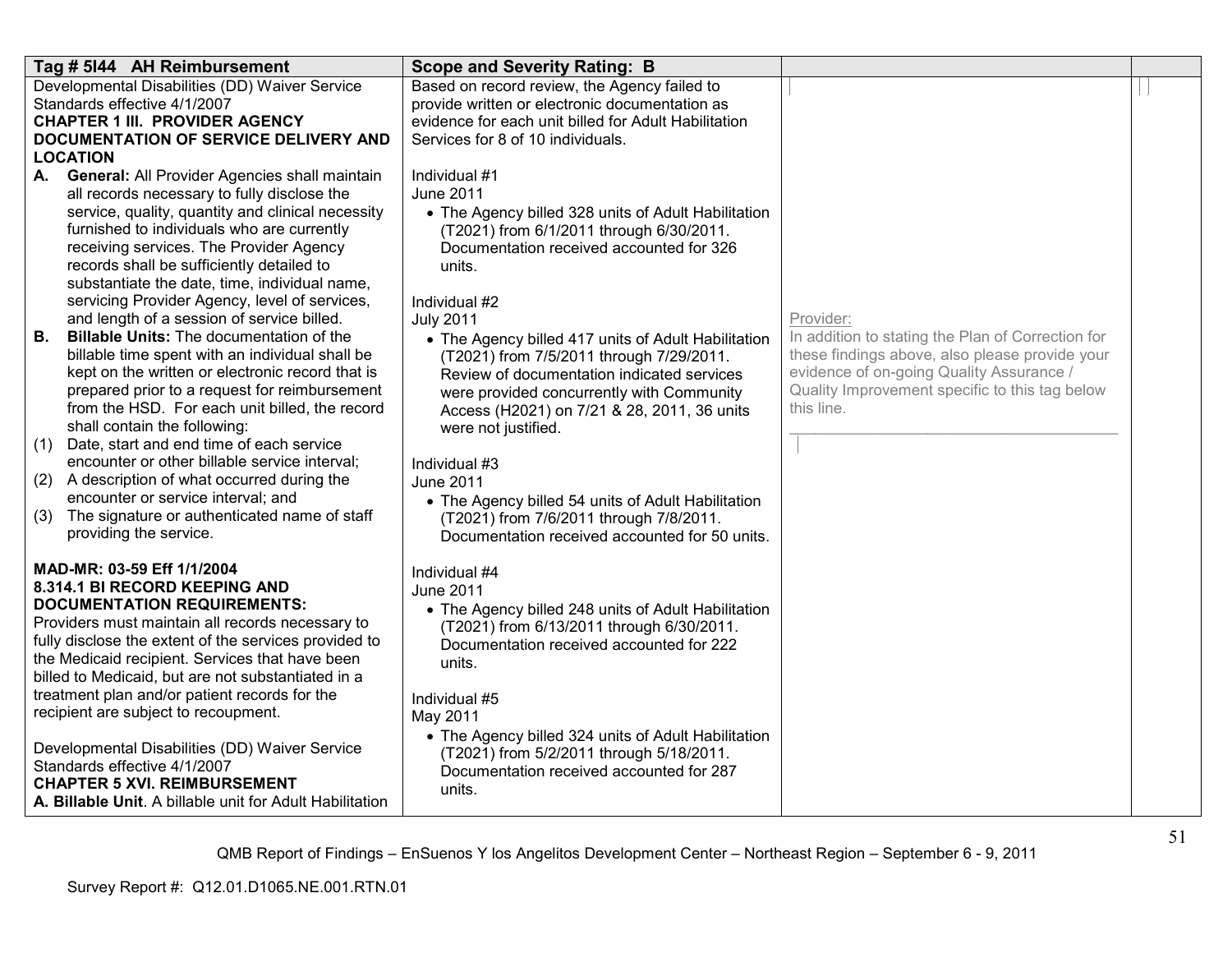| Tag # 5I44 AH Reimbursement | Scope and Severity Rating: B | | |
|---|---|---|---|
| Developmental Disabilities (DD) Waiver Service Standards effective 4/1/2007<br>**CHAPTER 1 III. PROVIDER AGENCY DOCUMENTATION OF SERVICE DELIVERY AND LOCATION**<br>**A. General:** All Provider Agencies shall maintain all records necessary to fully disclose the service, quality, quantity and clinical necessity furnished to individuals who are currently receiving services. The Provider Agency records shall be sufficiently detailed to substantiate the date, time, individual name, servicing Provider Agency, level of services, and length of a session of service billed.<br>**B. Billable Units:** The documentation of the billable time spent with an individual shall be kept on the written or electronic record that is prepared prior to a request for reimbursement from the HSD. For each unit billed, the record shall contain the following:<br>(1) Date, start and end time of each service encounter or other billable service interval;<br>(2) A description of what occurred during the encounter or service interval; and<br>(3) The signature or authenticated name of staff providing the service.<br><br>**MAD-MR: 03-59 Eff 1/1/2004**<br>**8.314.1 BI RECORD KEEPING AND DOCUMENTATION REQUIREMENTS:**<br>Providers must maintain all records necessary to fully disclose the extent of the services provided to the Medicaid recipient. Services that have been billed to Medicaid, but are not substantiated in a treatment plan and/or patient records for the recipient are subject to recoupment.<br><br>Developmental Disabilities (DD) Waiver Service Standards effective 4/1/2007<br>**CHAPTER 5 XVI. REIMBURSEMENT**<br>**A. Billable Unit**. A billable unit for Adult Habilitation | Based on record review, the Agency failed to provide written or electronic documentation as evidence for each unit billed for Adult Habilitation Services for 8 of 10 individuals.<br><br>Individual #1<br>June 2011<br>• The Agency billed 328 units of Adult Habilitation (T2021) from 6/1/2011 through 6/30/2011. Documentation received accounted for 326 units.<br><br>Individual #2<br>July 2011<br>• The Agency billed 417 units of Adult Habilitation (T2021) from 7/5/2011 through 7/29/2011. Review of documentation indicated services were provided concurrently with Community Access (H2021) on 7/21 & 28, 2011, 36 units were not justified.<br><br>Individual #3<br>June 2011<br>• The Agency billed 54 units of Adult Habilitation (T2021) from 7/6/2011 through 7/8/2011. Documentation received accounted for 50 units.<br><br>Individual #4<br>June 2011<br>• The Agency billed 248 units of Adult Habilitation (T2021) from 6/13/2011 through 6/30/2011. Documentation received accounted for 222 units.<br><br>Individual #5<br>May 2011<br>• The Agency billed 324 units of Adult Habilitation (T2021) from 5/2/2011 through 5/18/2011. Documentation received accounted for 287 units. | Provider:<br>In addition to stating the Plan of Correction for these findings above, also please provide your evidence of on-going Quality Assurance / Quality Improvement specific to this tag below this line.<br>______________________________ | |

QMB Report of Findings – EnSuenos Y los Angelitos Development Center – Northeast Region – September 6 - 9, 2011

Survey Report #: Q12.01.D1065.NE.001.RTN.01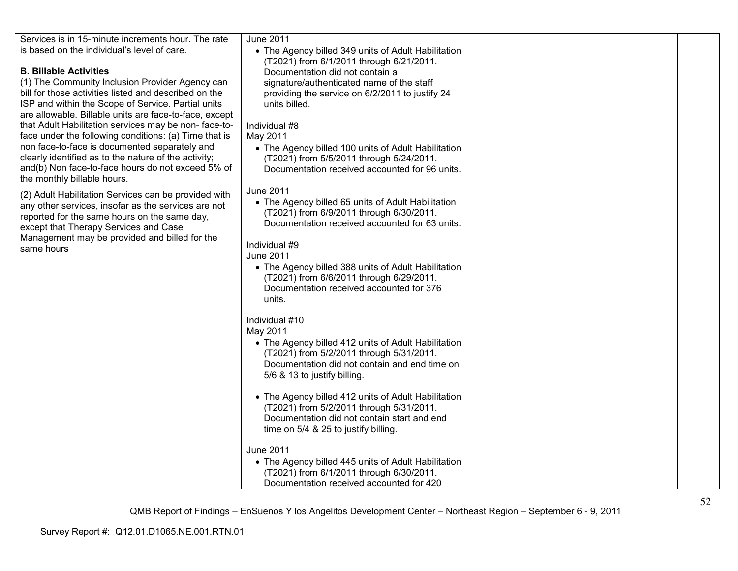| | | | |
|---|---|---|---|
| Services is in 15-minute increments hour. The rate is based on the individual's level of care.<br><br>**B. Billable Activities**<br>(1) The Community Inclusion Provider Agency can bill for those activities listed and described on the ISP and within the Scope of Service. Partial units are allowable. Billable units are face-to-face, except that Adult Habilitation services may be non- face-to-face under the following conditions: (a) Time that is non face-to-face is documented separately and clearly identified as to the nature of the activity; and(b) Non face-to-face hours do not exceed 5% of the monthly billable hours.<br><br>(2) Adult Habilitation Services can be provided with any other services, insofar as the services are not reported for the same hours on the same day, except that Therapy Services and Case Management may be provided and billed for the same hours | June 2011<br>• The Agency billed 349 units of Adult Habilitation (T2021) from 6/1/2011 through 6/21/2011. Documentation did not contain a signature/authenticated name of the staff providing the service on 6/2/2011 to justify 24 units billed.<br><br>Individual #8<br>May 2011<br>• The Agency billed 100 units of Adult Habilitation (T2021) from 5/5/2011 through 5/24/2011. Documentation received accounted for 96 units.<br><br>June 2011<br>• The Agency billed 65 units of Adult Habilitation (T2021) from 6/9/2011 through 6/30/2011. Documentation received accounted for 63 units.<br><br>Individual #9<br>June 2011<br>• The Agency billed 388 units of Adult Habilitation (T2021) from 6/6/2011 through 6/29/2011. Documentation received accounted for 376 units.<br><br>Individual #10<br>May 2011<br>• The Agency billed 412 units of Adult Habilitation (T2021) from 5/2/2011 through 5/31/2011. Documentation did not contain and end time on 5/6 & 13 to justify billing.<br><br>• The Agency billed 412 units of Adult Habilitation (T2021) from 5/2/2011 through 5/31/2011. Documentation did not contain start and end time on 5/4 & 25 to justify billing.<br><br>June 2011<br>• The Agency billed 445 units of Adult Habilitation (T2021) from 6/1/2011 through 6/30/2011. Documentation received accounted for 420 | | |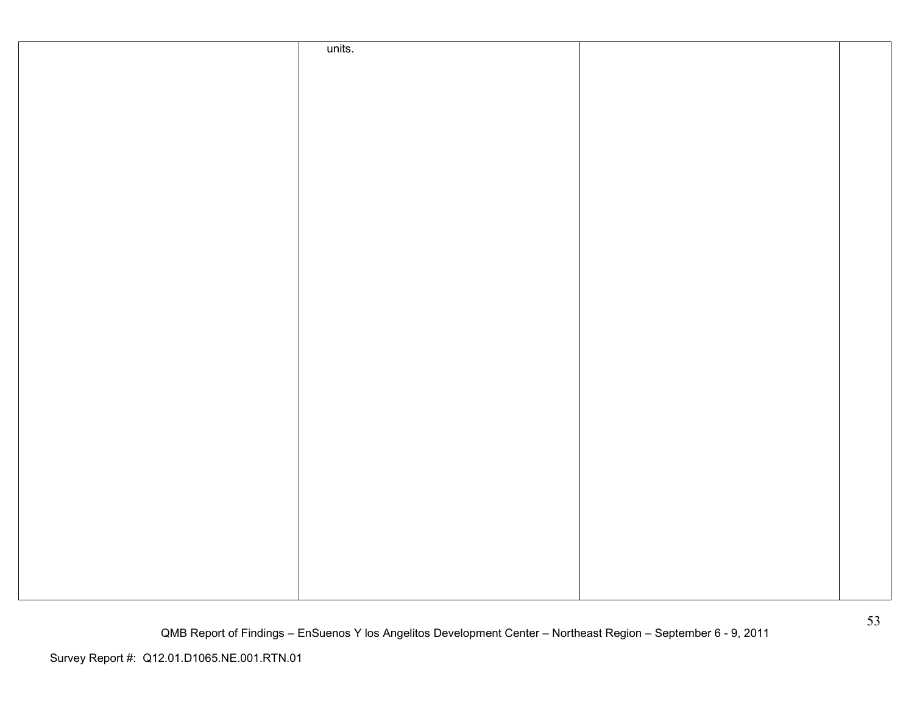|  |  |  |  |
|---|---|---|---|
|  | units. |  |  |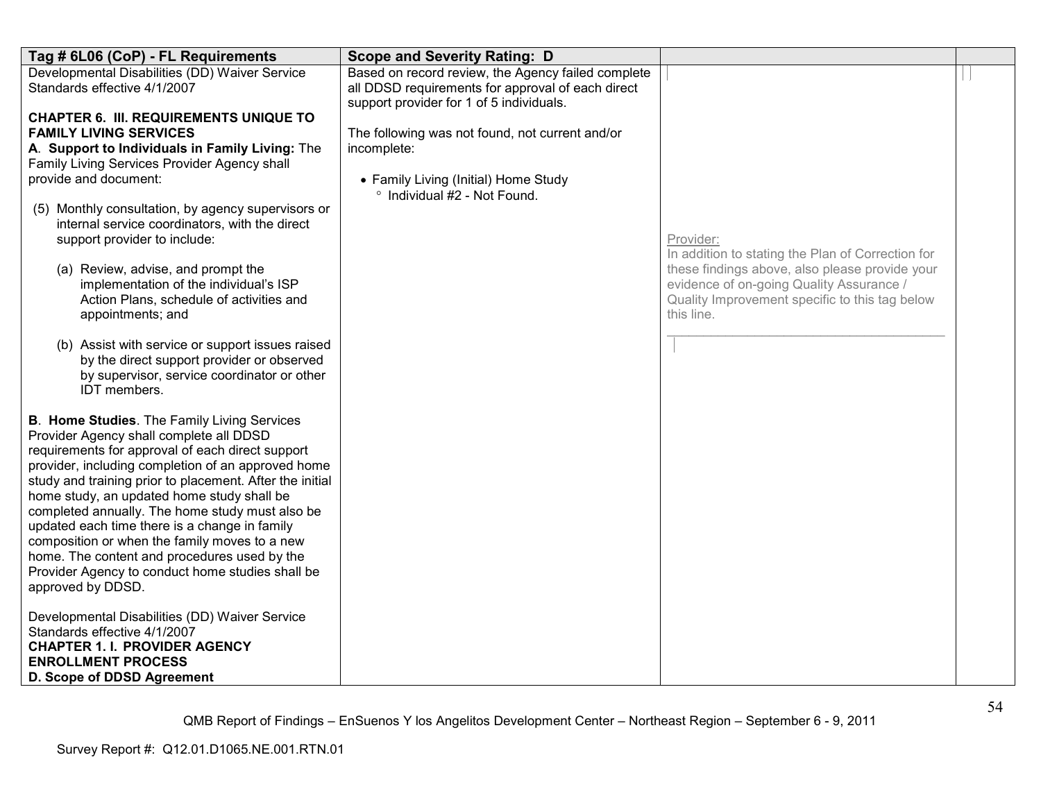| Tag # 6L06 (CoP) - FL Requirements | Scope and Severity Rating: D | | |
|---|---|---|---|
| Developmental Disabilities (DD) Waiver Service Standards effective 4/1/2007<br><br>**CHAPTER 6. III. REQUIREMENTS UNIQUE TO FAMILY LIVING SERVICES**<br>**A. Support to Individuals in Family Living:** The Family Living Services Provider Agency shall provide and document:<br><br>(5) Monthly consultation, by agency supervisors or internal service coordinators, with the direct support provider to include:<br><br>(a) Review, advise, and prompt the implementation of the individual's ISP Action Plans, schedule of activities and appointments; and<br><br>(b) Assist with service or support issues raised by the direct support provider or observed by supervisor, service coordinator or other IDT members.<br><br>**B. Home Studies**. The Family Living Services Provider Agency shall complete all DDSD requirements for approval of each direct support provider, including completion of an approved home study and training prior to placement. After the initial home study, an updated home study shall be completed annually. The home study must also be updated each time there is a change in family composition or when the family moves to a new home. The content and procedures used by the Provider Agency to conduct home studies shall be approved by DDSD.<br><br>Developmental Disabilities (DD) Waiver Service Standards effective 4/1/2007<br>**CHAPTER 1. I. PROVIDER AGENCY ENROLLMENT PROCESS**<br>**D. Scope of DDSD Agreement** | Based on record review, the Agency failed complete all DDSD requirements for approval of each direct support provider for 1 of 5 individuals.<br><br>The following was not found, not current and/or incomplete:<br><br>• Family Living (Initial) Home Study<br>  ° Individual #2 - Not Found. | Provider:<br>In addition to stating the Plan of Correction for these findings above, also please provide your evidence of on-going Quality Assurance / Quality Improvement specific to this tag below this line.<br>______________________________________ | |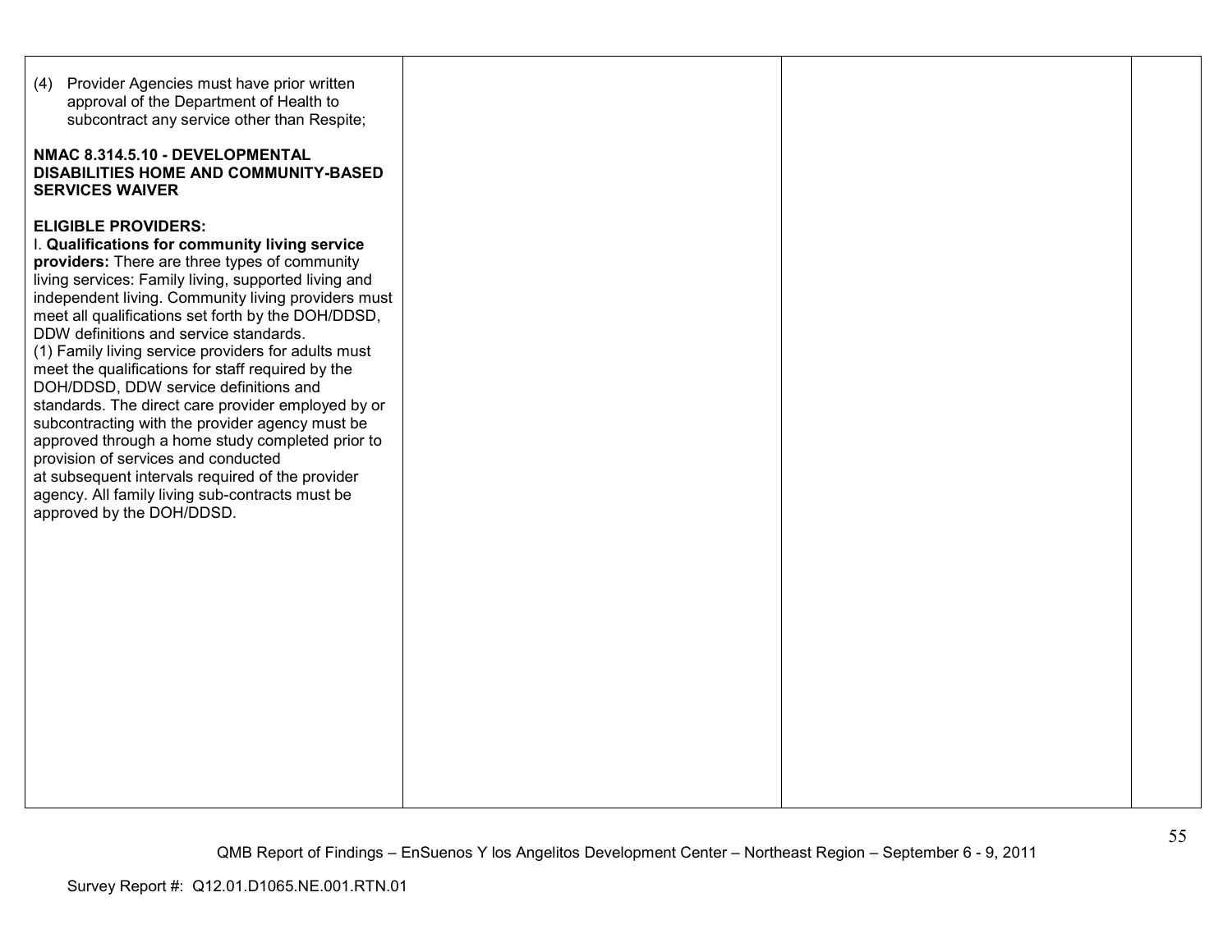| | | | |
|---|---|---|---|
| (4) Provider Agencies must have prior written approval of the Department of Health to subcontract any service other than Respite;<br><br>**NMAC 8.314.5.10 - DEVELOPMENTAL DISABILITIES HOME AND COMMUNITY-BASED SERVICES WAIVER**<br><br>**ELIGIBLE PROVIDERS:**<br>I. **Qualifications for community living service providers:** There are three types of community living services: Family living, supported living and independent living. Community living providers must meet all qualifications set forth by the DOH/DDSD, DDW definitions and service standards.<br>(1) Family living service providers for adults must meet the qualifications for staff required by the DOH/DDSD, DDW service definitions and standards. The direct care provider employed by or subcontracting with the provider agency must be approved through a home study completed prior to provision of services and conducted at subsequent intervals required of the provider agency. All family living sub-contracts must be approved by the DOH/DDSD. | | | |

QMB Report of Findings – EnSuenos Y los Angelitos Development Center – Northeast Region – September 6 - 9, 2011

Survey Report #: Q12.01.D1065.NE.001.RTN.01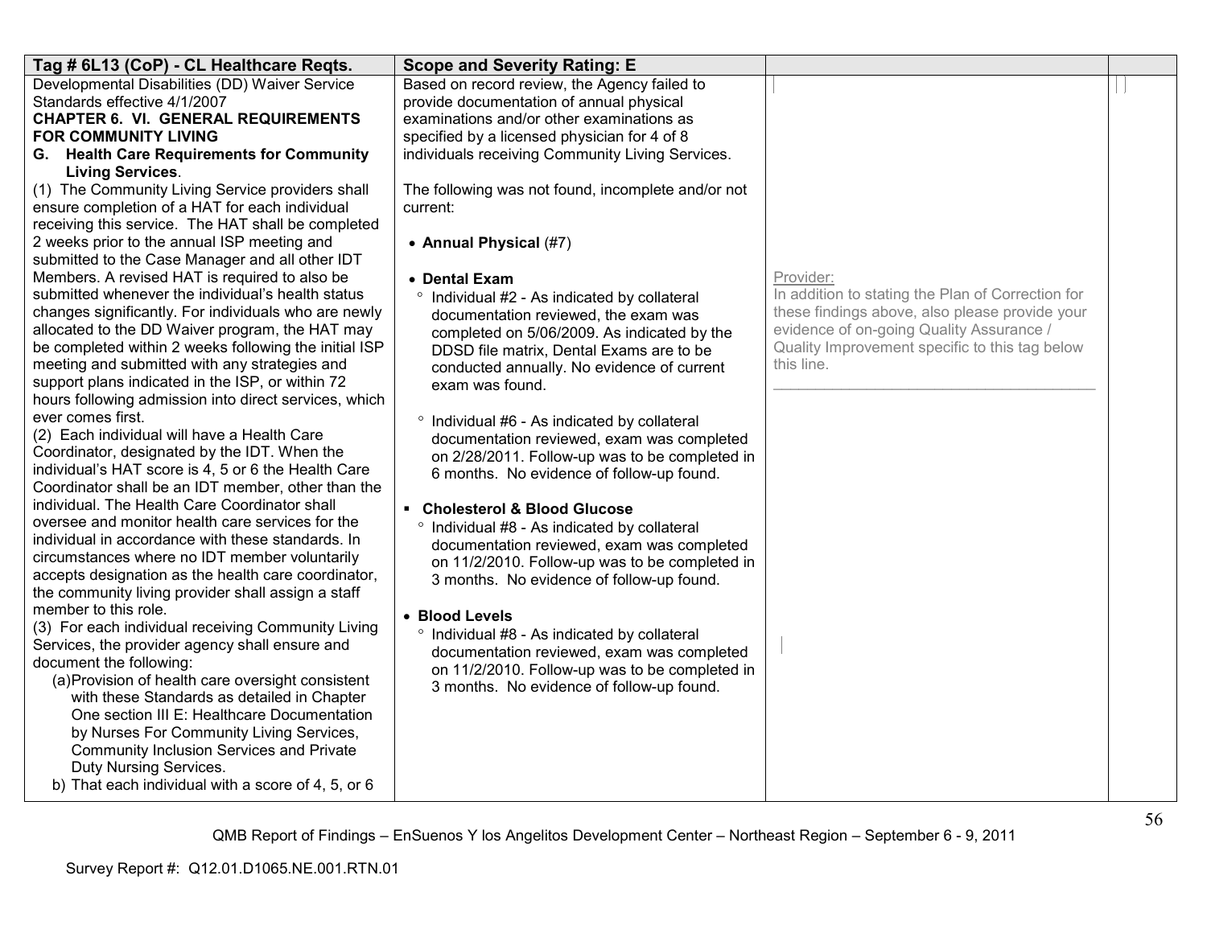| Tag # 6L13 (CoP) - CL Healthcare Reqts. | Scope and Severity Rating: E | | |
|---|---|---|---|
| Developmental Disabilities (DD) Waiver Service Standards effective 4/1/2007<br>**CHAPTER 6. VI. GENERAL REQUIREMENTS FOR COMMUNITY LIVING**<br>**G. Health Care Requirements for Community Living Services**.<br>(1) The Community Living Service providers shall ensure completion of a HAT for each individual receiving this service. The HAT shall be completed 2 weeks prior to the annual ISP meeting and submitted to the Case Manager and all other IDT Members. A revised HAT is required to also be submitted whenever the individual's health status changes significantly. For individuals who are newly allocated to the DD Waiver program, the HAT may be completed within 2 weeks following the initial ISP meeting and submitted with any strategies and support plans indicated in the ISP, or within 72 hours following admission into direct services, which ever comes first.<br>(2) Each individual will have a Health Care Coordinator, designated by the IDT. When the individual's HAT score is 4, 5 or 6 the Health Care Coordinator shall be an IDT member, other than the individual. The Health Care Coordinator shall oversee and monitor health care services for the individual in accordance with these standards. In circumstances where no IDT member voluntarily accepts designation as the health care coordinator, the community living provider shall assign a staff member to this role.<br>(3) For each individual receiving Community Living Services, the provider agency shall ensure and document the following:<br>(a)Provision of health care oversight consistent with these Standards as detailed in Chapter One section III E: Healthcare Documentation by Nurses For Community Living Services, Community Inclusion Services and Private Duty Nursing Services.<br>b) That each individual with a score of 4, 5, or 6 | Based on record review, the Agency failed to provide documentation of annual physical examinations and/or other examinations as specified by a licensed physician for 4 of 8 individuals receiving Community Living Services.<br><br>The following was not found, incomplete and/or not current:<br><br>• **Annual Physical** (#7)<br><br>• **Dental Exam**<br>° Individual #2 - As indicated by collateral documentation reviewed, the exam was completed on 5/06/2009. As indicated by the DDSD file matrix, Dental Exams are to be conducted annually. No evidence of current exam was found.<br><br>° Individual #6 - As indicated by collateral documentation reviewed, exam was completed on 2/28/2011. Follow-up was to be completed in 6 months. No evidence of follow-up found.<br><br>▪ **Cholesterol & Blood Glucose**<br>° Individual #8 - As indicated by collateral documentation reviewed, exam was completed on 11/2/2010. Follow-up was to be completed in 3 months. No evidence of follow-up found.<br><br>• **Blood Levels**<br>° Individual #8 - As indicated by collateral documentation reviewed, exam was completed on 11/2/2010. Follow-up was to be completed in 3 months. No evidence of follow-up found. | Provider:<br>In addition to stating the Plan of Correction for these findings above, also please provide your evidence of on-going Quality Assurance / Quality Improvement specific to this tag below this line.<br>\_\_\_\_\_\_\_\_\_\_\_\_\_\_\_\_\_\_\_\_\_\_\_\_\_\_\_\_\_\_\_\_\_\_\_\_\_\_\_\_ | |

QMB Report of Findings – EnSuenos Y los Angelitos Development Center – Northeast Region – September 6 - 9, 2011

Survey Report #: Q12.01.D1065.NE.001.RTN.01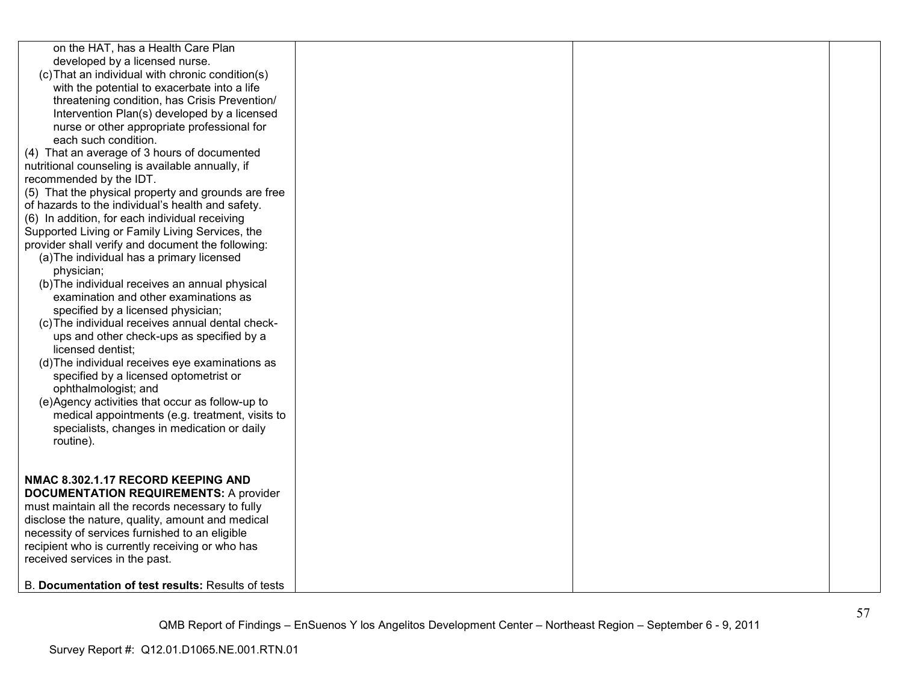| | | | |
|---|---|---|---|
| on the HAT, has a Health Care Plan developed by a licensed nurse.<br>(c) That an individual with chronic condition(s) with the potential to exacerbate into a life threatening condition, has Crisis Prevention/ Intervention Plan(s) developed by a licensed nurse or other appropriate professional for each such condition.<br>(4) That an average of 3 hours of documented nutritional counseling is available annually, if recommended by the IDT.<br>(5) That the physical property and grounds are free of hazards to the individual's health and safety.<br>(6) In addition, for each individual receiving Supported Living or Family Living Services, the provider shall verify and document the following:<br>(a) The individual has a primary licensed physician;<br>(b) The individual receives an annual physical examination and other examinations as specified by a licensed physician;<br>(c) The individual receives annual dental check-ups and other check-ups as specified by a licensed dentist;<br>(d) The individual receives eye examinations as specified by a licensed optometrist or ophthalmologist; and<br>(e) Agency activities that occur as follow-up to medical appointments (e.g. treatment, visits to specialists, changes in medication or daily routine).<br><br>**NMAC 8.302.1.17 RECORD KEEPING AND DOCUMENTATION REQUIREMENTS:** A provider must maintain all the records necessary to fully disclose the nature, quality, amount and medical necessity of services furnished to an eligible recipient who is currently receiving or who has received services in the past.<br><br>B. **Documentation of test results:** Results of tests | | | |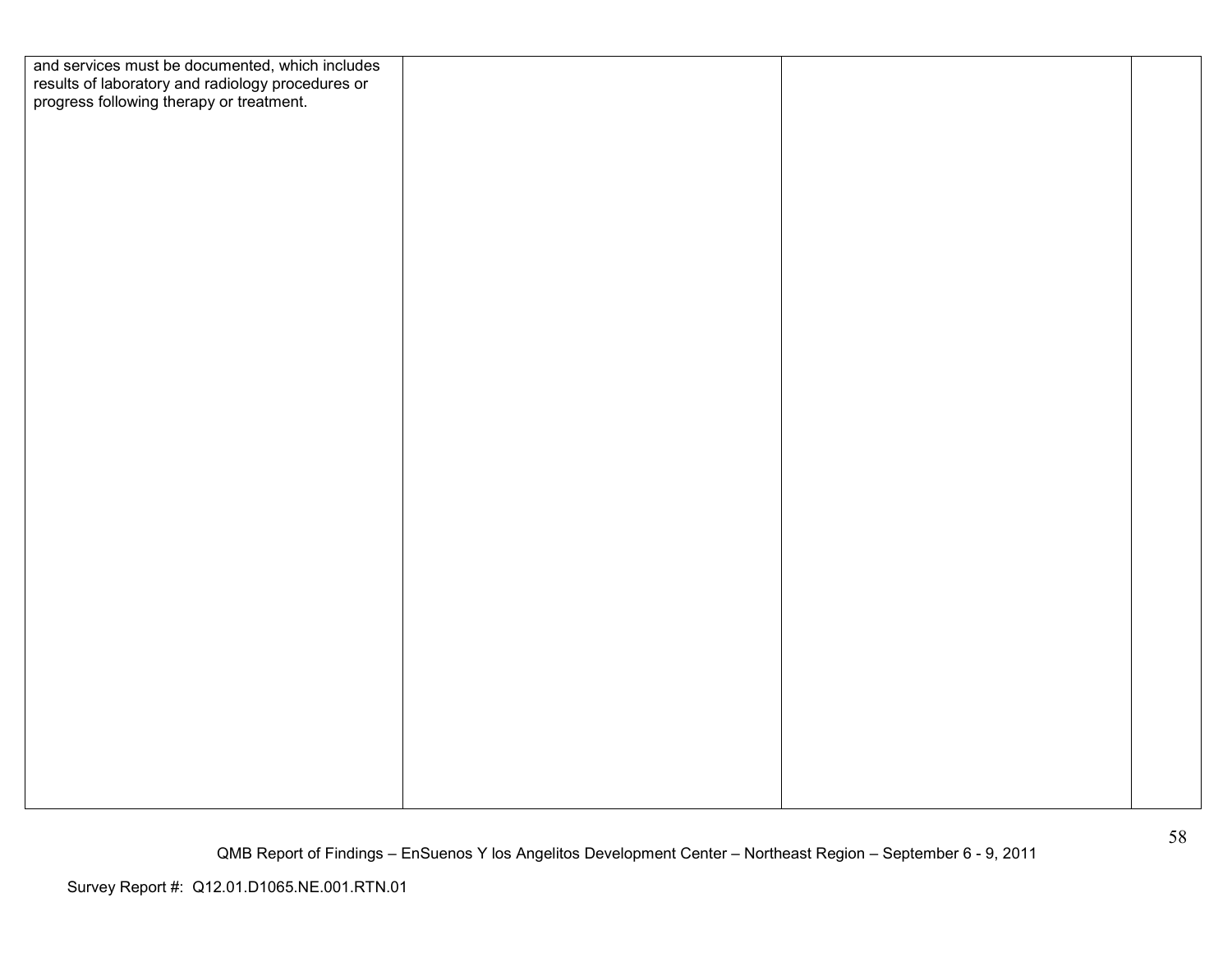| | | | |
|---|---|---|---|
| and services must be documented, which includes results of laboratory and radiology procedures or progress following therapy or treatment. | | | |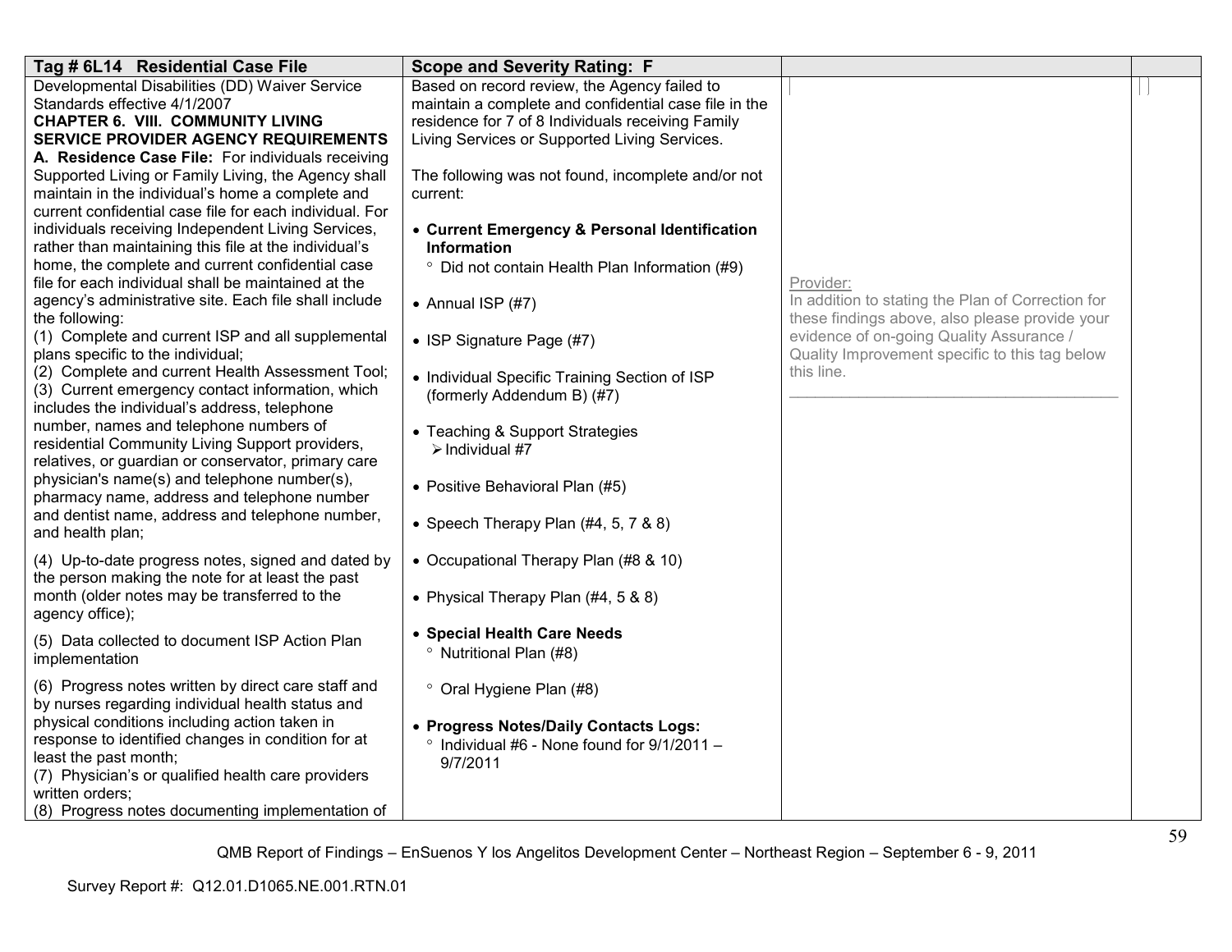| Tag # 6L14 Residential Case File | Scope and Severity Rating: F | | |
|---|---|---|---|
| Developmental Disabilities (DD) Waiver Service Standards effective 4/1/2007<br>**CHAPTER 6. VIII. COMMUNITY LIVING SERVICE PROVIDER AGENCY REQUIREMENTS**<br>**A. Residence Case File:** For individuals receiving Supported Living or Family Living, the Agency shall maintain in the individual's home a complete and current confidential case file for each individual. For individuals receiving Independent Living Services, rather than maintaining this file at the individual's home, the complete and current confidential case file for each individual shall be maintained at the agency's administrative site. Each file shall include the following:<br>(1) Complete and current ISP and all supplemental plans specific to the individual;<br>(2) Complete and current Health Assessment Tool;<br>(3) Current emergency contact information, which includes the individual's address, telephone number, names and telephone numbers of residential Community Living Support providers, relatives, or guardian or conservator, primary care physician's name(s) and telephone number(s), pharmacy name, address and telephone number and dentist name, address and telephone number, and health plan;<br>(4) Up-to-date progress notes, signed and dated by the person making the note for at least the past month (older notes may be transferred to the agency office);<br>(5) Data collected to document ISP Action Plan implementation<br>(6) Progress notes written by direct care staff and by nurses regarding individual health status and physical conditions including action taken in response to identified changes in condition for at least the past month;<br>(7) Physician's or qualified health care providers written orders;<br>(8) Progress notes documenting implementation of | Based on record review, the Agency failed to maintain a complete and confidential case file in the residence for 7 of 8 Individuals receiving Family Living Services or Supported Living Services.<br><br>The following was not found, incomplete and/or not current:<br><br>• **Current Emergency & Personal Identification Information**<br>° Did not contain Health Plan Information (#9)<br><br>• Annual ISP (#7)<br><br>• ISP Signature Page (#7)<br><br>• Individual Specific Training Section of ISP (formerly Addendum B) (#7)<br><br>• Teaching & Support Strategies<br>➢ Individual #7<br><br>• Positive Behavioral Plan (#5)<br><br>• Speech Therapy Plan (#4, 5, 7 & 8)<br><br>• Occupational Therapy Plan (#8 & 10)<br><br>• Physical Therapy Plan (#4, 5 & 8)<br><br>• **Special Health Care Needs**<br>° Nutritional Plan (#8)<br><br>° Oral Hygiene Plan (#8)<br><br>• **Progress Notes/Daily Contacts Logs:**<br>° Individual #6 - None found for 9/1/2011 – 9/7/2011 | Provider:<br>In addition to stating the Plan of Correction for these findings above, also please provide your evidence of on-going Quality Assurance / Quality Improvement specific to this tag below this line.<br>_______________________________________ | |

QMB Report of Findings – EnSuenos Y los Angelitos Development Center – Northeast Region – September 6 - 9, 2011

Survey Report #: Q12.01.D1065.NE.001.RTN.01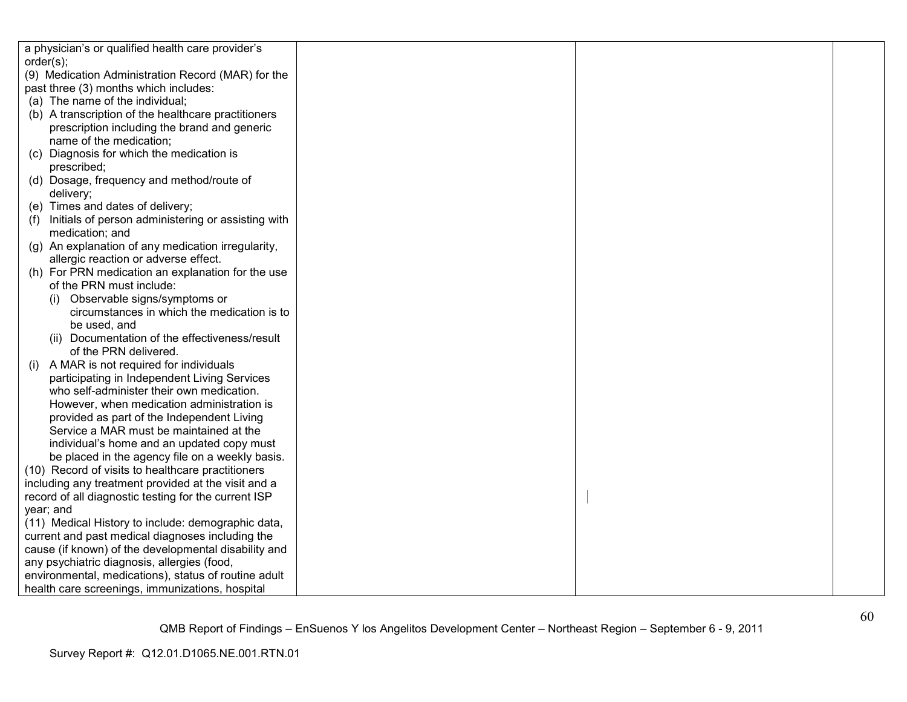| | | | |
|---|---|---|---|
| a physician's or qualified health care provider's order(s);<br>(9) Medication Administration Record (MAR) for the past three (3) months which includes:<br>(a) The name of the individual;<br>(b) A transcription of the healthcare practitioners prescription including the brand and generic name of the medication;<br>(c) Diagnosis for which the medication is prescribed;<br>(d) Dosage, frequency and method/route of delivery;<br>(e) Times and dates of delivery;<br>(f) Initials of person administering or assisting with medication; and<br>(g) An explanation of any medication irregularity, allergic reaction or adverse effect.<br>(h) For PRN medication an explanation for the use of the PRN must include:<br>(i) Observable signs/symptoms or circumstances in which the medication is to be used, and<br>(ii) Documentation of the effectiveness/result of the PRN delivered.<br>(i) A MAR is not required for individuals participating in Independent Living Services who self-administer their own medication. However, when medication administration is provided as part of the Independent Living Service a MAR must be maintained at the individual's home and an updated copy must be placed in the agency file on a weekly basis.<br>(10) Record of visits to healthcare practitioners including any treatment provided at the visit and a record of all diagnostic testing for the current ISP year; and<br>(11) Medical History to include: demographic data, current and past medical diagnoses including the cause (if known) of the developmental disability and any psychiatric diagnosis, allergies (food, environmental, medications), status of routine adult health care screenings, immunizations, hospital | | | |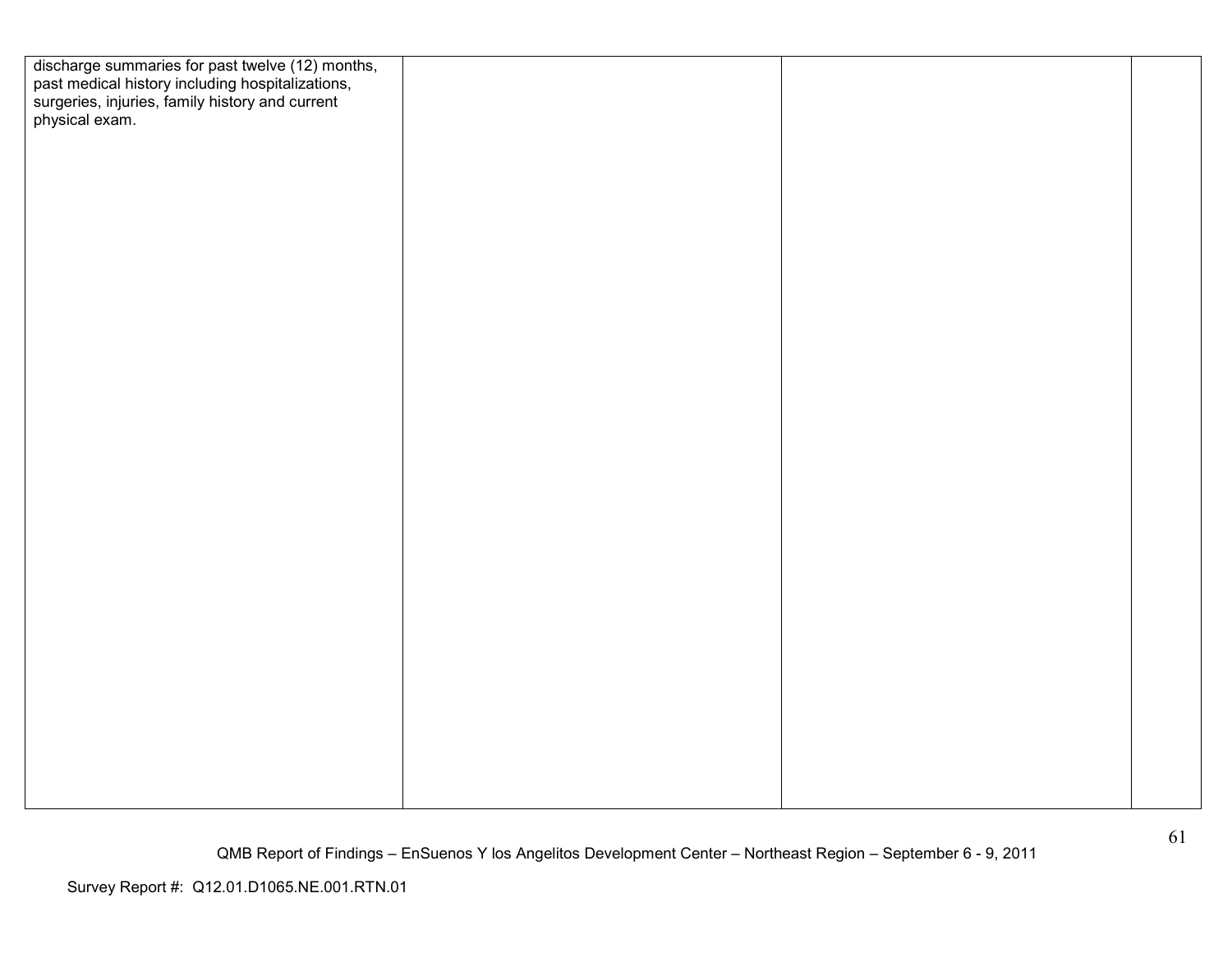| | | | |
|---|---|---|---|
| discharge summaries for past twelve (12) months, past medical history including hospitalizations, surgeries, injuries, family history and current physical exam. | | | |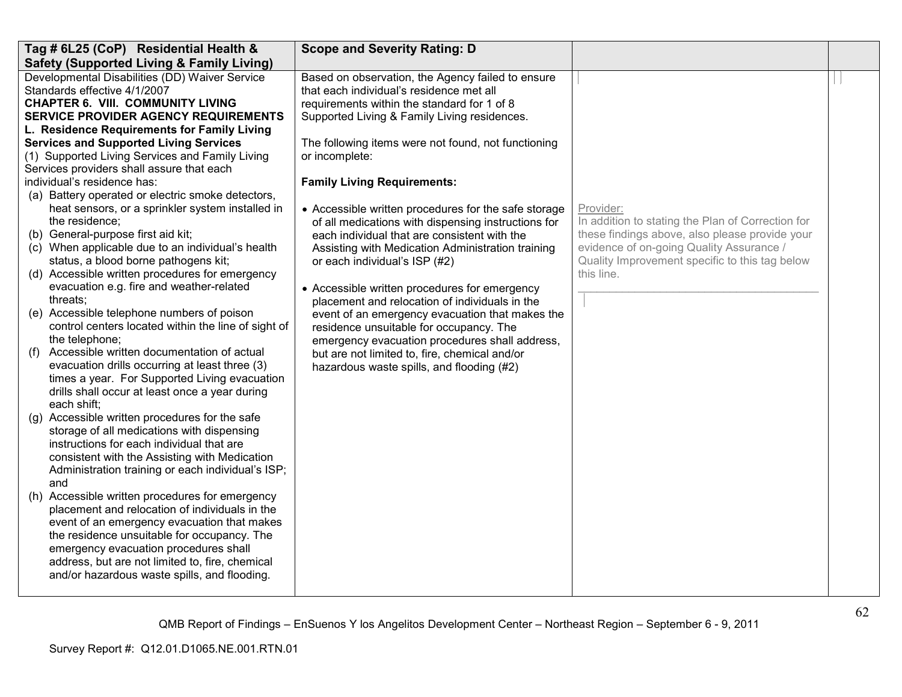| Tag # 6L25 (CoP) Residential Health & Safety (Supported Living & Family Living) | Scope and Severity Rating: D | | |
|---|---|---|---|
| Developmental Disabilities (DD) Waiver Service Standards effective 4/1/2007<br>**CHAPTER 6. VIII. COMMUNITY LIVING SERVICE PROVIDER AGENCY REQUIREMENTS**<br>**L. Residence Requirements for Family Living Services and Supported Living Services**<br>(1) Supported Living Services and Family Living Services providers shall assure that each individual's residence has:<br>(a) Battery operated or electric smoke detectors, heat sensors, or a sprinkler system installed in the residence;<br>(b) General-purpose first aid kit;<br>(c) When applicable due to an individual's health status, a blood borne pathogens kit;<br>(d) Accessible written procedures for emergency evacuation e.g. fire and weather-related threats;<br>(e) Accessible telephone numbers of poison control centers located within the line of sight of the telephone;<br>(f) Accessible written documentation of actual evacuation drills occurring at least three (3) times a year. For Supported Living evacuation drills shall occur at least once a year during each shift;<br>(g) Accessible written procedures for the safe storage of all medications with dispensing instructions for each individual that are consistent with the Assisting with Medication Administration training or each individual's ISP; and<br>(h) Accessible written procedures for emergency placement and relocation of individuals in the event of an emergency evacuation that makes the residence unsuitable for occupancy. The emergency evacuation procedures shall address, but are not limited to, fire, chemical and/or hazardous waste spills, and flooding. | Based on observation, the Agency failed to ensure that each individual's residence met all requirements within the standard for 1 of 8 Supported Living & Family Living residences.<br><br>The following items were not found, not functioning or incomplete:<br><br>**Family Living Requirements:**<br><br>• Accessible written procedures for the safe storage of all medications with dispensing instructions for each individual that are consistent with the Assisting with Medication Administration training or each individual's ISP (#2)<br><br>• Accessible written procedures for emergency placement and relocation of individuals in the event of an emergency evacuation that makes the residence unsuitable for occupancy. The emergency evacuation procedures shall address, but are not limited to, fire, chemical and/or hazardous waste spills, and flooding (#2) | Provider:<br>In addition to stating the Plan of Correction for these findings above, also please provide your evidence of on-going Quality Assurance / Quality Improvement specific to this tag below this line.<br>\_\_\_\_\_\_\_\_\_\_\_\_\_\_\_\_\_\_\_\_\_\_\_\_\_\_\_\_\_\_\_\_\_\_\_\_\_\_\_\_ | |

QMB Report of Findings – EnSuenos Y los Angelitos Development Center – Northeast Region – September 6 - 9, 2011

Survey Report #: Q12.01.D1065.NE.001.RTN.01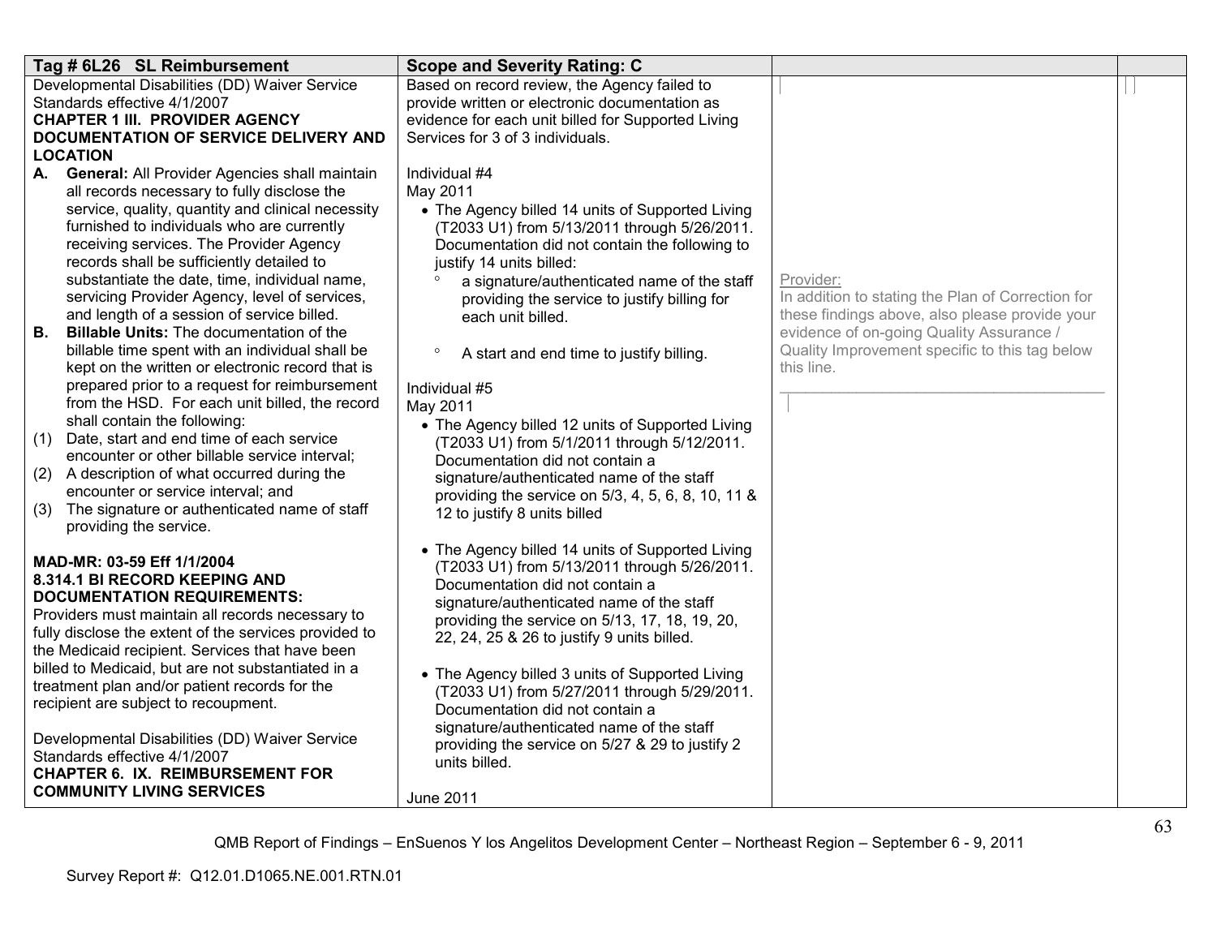| Tag # 6L26 SL Reimbursement | Scope and Severity Rating: C | | |
|---|---|---|---|
| Developmental Disabilities (DD) Waiver Service Standards effective 4/1/2007<br>**CHAPTER 1 III. PROVIDER AGENCY DOCUMENTATION OF SERVICE DELIVERY AND LOCATION**<br>**A. General:** All Provider Agencies shall maintain all records necessary to fully disclose the service, quality, quantity and clinical necessity furnished to individuals who are currently receiving services. The Provider Agency records shall be sufficiently detailed to substantiate the date, time, individual name, servicing Provider Agency, level of services, and length of a session of service billed.<br>**B. Billable Units:** The documentation of the billable time spent with an individual shall be kept on the written or electronic record that is prepared prior to a request for reimbursement from the HSD. For each unit billed, the record shall contain the following:<br>(1) Date, start and end time of each service encounter or other billable service interval;<br>(2) A description of what occurred during the encounter or service interval; and<br>(3) The signature or authenticated name of staff providing the service.<br><br>**MAD-MR: 03-59 Eff 1/1/2004**<br>**8.314.1 BI RECORD KEEPING AND DOCUMENTATION REQUIREMENTS:**<br>Providers must maintain all records necessary to fully disclose the extent of the services provided to the Medicaid recipient. Services that have been billed to Medicaid, but are not substantiated in a treatment plan and/or patient records for the recipient are subject to recoupment.<br><br>Developmental Disabilities (DD) Waiver Service Standards effective 4/1/2007<br>**CHAPTER 6. IX. REIMBURSEMENT FOR COMMUNITY LIVING SERVICES** | Based on record review, the Agency failed to provide written or electronic documentation as evidence for each unit billed for Supported Living Services for 3 of 3 individuals.<br><br>Individual #4<br>May 2011<br>• The Agency billed 14 units of Supported Living (T2033 U1) from 5/13/2011 through 5/26/2011. Documentation did not contain the following to justify 14 units billed:<br>° a signature/authenticated name of the staff providing the service to justify billing for each unit billed.<br>° A start and end time to justify billing.<br><br>Individual #5<br>May 2011<br>• The Agency billed 12 units of Supported Living (T2033 U1) from 5/1/2011 through 5/12/2011. Documentation did not contain a signature/authenticated name of the staff providing the service on 5/3, 4, 5, 6, 8, 10, 11 & 12 to justify 8 units billed<br><br>• The Agency billed 14 units of Supported Living (T2033 U1) from 5/13/2011 through 5/26/2011. Documentation did not contain a signature/authenticated name of the staff providing the service on 5/13, 17, 18, 19, 20, 22, 24, 25 & 26 to justify 9 units billed.<br><br>• The Agency billed 3 units of Supported Living (T2033 U1) from 5/27/2011 through 5/29/2011. Documentation did not contain a signature/authenticated name of the staff providing the service on 5/27 & 29 to justify 2 units billed.<br><br>June 2011 | Provider:<br>In addition to stating the Plan of Correction for these findings above, also please provide your evidence of on-going Quality Assurance / Quality Improvement specific to this tag below this line.<br>\_\_\_\_\_\_\_\_\_\_\_\_\_\_\_\_\_\_\_\_\_\_\_\_\_\_\_\_\_\_\_\_\_\_\_\_\_\_ | |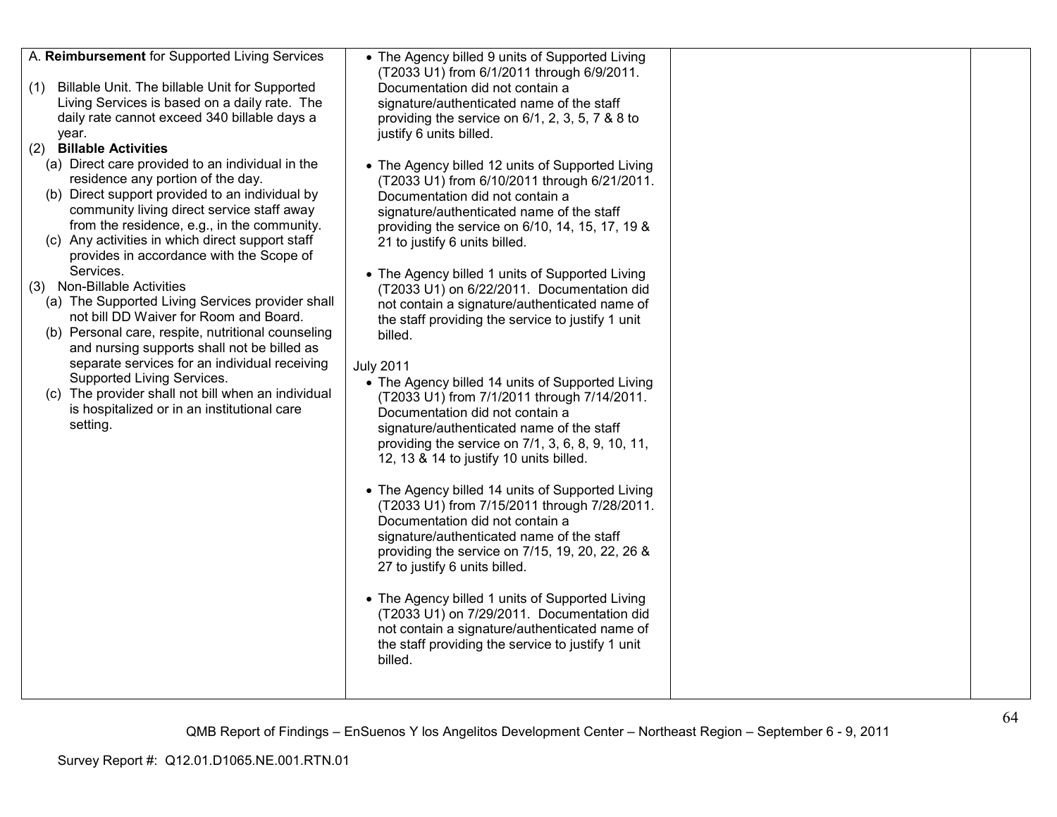| | | | |
|---|---|---|---|
| A. **Reimbursement** for Supported Living Services<br><br>(1) Billable Unit. The billable Unit for Supported Living Services is based on a daily rate. The daily rate cannot exceed 340 billable days a year.<br>(2) **Billable Activities**<br>(a) Direct care provided to an individual in the residence any portion of the day.<br>(b) Direct support provided to an individual by community living direct service staff away from the residence, e.g., in the community.<br>(c) Any activities in which direct support staff provides in accordance with the Scope of Services.<br>(3) Non-Billable Activities<br>(a) The Supported Living Services provider shall not bill DD Waiver for Room and Board.<br>(b) Personal care, respite, nutritional counseling and nursing supports shall not be billed as separate services for an individual receiving Supported Living Services.<br>(c) The provider shall not bill when an individual is hospitalized or in an institutional care setting. | • The Agency billed 9 units of Supported Living (T2033 U1) from 6/1/2011 through 6/9/2011. Documentation did not contain a signature/authenticated name of the staff providing the service on 6/1, 2, 3, 5, 7 & 8 to justify 6 units billed.<br><br>• The Agency billed 12 units of Supported Living (T2033 U1) from 6/10/2011 through 6/21/2011. Documentation did not contain a signature/authenticated name of the staff providing the service on 6/10, 14, 15, 17, 19 & 21 to justify 6 units billed.<br><br>• The Agency billed 1 units of Supported Living (T2033 U1) on 6/22/2011. Documentation did not contain a signature/authenticated name of the staff providing the service to justify 1 unit billed.<br><br>July 2011<br>• The Agency billed 14 units of Supported Living (T2033 U1) from 7/1/2011 through 7/14/2011. Documentation did not contain a signature/authenticated name of the staff providing the service on 7/1, 3, 6, 8, 9, 10, 11, 12, 13 & 14 to justify 10 units billed.<br><br>• The Agency billed 14 units of Supported Living (T2033 U1) from 7/15/2011 through 7/28/2011. Documentation did not contain a signature/authenticated name of the staff providing the service on 7/15, 19, 20, 22, 26 & 27 to justify 6 units billed.<br><br>• The Agency billed 1 units of Supported Living (T2033 U1) on 7/29/2011. Documentation did not contain a signature/authenticated name of the staff providing the service to justify 1 unit billed. | | |

QMB Report of Findings – EnSuenos Y los Angelitos Development Center – Northeast Region – September 6 - 9, 2011

Survey Report #: Q12.01.D1065.NE.001.RTN.01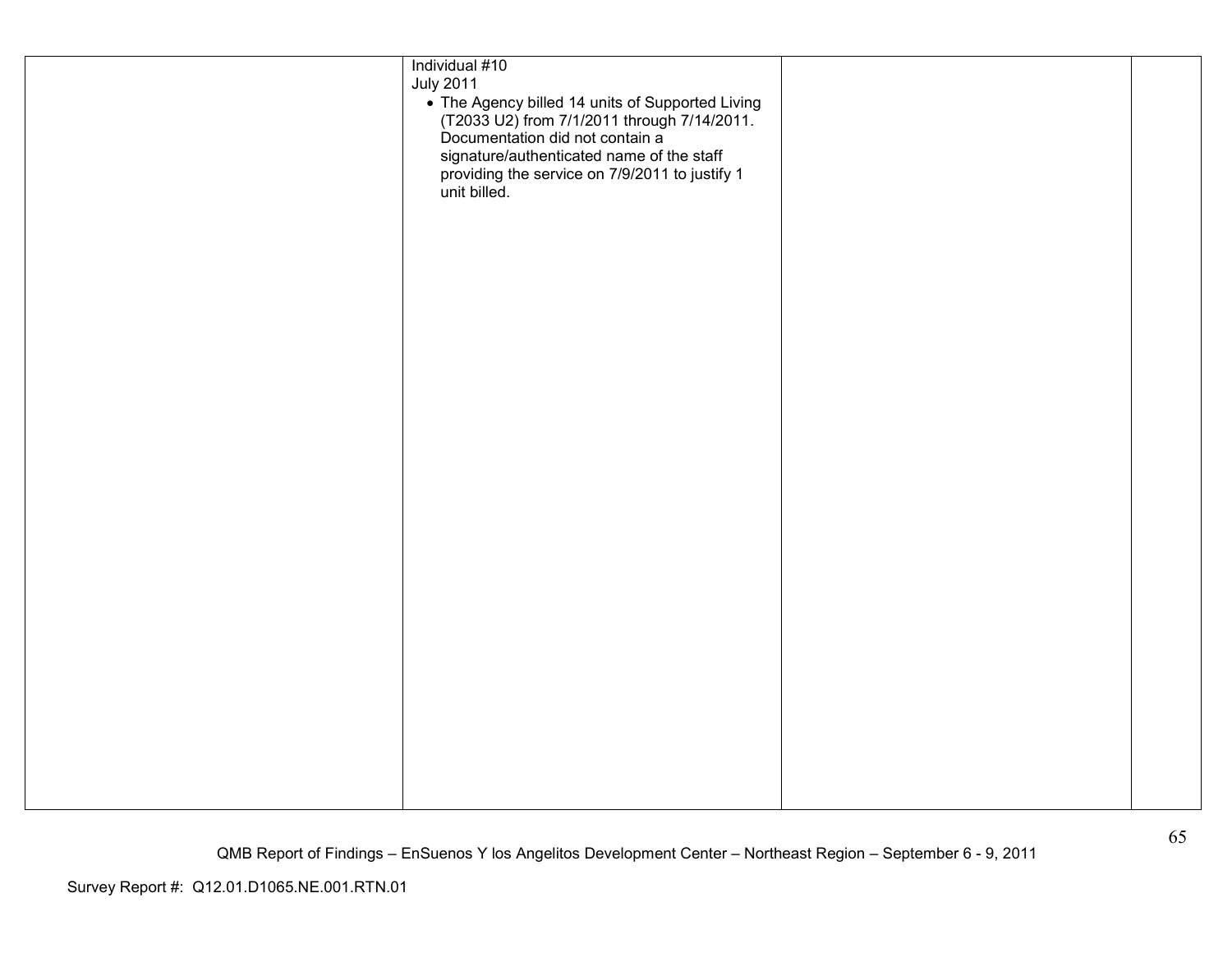| | | | |
|---|---|---|---|
| | Individual #10<br>July 2011<br>• The Agency billed 14 units of Supported Living (T2033 U2) from 7/1/2011 through 7/14/2011. Documentation did not contain a signature/authenticated name of the staff providing the service on 7/9/2011 to justify 1 unit billed. | | |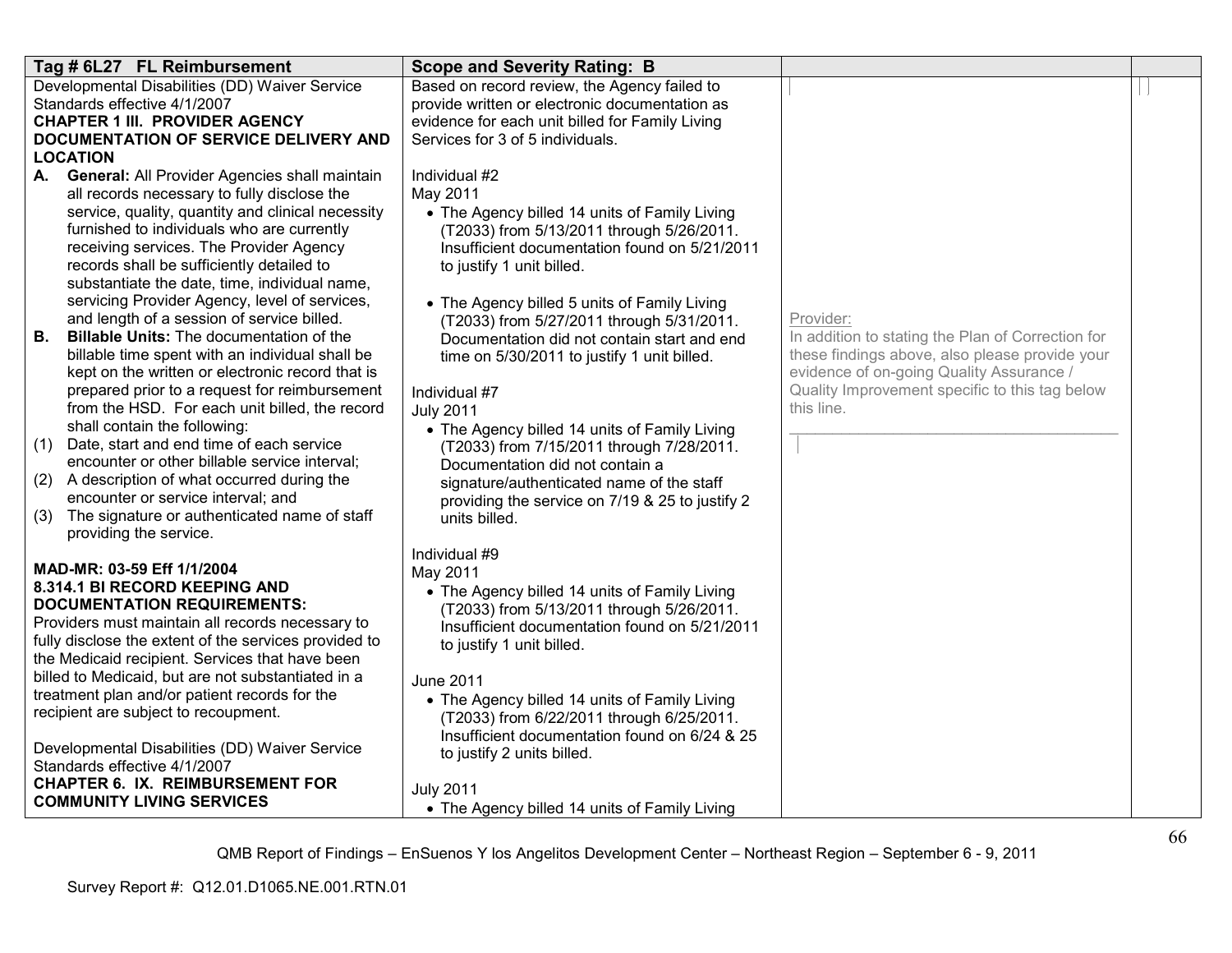| Tag # 6L27 FL Reimbursement | Scope and Severity Rating: B | | |
|---|---|---|---|
| Developmental Disabilities (DD) Waiver Service Standards effective 4/1/2007<br>**CHAPTER 1 III. PROVIDER AGENCY DOCUMENTATION OF SERVICE DELIVERY AND LOCATION**<br>**A. General:** All Provider Agencies shall maintain all records necessary to fully disclose the service, quality, quantity and clinical necessity furnished to individuals who are currently receiving services. The Provider Agency records shall be sufficiently detailed to substantiate the date, time, individual name, servicing Provider Agency, level of services, and length of a session of service billed.<br>**B. Billable Units:** The documentation of the billable time spent with an individual shall be kept on the written or electronic record that is prepared prior to a request for reimbursement from the HSD. For each unit billed, the record shall contain the following:<br>(1) Date, start and end time of each service encounter or other billable service interval;<br>(2) A description of what occurred during the encounter or service interval; and<br>(3) The signature or authenticated name of staff providing the service.<br><br>**MAD-MR: 03-59 Eff 1/1/2004**<br>**8.314.1 BI RECORD KEEPING AND DOCUMENTATION REQUIREMENTS:**<br>Providers must maintain all records necessary to fully disclose the extent of the services provided to the Medicaid recipient. Services that have been billed to Medicaid, but are not substantiated in a treatment plan and/or patient records for the recipient are subject to recoupment.<br><br>Developmental Disabilities (DD) Waiver Service Standards effective 4/1/2007<br>**CHAPTER 6. IX. REIMBURSEMENT FOR COMMUNITY LIVING SERVICES** | Based on record review, the Agency failed to provide written or electronic documentation as evidence for each unit billed for Family Living Services for 3 of 5 individuals.<br><br>Individual #2<br>May 2011<br>• The Agency billed 14 units of Family Living (T2033) from 5/13/2011 through 5/26/2011. Insufficient documentation found on 5/21/2011 to justify 1 unit billed.<br><br>• The Agency billed 5 units of Family Living (T2033) from 5/27/2011 through 5/31/2011. Documentation did not contain start and end time on 5/30/2011 to justify 1 unit billed.<br><br>Individual #7<br>July 2011<br>• The Agency billed 14 units of Family Living (T2033) from 7/15/2011 through 7/28/2011. Documentation did not contain a signature/authenticated name of the staff providing the service on 7/19 & 25 to justify 2 units billed.<br><br>Individual #9<br>May 2011<br>• The Agency billed 14 units of Family Living (T2033) from 5/13/2011 through 5/26/2011. Insufficient documentation found on 5/21/2011 to justify 1 unit billed.<br><br>June 2011<br>• The Agency billed 14 units of Family Living (T2033) from 6/22/2011 through 6/25/2011. Insufficient documentation found on 6/24 & 25 to justify 2 units billed.<br><br>July 2011<br>• The Agency billed 14 units of Family Living | Provider:<br>In addition to stating the Plan of Correction for these findings above, also please provide your evidence of on-going Quality Assurance / Quality Improvement specific to this tag below this line.<br>\_\_\_\_\_\_\_\_\_\_\_\_\_\_\_\_\_\_\_\_\_\_\_\_\_\_\_\_\_\_\_\_\_\_\_\_\_\_\_\_ | |

QMB Report of Findings – EnSuenos Y los Angelitos Development Center – Northeast Region – September 6 - 9, 2011

Survey Report #: Q12.01.D1065.NE.001.RTN.01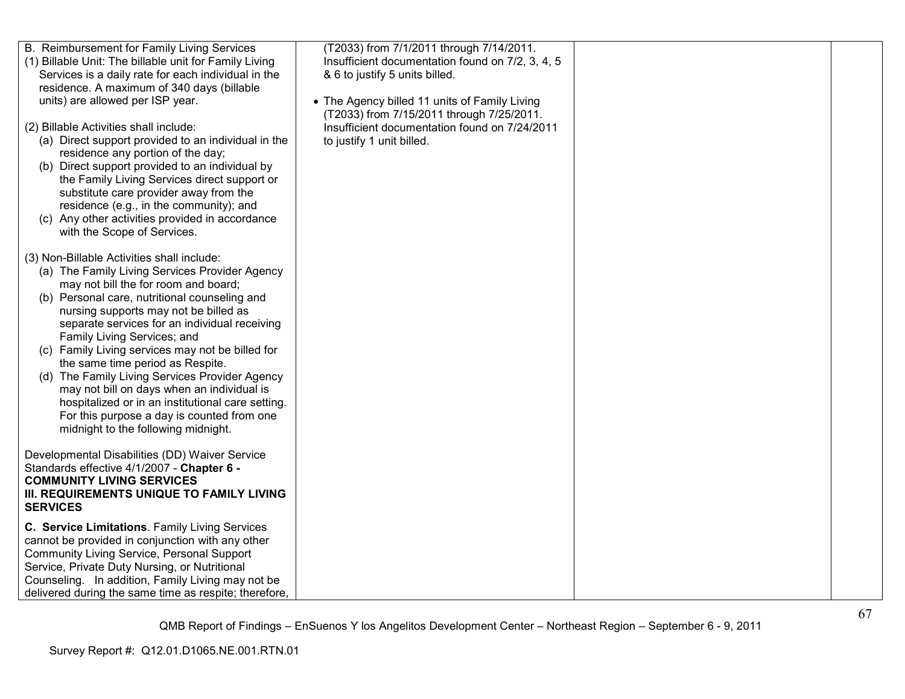| | | | |
|---|---|---|---|
| B. Reimbursement for Family Living Services<br>(1) Billable Unit: The billable unit for Family Living Services is a daily rate for each individual in the residence. A maximum of 340 days (billable units) are allowed per ISP year.<br><br>(2) Billable Activities shall include:<br>(a) Direct support provided to an individual in the residence any portion of the day;<br>(b) Direct support provided to an individual by the Family Living Services direct support or substitute care provider away from the residence (e.g., in the community); and<br>(c) Any other activities provided in accordance with the Scope of Services.<br><br>(3) Non-Billable Activities shall include:<br>(a) The Family Living Services Provider Agency may not bill the for room and board;<br>(b) Personal care, nutritional counseling and nursing supports may not be billed as separate services for an individual receiving Family Living Services; and<br>(c) Family Living services may not be billed for the same time period as Respite.<br>(d) The Family Living Services Provider Agency may not bill on days when an individual is hospitalized or in an institutional care setting. For this purpose a day is counted from one midnight to the following midnight.<br><br>Developmental Disabilities (DD) Waiver Service Standards effective 4/1/2007 - **Chapter 6 - COMMUNITY LIVING SERVICES III. REQUIREMENTS UNIQUE TO FAMILY LIVING SERVICES**<br><br>**C. Service Limitations**. Family Living Services cannot be provided in conjunction with any other Community Living Service, Personal Support Service, Private Duty Nursing, or Nutritional Counseling. In addition, Family Living may not be delivered during the same time as respite; therefore, | (T2033) from 7/1/2011 through 7/14/2011. Insufficient documentation found on 7/2, 3, 4, 5 & 6 to justify 5 units billed.<br><br>• The Agency billed 11 units of Family Living (T2033) from 7/15/2011 through 7/25/2011. Insufficient documentation found on 7/24/2011 to justify 1 unit billed. | | |

QMB Report of Findings – EnSuenos Y los Angelitos Development Center – Northeast Region – September 6 - 9, 2011

Survey Report #: Q12.01.D1065.NE.001.RTN.01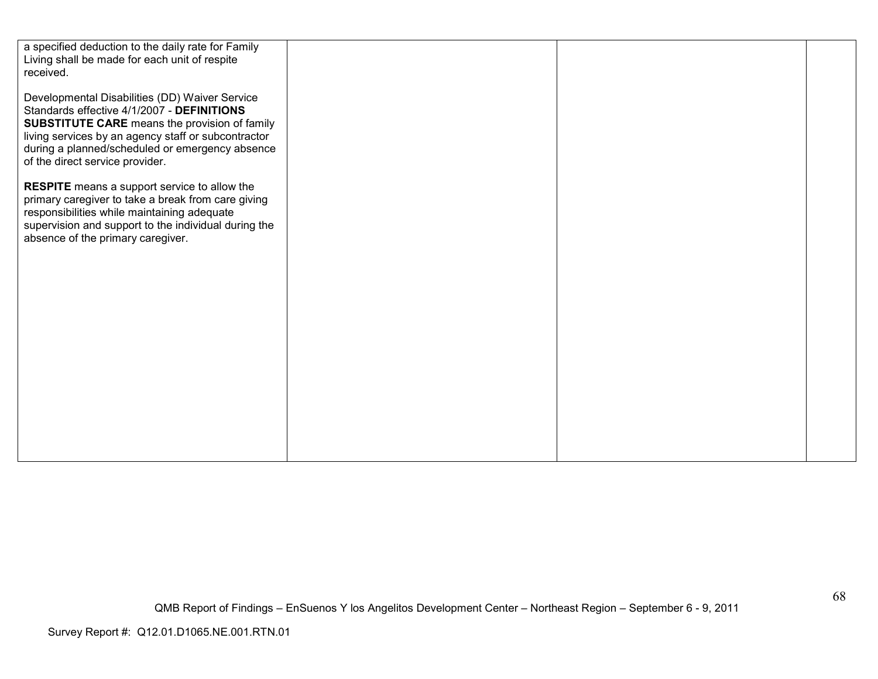| | | | |
|---|---|---|---|
| a specified deduction to the daily rate for Family Living shall be made for each unit of respite received.<br><br>Developmental Disabilities (DD) Waiver Service Standards effective 4/1/2007 - **DEFINITIONS SUBSTITUTE CARE** means the provision of family living services by an agency staff or subcontractor during a planned/scheduled or emergency absence of the direct service provider.<br><br>**RESPITE** means a support service to allow the primary caregiver to take a break from care giving responsibilities while maintaining adequate supervision and support to the individual during the absence of the primary caregiver. | | | |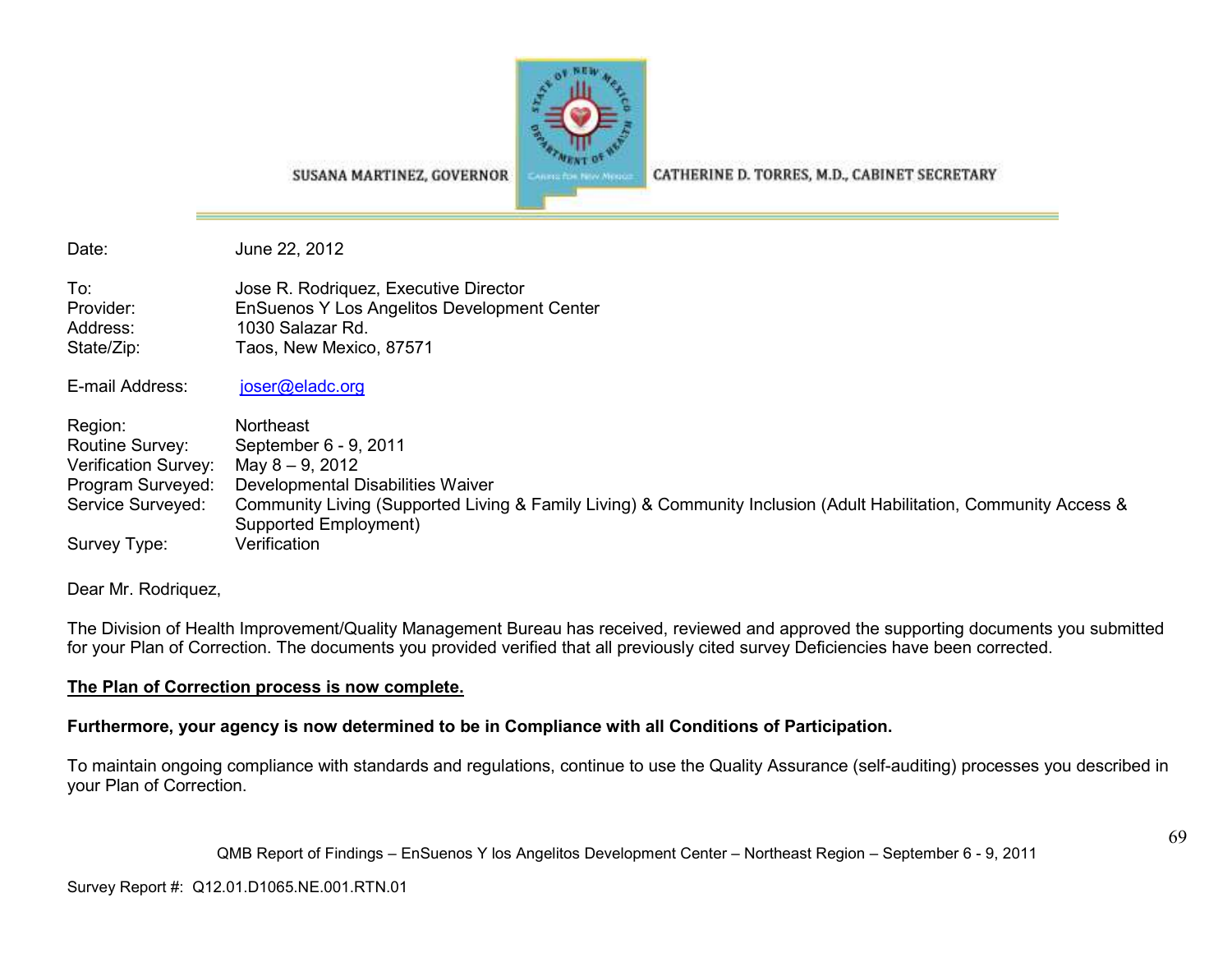SUSANA MARTINEZ, GOVERNOR

CATHERINE D. TORRES, M.D., CABINET SECRETARY

Date: June 22, 2012

To: Jose R. Rodriquez, Executive Director
Provider: EnSuenos Y Los Angelitos Development Center
Address: 1030 Salazar Rd.
State/Zip: Taos, New Mexico, 87571

E-mail Address: joser@eladc.org

Region: Northeast
Routine Survey: September 6 - 9, 2011
Verification Survey: May 8 – 9, 2012
Program Surveyed: Developmental Disabilities Waiver
Service Surveyed: Community Living (Supported Living & Family Living) & Community Inclusion (Adult Habilitation, Community Access & Supported Employment)
Survey Type: Verification

Dear Mr. Rodriquez,

The Division of Health Improvement/Quality Management Bureau has received, reviewed and approved the supporting documents you submitted for your Plan of Correction. The documents you provided verified that all previously cited survey Deficiencies have been corrected.

**The Plan of Correction process is now complete.**

**Furthermore, your agency is now determined to be in Compliance with all Conditions of Participation.**

To maintain ongoing compliance with standards and regulations, continue to use the Quality Assurance (self-auditing) processes you described in your Plan of Correction.

Survey Report #: Q12.01.D1065.NE.001.RTN.01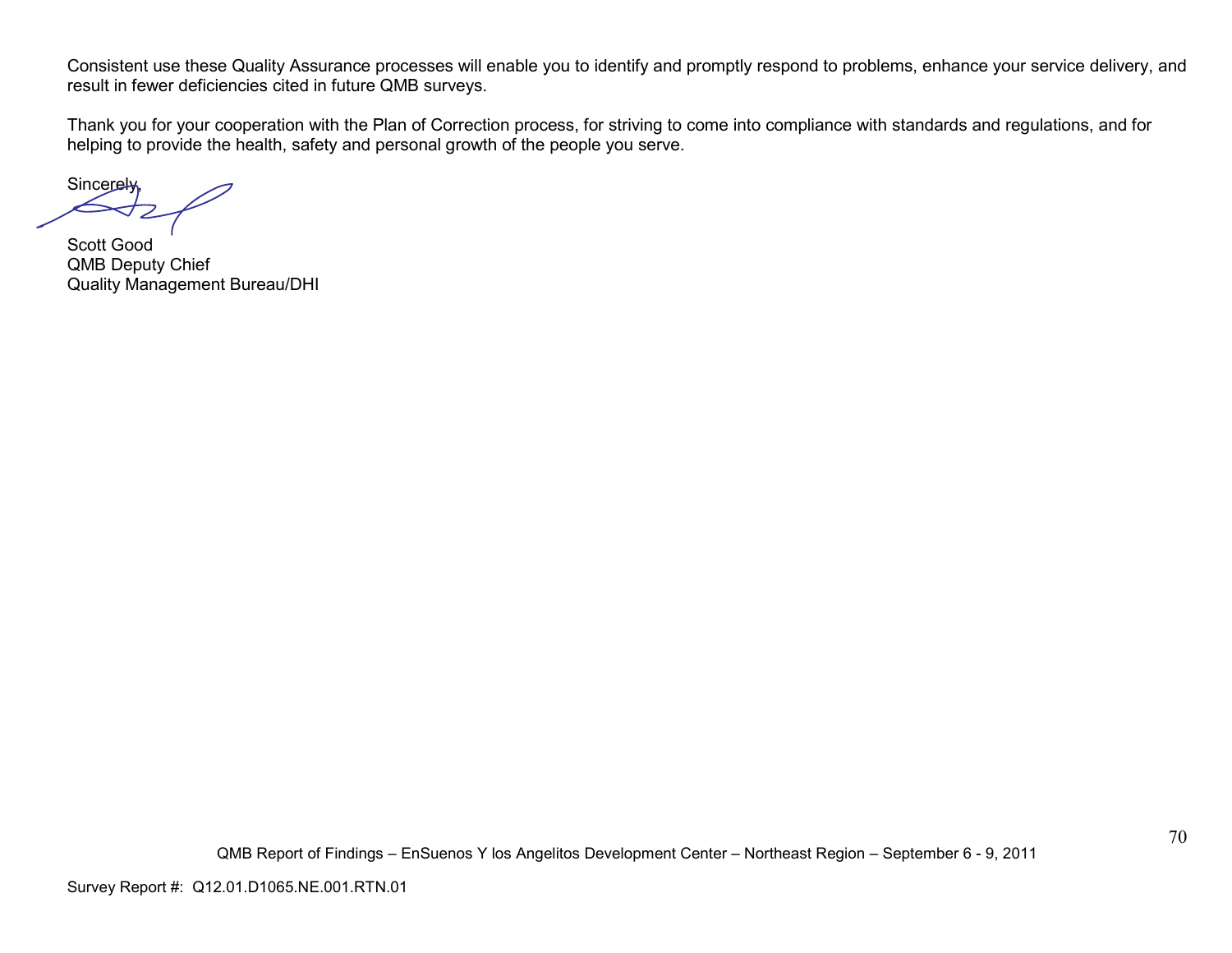Consistent use these Quality Assurance processes will enable you to identify and promptly respond to problems, enhance your service delivery, and result in fewer deficiencies cited in future QMB surveys.

Thank you for your cooperation with the Plan of Correction process, for striving to come into compliance with standards and regulations, and for helping to provide the health, safety and personal growth of the people you serve.

Sincerely,

Scott Good
QMB Deputy Chief
Quality Management Bureau/DHI

Survey Report #: Q12.01.D1065.NE.001.RTN.01